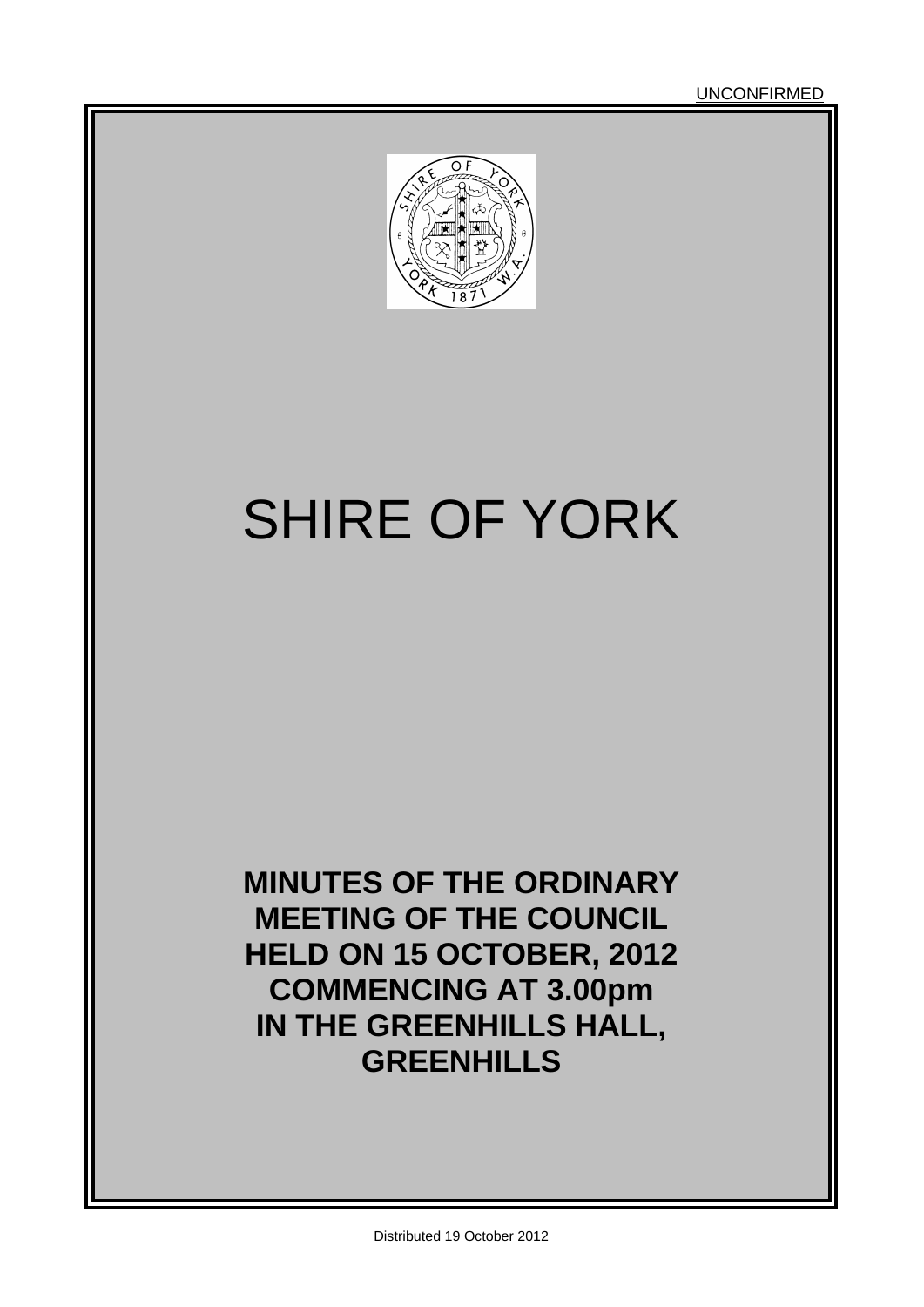UNCONFIRMED

# SHIRE OF YORK

**MINUTES OF THE ORDINARY MEETING OF THE COUNCIL HELD ON 15 OCTOBER, 2012 COMMENCING AT 3.00pm IN THE GREENHILLS HALL, GREENHILLS**

Distributed 19 October 2012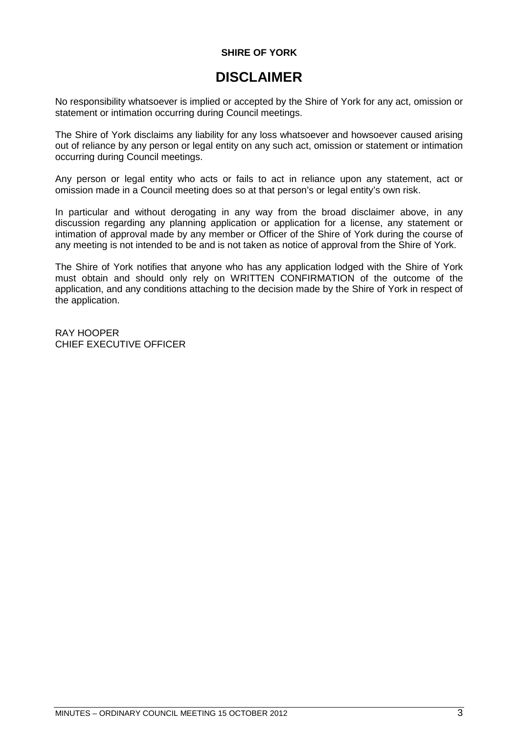**SHIRE OF YORK**

# DISCLAIMER

No responsibility whatsoever is implied or accepted by the Shire of York for any act, omission or statement or intimation occurring during Council meetings.

The Shire of York disclaims any liability for any loss whatsoever and howsoever caused arising out of reliance by any person or legal entity on any such act, omission or statement or intimation occurring during Council meetings.

Any person or legal entity who acts or fails to act in reliance upon any statement, act or omission made in a Council meeting does so at that person's or legal entity's own risk.

In particular and without derogating in any way from the broad disclaimer above, in any discussion regarding any planning application or application for a license, any statement or intimation of approval made by any member or Officer of the Shire of York during the course of any meeting is not intended to be and is not taken as notice of approval from the Shire of York.

The Shire of York notifies that anyone who has any application lodged with the Shire of York must obtain and should only rely on WRITTEN CONFIRMATION of the outcome of the application, and any conditions attaching to the decision made by the Shire of York in respect of the application.

RAY HOOPER
CHIEF EXECUTIVE OFFICER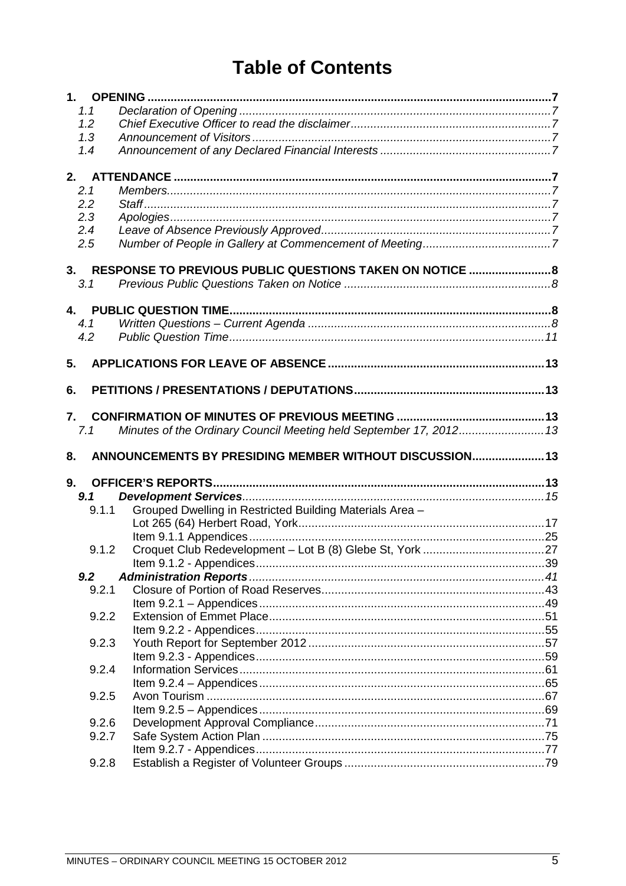# Table of Contents

| | | |
|---|---|---|
| **1.** | **OPENING** | **7** |
| *1.1* | *Declaration of Opening* | *7* |
| *1.2* | *Chief Executive Officer to read the disclaimer* | *7* |
| *1.3* | *Announcement of Visitors* | *7* |
| *1.4* | *Announcement of any Declared Financial Interests* | *7* |
| **2.** | **ATTENDANCE** | **7** |
| *2.1* | *Members* | *7* |
| *2.2* | *Staff* | *7* |
| *2.3* | *Apologies* | *7* |
| *2.4* | *Leave of Absence Previously Approved* | *7* |
| *2.5* | *Number of People in Gallery at Commencement of Meeting* | *7* |
| **3.** | **RESPONSE TO PREVIOUS PUBLIC QUESTIONS TAKEN ON NOTICE** | **8** |
| *3.1* | *Previous Public Questions Taken on Notice* | *8* |
| **4.** | **PUBLIC QUESTION TIME** | **8** |
| *4.1* | *Written Questions – Current Agenda* | *8* |
| *4.2* | *Public Question Time* | *11* |
| **5.** | **APPLICATIONS FOR LEAVE OF ABSENCE** | **13** |
| **6.** | **PETITIONS / PRESENTATIONS / DEPUTATIONS** | **13** |
| **7.** | **CONFIRMATION OF MINUTES OF PREVIOUS MEETING** | **13** |
| *7.1* | *Minutes of the Ordinary Council Meeting held September 17, 2012* | *13* |
| **8.** | **ANNOUNCEMENTS BY PRESIDING MEMBER WITHOUT DISCUSSION** | **13** |
| **9.** | **OFFICER'S REPORTS** | **13** |
| ***9.1*** | ***Development Services*** | *15* |
| 9.1.1 | Grouped Dwelling in Restricted Building Materials Area – Lot 265 (64) Herbert Road, York | 17 |
| | Item 9.1.1 Appendices | 25 |
| 9.1.2 | Croquet Club Redevelopment – Lot B (8) Glebe St, York | 27 |
| | Item 9.1.2 - Appendices | 39 |
| ***9.2*** | ***Administration Reports*** | *41* |
| 9.2.1 | Closure of Portion of Road Reserves | 43 |
| | Item 9.2.1 – Appendices | 49 |
| 9.2.2 | Extension of Emmet Place | 51 |
| | Item 9.2.2 - Appendices | 55 |
| 9.2.3 | Youth Report for September 2012 | 57 |
| | Item 9.2.3 - Appendices | 59 |
| 9.2.4 | Information Services | 61 |
| | Item 9.2.4 – Appendices | 65 |
| 9.2.5 | Avon Tourism | 67 |
| | Item 9.2.5 – Appendices | 69 |
| 9.2.6 | Development Approval Compliance | 71 |
| 9.2.7 | Safe System Action Plan | 75 |
| | Item 9.2.7 - Appendices | 77 |
| 9.2.8 | Establish a Register of Volunteer Groups | 79 |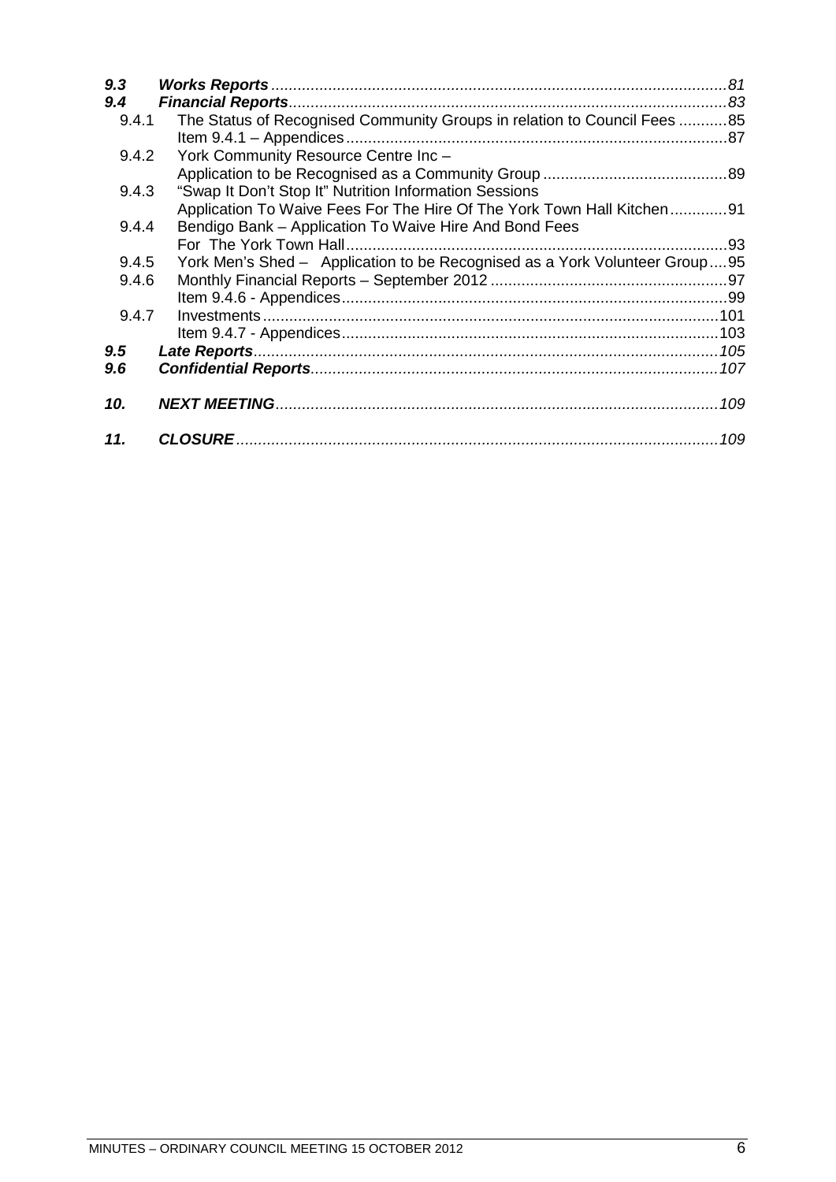| | | |
|---|---|---|
| ***9.3*** | ***Works Reports*** | *81* |
| ***9.4*** | ***Financial Reports*** | *83* |
| 9.4.1 | The Status of Recognised Community Groups in relation to Council Fees | 85 |
| | Item 9.4.1 – Appendices | 87 |
| 9.4.2 | York Community Resource Centre Inc – Application to be Recognised as a Community Group | 89 |
| 9.4.3 | "Swap It Don't Stop It" Nutrition Information Sessions Application To Waive Fees For The Hire Of The York Town Hall Kitchen | 91 |
| 9.4.4 | Bendigo Bank – Application To Waive Hire And Bond Fees For The York Town Hall | 93 |
| 9.4.5 | York Men's Shed – Application to be Recognised as a York Volunteer Group | 95 |
| 9.4.6 | Monthly Financial Reports – September 2012 | 97 |
| | Item 9.4.6 - Appendices | 99 |
| 9.4.7 | Investments | 101 |
| | Item 9.4.7 - Appendices | 103 |
| ***9.5*** | ***Late Reports*** | *105* |
| ***9.6*** | ***Confidential Reports*** | *107* |
| ***10.*** | ***NEXT MEETING*** | *109* |
| ***11.*** | ***CLOSURE*** | *109* |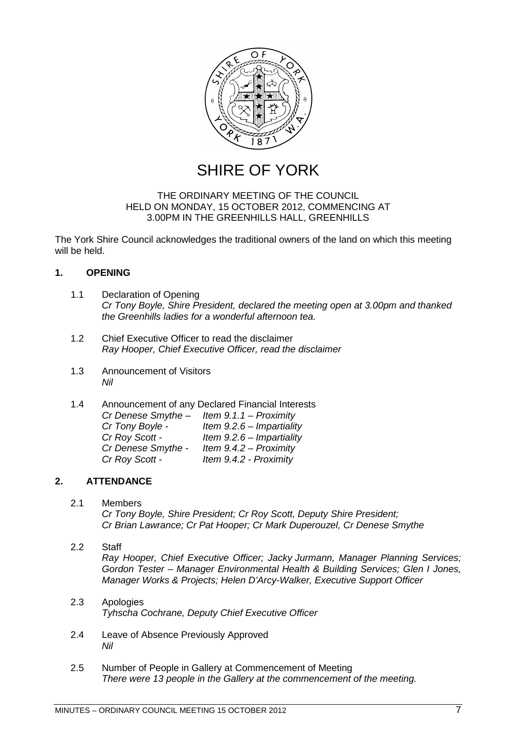# SHIRE OF YORK

THE ORDINARY MEETING OF THE COUNCIL
HELD ON MONDAY, 15 OCTOBER 2012, COMMENCING AT
3.00PM IN THE GREENHILLS HALL, GREENHILLS

The York Shire Council acknowledges the traditional owners of the land on which this meeting will be held.

## 1. OPENING

1.1 Declaration of Opening
*Cr Tony Boyle, Shire President, declared the meeting open at 3.00pm and thanked the Greenhills ladies for a wonderful afternoon tea.*

1.2 Chief Executive Officer to read the disclaimer
*Ray Hooper, Chief Executive Officer, read the disclaimer*

1.3 Announcement of Visitors
*Nil*

1.4 Announcement of any Declared Financial Interests

| | |
|---|---|
| *Cr Denese Smythe –* | *Item 9.1.1 – Proximity* |
| *Cr Tony Boyle -* | *Item 9.2.6 – Impartiality* |
| *Cr Roy Scott -* | *Item 9.2.6 – Impartiality* |
| *Cr Denese Smythe -* | *Item 9.4.2 – Proximity* |
| *Cr Roy Scott -* | *Item 9.4.2 - Proximity* |

## 2. ATTENDANCE

2.1 Members
*Cr Tony Boyle, Shire President; Cr Roy Scott, Deputy Shire President; Cr Brian Lawrance; Cr Pat Hooper; Cr Mark Duperouzel, Cr Denese Smythe*

2.2 Staff
*Ray Hooper, Chief Executive Officer; Jacky Jurmann, Manager Planning Services; Gordon Tester – Manager Environmental Health & Building Services; Glen I Jones, Manager Works & Projects; Helen D'Arcy-Walker, Executive Support Officer*

2.3 Apologies
*Tyhscha Cochrane, Deputy Chief Executive Officer*

2.4 Leave of Absence Previously Approved
*Nil*

2.5 Number of People in Gallery at Commencement of Meeting
*There were 13 people in the Gallery at the commencement of the meeting.*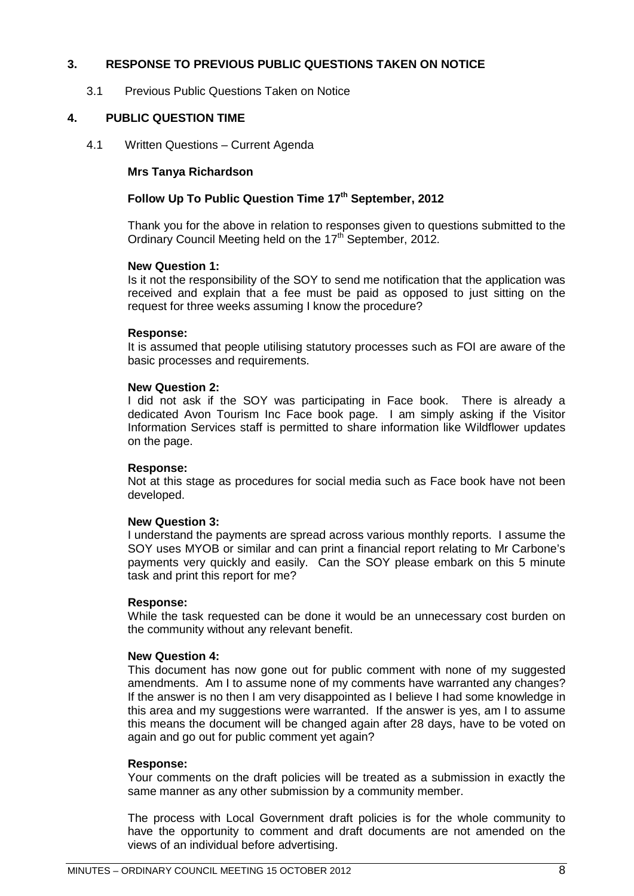## 3. RESPONSE TO PREVIOUS PUBLIC QUESTIONS TAKEN ON NOTICE

3.1 Previous Public Questions Taken on Notice

## 4. PUBLIC QUESTION TIME

4.1 Written Questions – Current Agenda

**Mrs Tanya Richardson**

**Follow Up To Public Question Time 17th September, 2012**

Thank you for the above in relation to responses given to questions submitted to the Ordinary Council Meeting held on the 17th September, 2012.

**New Question 1:**
Is it not the responsibility of the SOY to send me notification that the application was received and explain that a fee must be paid as opposed to just sitting on the request for three weeks assuming I know the procedure?

**Response:**
It is assumed that people utilising statutory processes such as FOI are aware of the basic processes and requirements.

**New Question 2:**
I did not ask if the SOY was participating in Face book. There is already a dedicated Avon Tourism Inc Face book page. I am simply asking if the Visitor Information Services staff is permitted to share information like Wildflower updates on the page.

**Response:**
Not at this stage as procedures for social media such as Face book have not been developed.

**New Question 3:**
I understand the payments are spread across various monthly reports. I assume the SOY uses MYOB or similar and can print a financial report relating to Mr Carbone's payments very quickly and easily. Can the SOY please embark on this 5 minute task and print this report for me?

**Response:**
While the task requested can be done it would be an unnecessary cost burden on the community without any relevant benefit.

**New Question 4:**
This document has now gone out for public comment with none of my suggested amendments. Am I to assume none of my comments have warranted any changes? If the answer is no then I am very disappointed as I believe I had some knowledge in this area and my suggestions were warranted. If the answer is yes, am I to assume this means the document will be changed again after 28 days, have to be voted on again and go out for public comment yet again?

**Response:**
Your comments on the draft policies will be treated as a submission in exactly the same manner as any other submission by a community member.

The process with Local Government draft policies is for the whole community to have the opportunity to comment and draft documents are not amended on the views of an individual before advertising.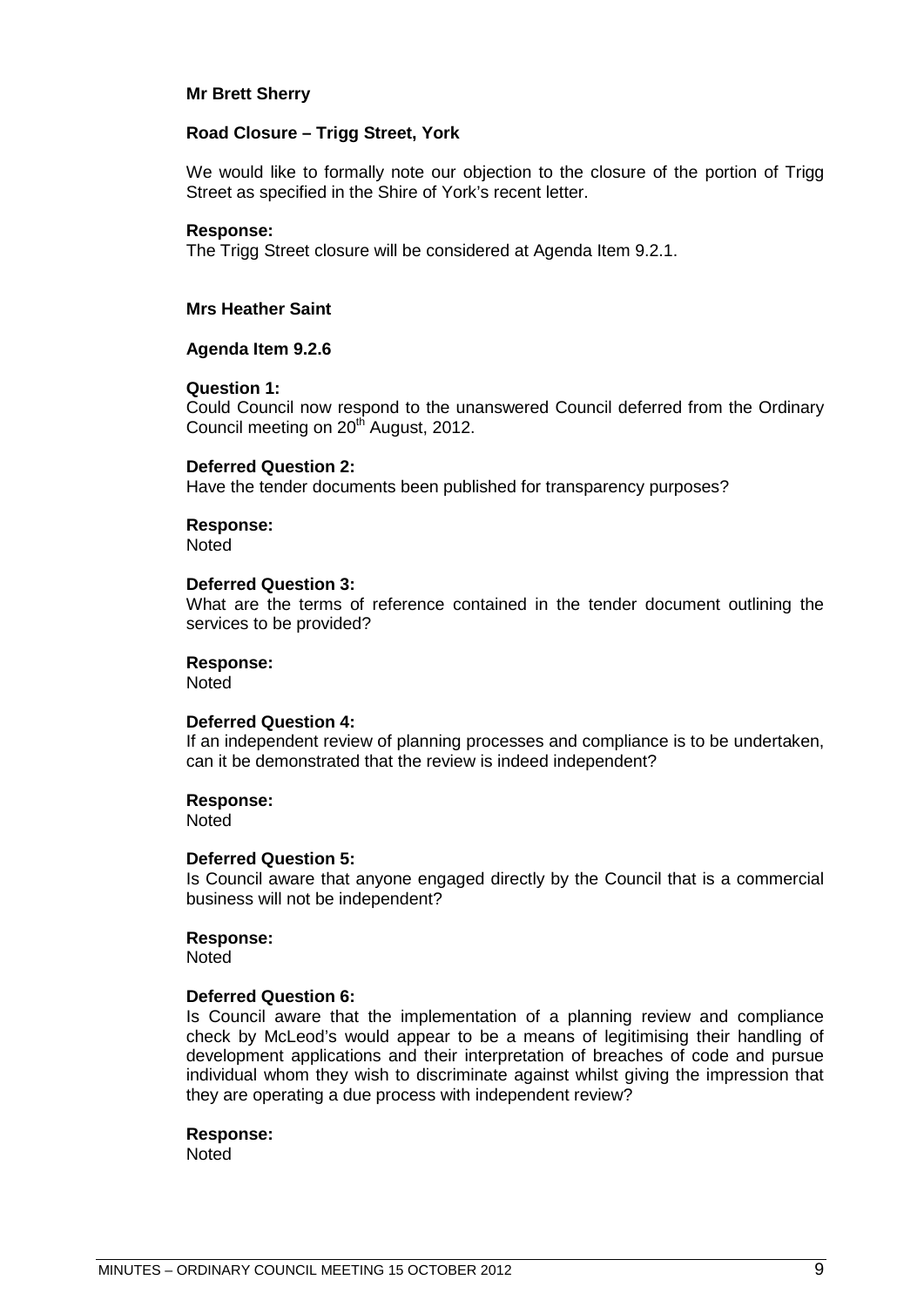**Mr Brett Sherry**

**Road Closure – Trigg Street, York**

We would like to formally note our objection to the closure of the portion of Trigg Street as specified in the Shire of York's recent letter.

**Response:**
The Trigg Street closure will be considered at Agenda Item 9.2.1.

**Mrs Heather Saint**

**Agenda Item 9.2.6**

**Question 1:**
Could Council now respond to the unanswered Council deferred from the Ordinary Council meeting on 20th August, 2012.

**Deferred Question 2:**
Have the tender documents been published for transparency purposes?

**Response:**
Noted

**Deferred Question 3:**
What are the terms of reference contained in the tender document outlining the services to be provided?

**Response:**
Noted

**Deferred Question 4:**
If an independent review of planning processes and compliance is to be undertaken, can it be demonstrated that the review is indeed independent?

**Response:**
Noted

**Deferred Question 5:**
Is Council aware that anyone engaged directly by the Council that is a commercial business will not be independent?

**Response:**
Noted

**Deferred Question 6:**
Is Council aware that the implementation of a planning review and compliance check by McLeod's would appear to be a means of legitimising their handling of development applications and their interpretation of breaches of code and pursue individual whom they wish to discriminate against whilst giving the impression that they are operating a due process with independent review?

**Response:**
Noted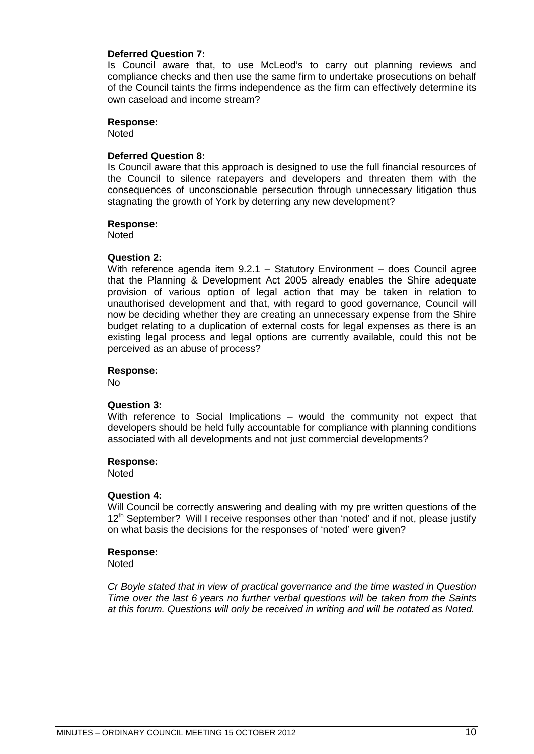**Deferred Question 7:**
Is Council aware that, to use McLeod's to carry out planning reviews and compliance checks and then use the same firm to undertake prosecutions on behalf of the Council taints the firms independence as the firm can effectively determine its own caseload and income stream?

**Response:**
Noted

**Deferred Question 8:**
Is Council aware that this approach is designed to use the full financial resources of the Council to silence ratepayers and developers and threaten them with the consequences of unconscionable persecution through unnecessary litigation thus stagnating the growth of York by deterring any new development?

**Response:**
Noted

**Question 2:**
With reference agenda item 9.2.1 – Statutory Environment – does Council agree that the Planning & Development Act 2005 already enables the Shire adequate provision of various option of legal action that may be taken in relation to unauthorised development and that, with regard to good governance, Council will now be deciding whether they are creating an unnecessary expense from the Shire budget relating to a duplication of external costs for legal expenses as there is an existing legal process and legal options are currently available, could this not be perceived as an abuse of process?

**Response:**
No

**Question 3:**
With reference to Social Implications – would the community not expect that developers should be held fully accountable for compliance with planning conditions associated with all developments and not just commercial developments?

**Response:**
Noted

**Question 4:**
Will Council be correctly answering and dealing with my pre written questions of the 12th September? Will I receive responses other than 'noted' and if not, please justify on what basis the decisions for the responses of 'noted' were given?

**Response:**
Noted

*Cr Boyle stated that in view of practical governance and the time wasted in Question Time over the last 6 years no further verbal questions will be taken from the Saints at this forum. Questions will only be received in writing and will be notated as Noted.*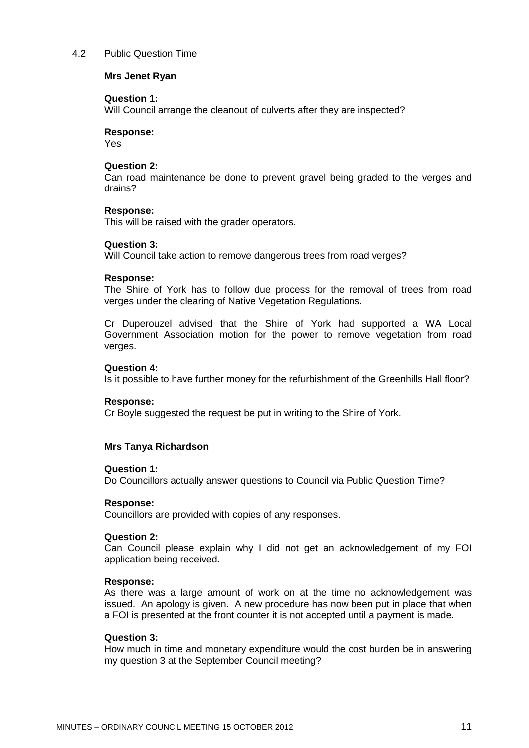4.2 Public Question Time

**Mrs Jenet Ryan**

**Question 1:**
Will Council arrange the cleanout of culverts after they are inspected?

**Response:**
Yes

**Question 2:**
Can road maintenance be done to prevent gravel being graded to the verges and drains?

**Response:**
This will be raised with the grader operators.

**Question 3:**
Will Council take action to remove dangerous trees from road verges?

**Response:**
The Shire of York has to follow due process for the removal of trees from road verges under the clearing of Native Vegetation Regulations.

Cr Duperouzel advised that the Shire of York had supported a WA Local Government Association motion for the power to remove vegetation from road verges.

**Question 4:**
Is it possible to have further money for the refurbishment of the Greenhills Hall floor?

**Response:**
Cr Boyle suggested the request be put in writing to the Shire of York.

**Mrs Tanya Richardson**

**Question 1:**
Do Councillors actually answer questions to Council via Public Question Time?

**Response:**
Councillors are provided with copies of any responses.

**Question 2:**
Can Council please explain why I did not get an acknowledgement of my FOI application being received.

**Response:**
As there was a large amount of work on at the time no acknowledgement was issued. An apology is given. A new procedure has now been put in place that when a FOI is presented at the front counter it is not accepted until a payment is made.

**Question 3:**
How much in time and monetary expenditure would the cost burden be in answering my question 3 at the September Council meeting?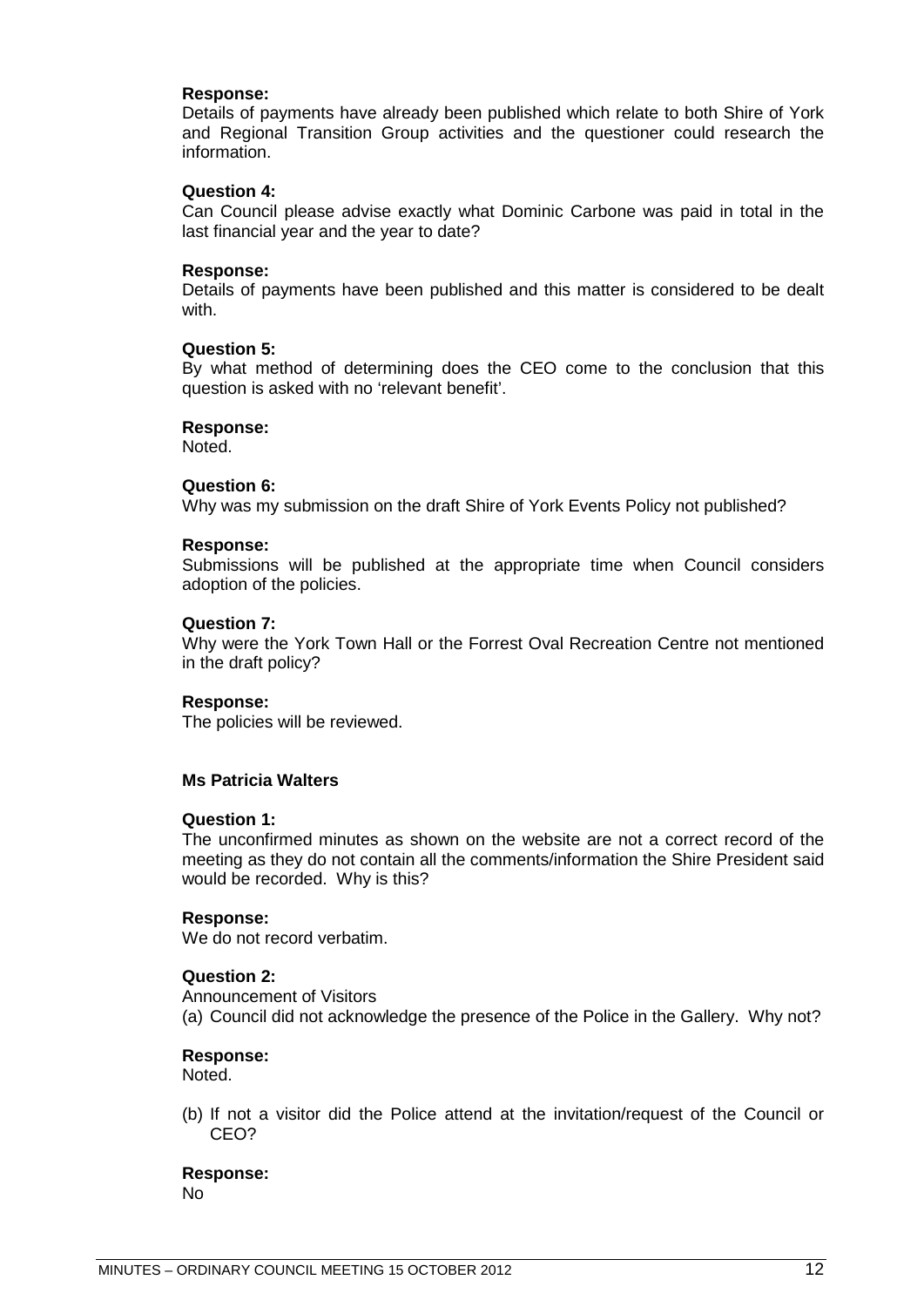**Response:**
Details of payments have already been published which relate to both Shire of York and Regional Transition Group activities and the questioner could research the information.

**Question 4:**
Can Council please advise exactly what Dominic Carbone was paid in total in the last financial year and the year to date?

**Response:**
Details of payments have been published and this matter is considered to be dealt with.

**Question 5:**
By what method of determining does the CEO come to the conclusion that this question is asked with no 'relevant benefit'.

**Response:**
Noted.

**Question 6:**
Why was my submission on the draft Shire of York Events Policy not published?

**Response:**
Submissions will be published at the appropriate time when Council considers adoption of the policies.

**Question 7:**
Why were the York Town Hall or the Forrest Oval Recreation Centre not mentioned in the draft policy?

**Response:**
The policies will be reviewed.

**Ms Patricia Walters**

**Question 1:**
The unconfirmed minutes as shown on the website are not a correct record of the meeting as they do not contain all the comments/information the Shire President said would be recorded. Why is this?

**Response:**
We do not record verbatim.

**Question 2:**
Announcement of Visitors
(a) Council did not acknowledge the presence of the Police in the Gallery. Why not?

**Response:**
Noted.

(b) If not a visitor did the Police attend at the invitation/request of the Council or CEO?

**Response:**
No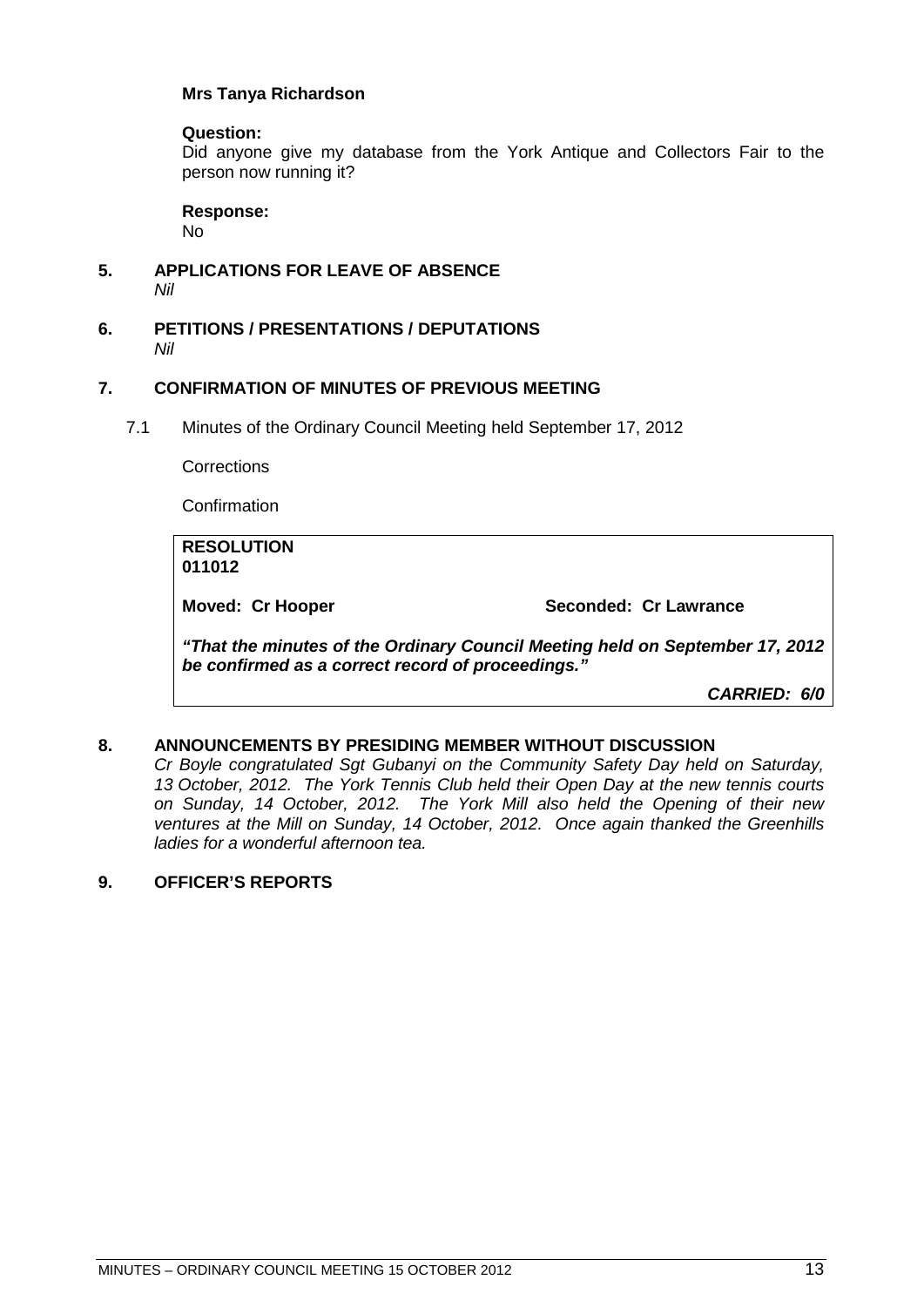**Mrs Tanya Richardson**

**Question:**
Did anyone give my database from the York Antique and Collectors Fair to the person now running it?

**Response:**
No

## 5. APPLICATIONS FOR LEAVE OF ABSENCE

*Nil*

## 6. PETITIONS / PRESENTATIONS / DEPUTATIONS

*Nil*

## 7. CONFIRMATION OF MINUTES OF PREVIOUS MEETING

7.1 Minutes of the Ordinary Council Meeting held September 17, 2012

Corrections

Confirmation

**RESOLUTION**
**011012**

**Moved: Cr Hooper** **Seconded: Cr Lawrance**

***"That the minutes of the Ordinary Council Meeting held on September 17, 2012 be confirmed as a correct record of proceedings."***

***CARRIED: 6/0***

## 8. ANNOUNCEMENTS BY PRESIDING MEMBER WITHOUT DISCUSSION

*Cr Boyle congratulated Sgt Gubanyi on the Community Safety Day held on Saturday, 13 October, 2012. The York Tennis Club held their Open Day at the new tennis courts on Sunday, 14 October, 2012. The York Mill also held the Opening of their new ventures at the Mill on Sunday, 14 October, 2012. Once again thanked the Greenhills ladies for a wonderful afternoon tea.*

## 9. OFFICER'S REPORTS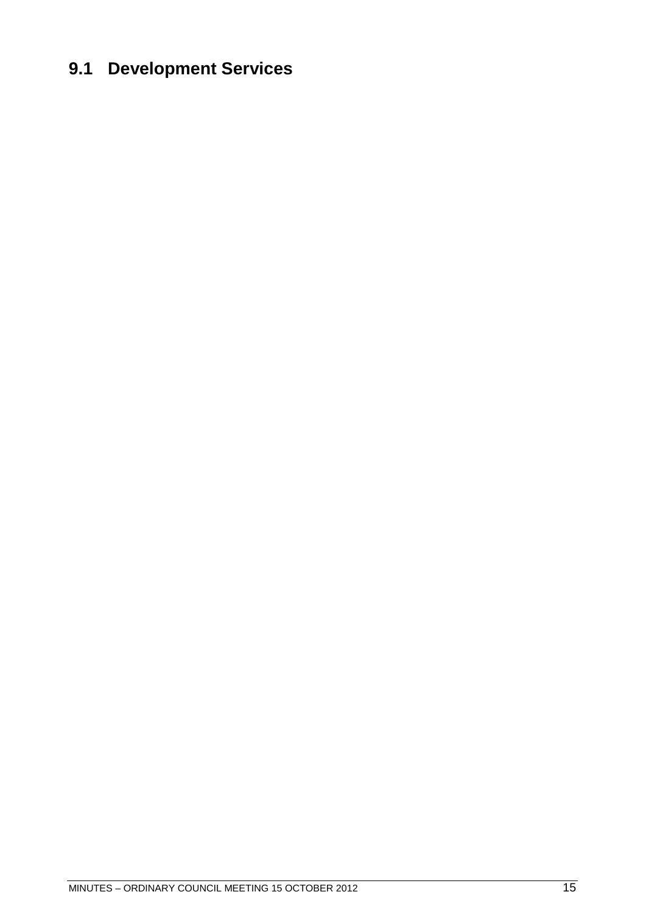## 9.1 Development Services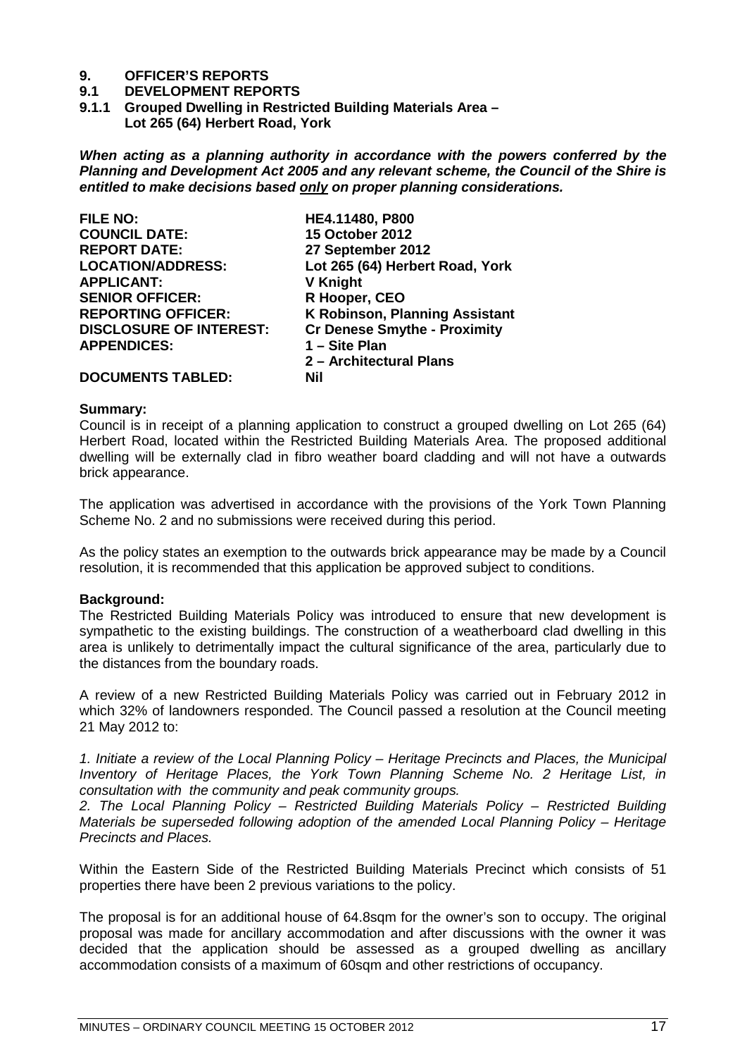# 9. OFFICER'S REPORTS

## 9.1 DEVELOPMENT REPORTS

### 9.1.1 Grouped Dwelling in Restricted Building Materials Area – Lot 265 (64) Herbert Road, York

***When acting as a planning authority in accordance with the powers conferred by the Planning and Development Act 2005 and any relevant scheme, the Council of the Shire is entitled to make decisions based only on proper planning considerations.***

| | |
|---|---|
| **FILE NO:** | **HE4.11480, P800** |
| **COUNCIL DATE:** | **15 October 2012** |
| **REPORT DATE:** | **27 September 2012** |
| **LOCATION/ADDRESS:** | **Lot 265 (64) Herbert Road, York** |
| **APPLICANT:** | **V Knight** |
| **SENIOR OFFICER:** | **R Hooper, CEO** |
| **REPORTING OFFICER:** | **K Robinson, Planning Assistant** |
| **DISCLOSURE OF INTEREST:** | **Cr Denese Smythe - Proximity** |
| **APPENDICES:** | **1 – Site Plan** |
| | **2 – Architectural Plans** |
| **DOCUMENTS TABLED:** | **Nil** |

**Summary:**

Council is in receipt of a planning application to construct a grouped dwelling on Lot 265 (64) Herbert Road, located within the Restricted Building Materials Area. The proposed additional dwelling will be externally clad in fibro weather board cladding and will not have a outwards brick appearance.

The application was advertised in accordance with the provisions of the York Town Planning Scheme No. 2 and no submissions were received during this period.

As the policy states an exemption to the outwards brick appearance may be made by a Council resolution, it is recommended that this application be approved subject to conditions.

**Background:**

The Restricted Building Materials Policy was introduced to ensure that new development is sympathetic to the existing buildings. The construction of a weatherboard clad dwelling in this area is unlikely to detrimentally impact the cultural significance of the area, particularly due to the distances from the boundary roads.

A review of a new Restricted Building Materials Policy was carried out in February 2012 in which 32% of landowners responded. The Council passed a resolution at the Council meeting 21 May 2012 to:

*1. Initiate a review of the Local Planning Policy – Heritage Precincts and Places, the Municipal Inventory of Heritage Places, the York Town Planning Scheme No. 2 Heritage List, in consultation with the community and peak community groups.*

*2. The Local Planning Policy – Restricted Building Materials Policy – Restricted Building Materials be superseded following adoption of the amended Local Planning Policy – Heritage Precincts and Places.*

Within the Eastern Side of the Restricted Building Materials Precinct which consists of 51 properties there have been 2 previous variations to the policy.

The proposal is for an additional house of 64.8sqm for the owner's son to occupy. The original proposal was made for ancillary accommodation and after discussions with the owner it was decided that the application should be assessed as a grouped dwelling as ancillary accommodation consists of a maximum of 60sqm and other restrictions of occupancy.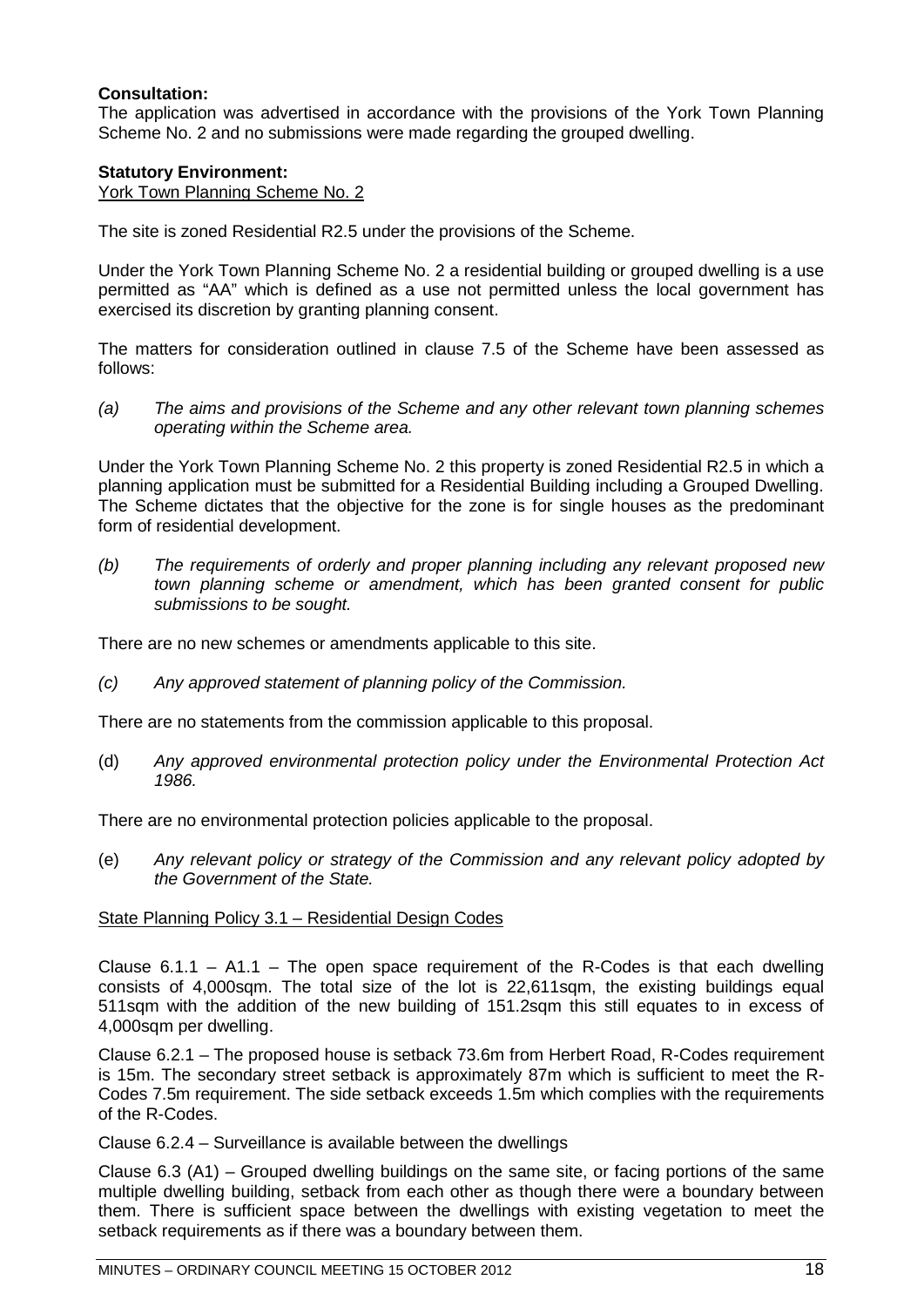**Consultation:**
The application was advertised in accordance with the provisions of the York Town Planning Scheme No. 2 and no submissions were made regarding the grouped dwelling.

**Statutory Environment:**
York Town Planning Scheme No. 2

The site is zoned Residential R2.5 under the provisions of the Scheme.

Under the York Town Planning Scheme No. 2 a residential building or grouped dwelling is a use permitted as "AA" which is defined as a use not permitted unless the local government has exercised its discretion by granting planning consent.

The matters for consideration outlined in clause 7.5 of the Scheme have been assessed as follows:

*(a) The aims and provisions of the Scheme and any other relevant town planning schemes operating within the Scheme area.*

Under the York Town Planning Scheme No. 2 this property is zoned Residential R2.5 in which a planning application must be submitted for a Residential Building including a Grouped Dwelling. The Scheme dictates that the objective for the zone is for single houses as the predominant form of residential development.

*(b) The requirements of orderly and proper planning including any relevant proposed new town planning scheme or amendment, which has been granted consent for public submissions to be sought.*

There are no new schemes or amendments applicable to this site.

*(c) Any approved statement of planning policy of the Commission.*

There are no statements from the commission applicable to this proposal.

(d) *Any approved environmental protection policy under the Environmental Protection Act 1986.*

There are no environmental protection policies applicable to the proposal.

(e) *Any relevant policy or strategy of the Commission and any relevant policy adopted by the Government of the State.*

State Planning Policy 3.1 – Residential Design Codes

Clause 6.1.1 – A1.1 – The open space requirement of the R-Codes is that each dwelling consists of 4,000sqm. The total size of the lot is 22,611sqm, the existing buildings equal 511sqm with the addition of the new building of 151.2sqm this still equates to in excess of 4,000sqm per dwelling.

Clause 6.2.1 – The proposed house is setback 73.6m from Herbert Road, R-Codes requirement is 15m. The secondary street setback is approximately 87m which is sufficient to meet the R-Codes 7.5m requirement. The side setback exceeds 1.5m which complies with the requirements of the R-Codes.

Clause 6.2.4 – Surveillance is available between the dwellings

Clause 6.3 (A1) – Grouped dwelling buildings on the same site, or facing portions of the same multiple dwelling building, setback from each other as though there were a boundary between them. There is sufficient space between the dwellings with existing vegetation to meet the setback requirements as if there was a boundary between them.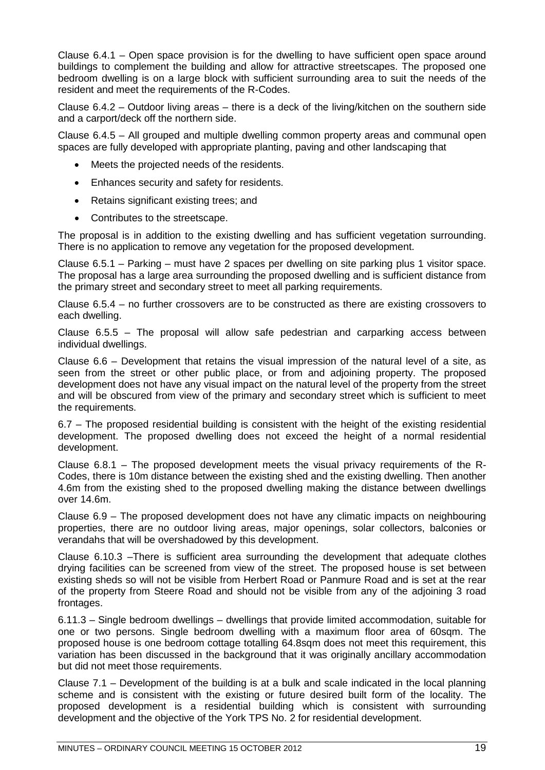Clause 6.4.1 – Open space provision is for the dwelling to have sufficient open space around buildings to complement the building and allow for attractive streetscapes. The proposed one bedroom dwelling is on a large block with sufficient surrounding area to suit the needs of the resident and meet the requirements of the R-Codes.

Clause 6.4.2 – Outdoor living areas – there is a deck of the living/kitchen on the southern side and a carport/deck off the northern side.

Clause 6.4.5 – All grouped and multiple dwelling common property areas and communal open spaces are fully developed with appropriate planting, paving and other landscaping that

- Meets the projected needs of the residents.
- Enhances security and safety for residents.
- Retains significant existing trees; and
- Contributes to the streetscape.

The proposal is in addition to the existing dwelling and has sufficient vegetation surrounding. There is no application to remove any vegetation for the proposed development.

Clause 6.5.1 – Parking – must have 2 spaces per dwelling on site parking plus 1 visitor space. The proposal has a large area surrounding the proposed dwelling and is sufficient distance from the primary street and secondary street to meet all parking requirements.

Clause 6.5.4 – no further crossovers are to be constructed as there are existing crossovers to each dwelling.

Clause 6.5.5 – The proposal will allow safe pedestrian and carparking access between individual dwellings.

Clause 6.6 – Development that retains the visual impression of the natural level of a site, as seen from the street or other public place, or from and adjoining property. The proposed development does not have any visual impact on the natural level of the property from the street and will be obscured from view of the primary and secondary street which is sufficient to meet the requirements.

6.7 – The proposed residential building is consistent with the height of the existing residential development. The proposed dwelling does not exceed the height of a normal residential development.

Clause 6.8.1 – The proposed development meets the visual privacy requirements of the R-Codes, there is 10m distance between the existing shed and the existing dwelling. Then another 4.6m from the existing shed to the proposed dwelling making the distance between dwellings over 14.6m.

Clause 6.9 – The proposed development does not have any climatic impacts on neighbouring properties, there are no outdoor living areas, major openings, solar collectors, balconies or verandahs that will be overshadowed by this development.

Clause 6.10.3 –There is sufficient area surrounding the development that adequate clothes drying facilities can be screened from view of the street. The proposed house is set between existing sheds so will not be visible from Herbert Road or Panmure Road and is set at the rear of the property from Steere Road and should not be visible from any of the adjoining 3 road frontages.

6.11.3 – Single bedroom dwellings – dwellings that provide limited accommodation, suitable for one or two persons. Single bedroom dwelling with a maximum floor area of 60sqm. The proposed house is one bedroom cottage totalling 64.8sqm does not meet this requirement, this variation has been discussed in the background that it was originally ancillary accommodation but did not meet those requirements.

Clause 7.1 – Development of the building is at a bulk and scale indicated in the local planning scheme and is consistent with the existing or future desired built form of the locality. The proposed development is a residential building which is consistent with surrounding development and the objective of the York TPS No. 2 for residential development.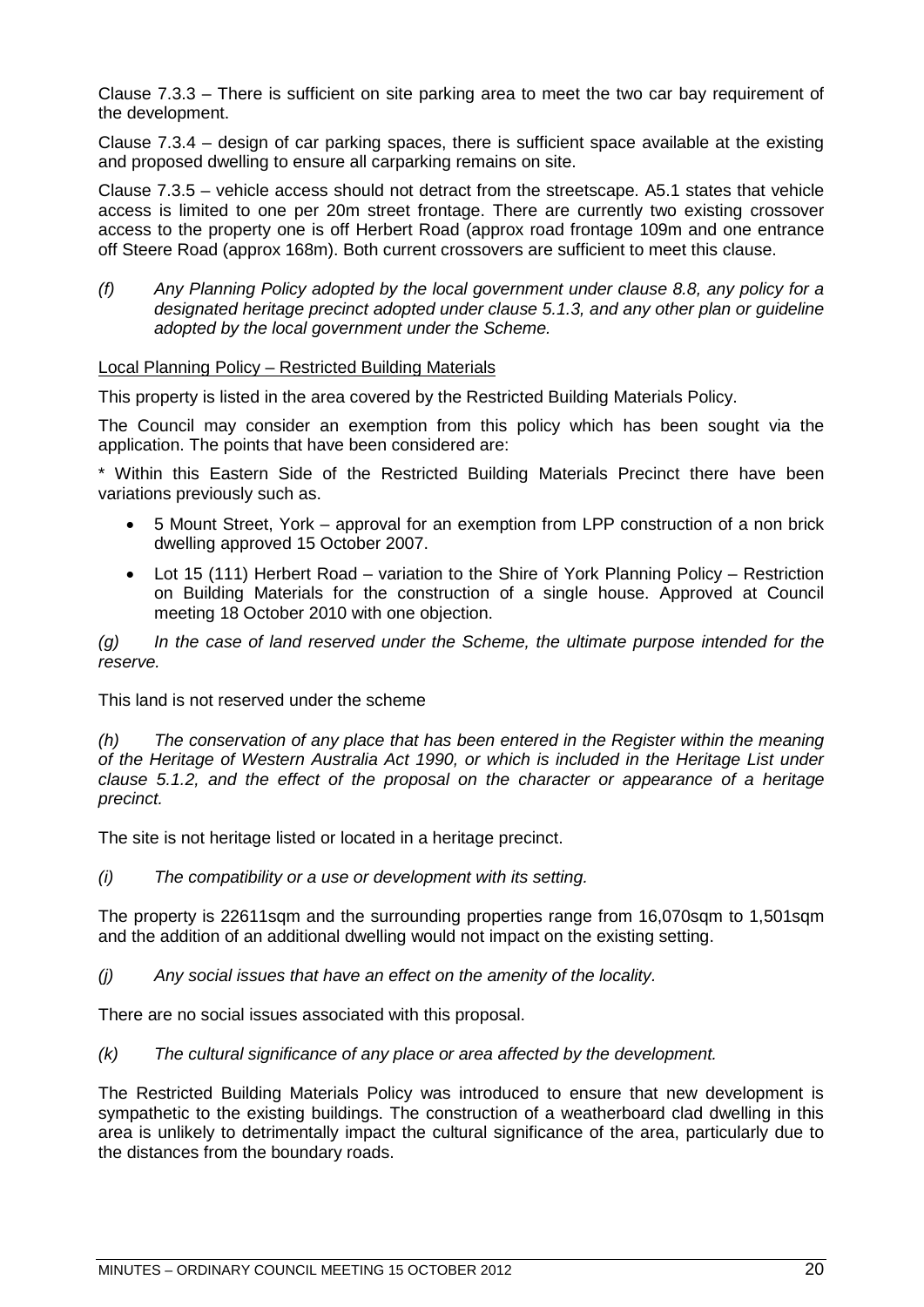Clause 7.3.3 – There is sufficient on site parking area to meet the two car bay requirement of the development.

Clause 7.3.4 – design of car parking spaces, there is sufficient space available at the existing and proposed dwelling to ensure all carparking remains on site.

Clause 7.3.5 – vehicle access should not detract from the streetscape. A5.1 states that vehicle access is limited to one per 20m street frontage. There are currently two existing crossover access to the property one is off Herbert Road (approx road frontage 109m and one entrance off Steere Road (approx 168m). Both current crossovers are sufficient to meet this clause.

*(f) Any Planning Policy adopted by the local government under clause 8.8, any policy for a designated heritage precinct adopted under clause 5.1.3, and any other plan or guideline adopted by the local government under the Scheme.*

Local Planning Policy – Restricted Building Materials

This property is listed in the area covered by the Restricted Building Materials Policy.

The Council may consider an exemption from this policy which has been sought via the application. The points that have been considered are:

* Within this Eastern Side of the Restricted Building Materials Precinct there have been variations previously such as.

- 5 Mount Street, York – approval for an exemption from LPP construction of a non brick dwelling approved 15 October 2007.
- Lot 15 (111) Herbert Road – variation to the Shire of York Planning Policy – Restriction on Building Materials for the construction of a single house. Approved at Council meeting 18 October 2010 with one objection.

*(g) In the case of land reserved under the Scheme, the ultimate purpose intended for the reserve.*

This land is not reserved under the scheme

*(h) The conservation of any place that has been entered in the Register within the meaning of the Heritage of Western Australia Act 1990, or which is included in the Heritage List under clause 5.1.2, and the effect of the proposal on the character or appearance of a heritage precinct.*

The site is not heritage listed or located in a heritage precinct.

*(i) The compatibility or a use or development with its setting.*

The property is 22611sqm and the surrounding properties range from 16,070sqm to 1,501sqm and the addition of an additional dwelling would not impact on the existing setting.

*(j) Any social issues that have an effect on the amenity of the locality.*

There are no social issues associated with this proposal.

*(k) The cultural significance of any place or area affected by the development.*

The Restricted Building Materials Policy was introduced to ensure that new development is sympathetic to the existing buildings. The construction of a weatherboard clad dwelling in this area is unlikely to detrimentally impact the cultural significance of the area, particularly due to the distances from the boundary roads.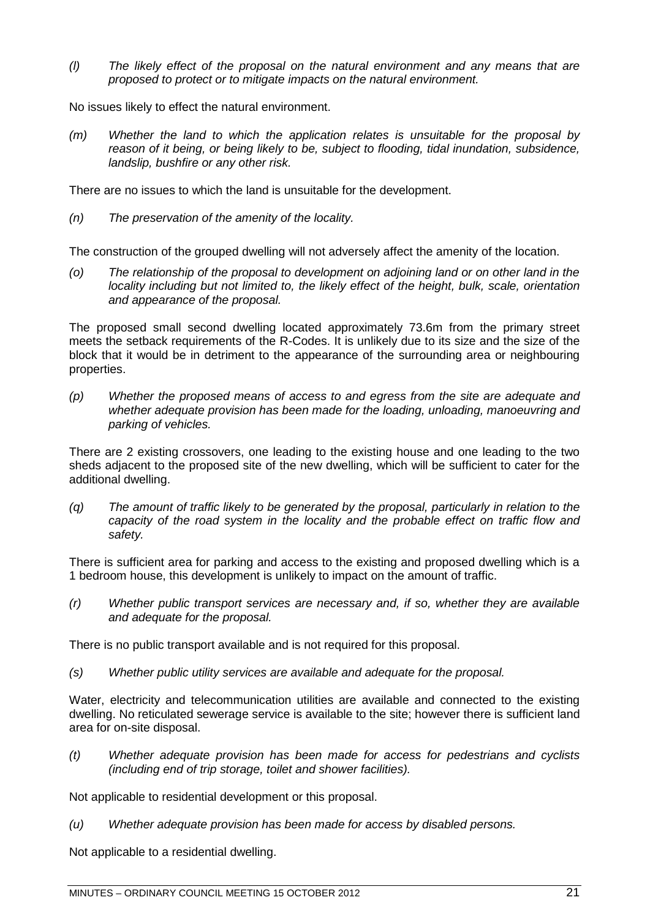*(l) The likely effect of the proposal on the natural environment and any means that are proposed to protect or to mitigate impacts on the natural environment.*

No issues likely to effect the natural environment.

*(m) Whether the land to which the application relates is unsuitable for the proposal by reason of it being, or being likely to be, subject to flooding, tidal inundation, subsidence, landslip, bushfire or any other risk.*

There are no issues to which the land is unsuitable for the development.

*(n) The preservation of the amenity of the locality.*

The construction of the grouped dwelling will not adversely affect the amenity of the location.

*(o) The relationship of the proposal to development on adjoining land or on other land in the locality including but not limited to, the likely effect of the height, bulk, scale, orientation and appearance of the proposal.*

The proposed small second dwelling located approximately 73.6m from the primary street meets the setback requirements of the R-Codes. It is unlikely due to its size and the size of the block that it would be in detriment to the appearance of the surrounding area or neighbouring properties.

*(p) Whether the proposed means of access to and egress from the site are adequate and whether adequate provision has been made for the loading, unloading, manoeuvring and parking of vehicles.*

There are 2 existing crossovers, one leading to the existing house and one leading to the two sheds adjacent to the proposed site of the new dwelling, which will be sufficient to cater for the additional dwelling.

*(q) The amount of traffic likely to be generated by the proposal, particularly in relation to the capacity of the road system in the locality and the probable effect on traffic flow and safety.*

There is sufficient area for parking and access to the existing and proposed dwelling which is a 1 bedroom house, this development is unlikely to impact on the amount of traffic.

*(r) Whether public transport services are necessary and, if so, whether they are available and adequate for the proposal.*

There is no public transport available and is not required for this proposal.

*(s) Whether public utility services are available and adequate for the proposal.*

Water, electricity and telecommunication utilities are available and connected to the existing dwelling. No reticulated sewerage service is available to the site; however there is sufficient land area for on-site disposal.

*(t) Whether adequate provision has been made for access for pedestrians and cyclists (including end of trip storage, toilet and shower facilities).*

Not applicable to residential development or this proposal.

*(u) Whether adequate provision has been made for access by disabled persons.*

Not applicable to a residential dwelling.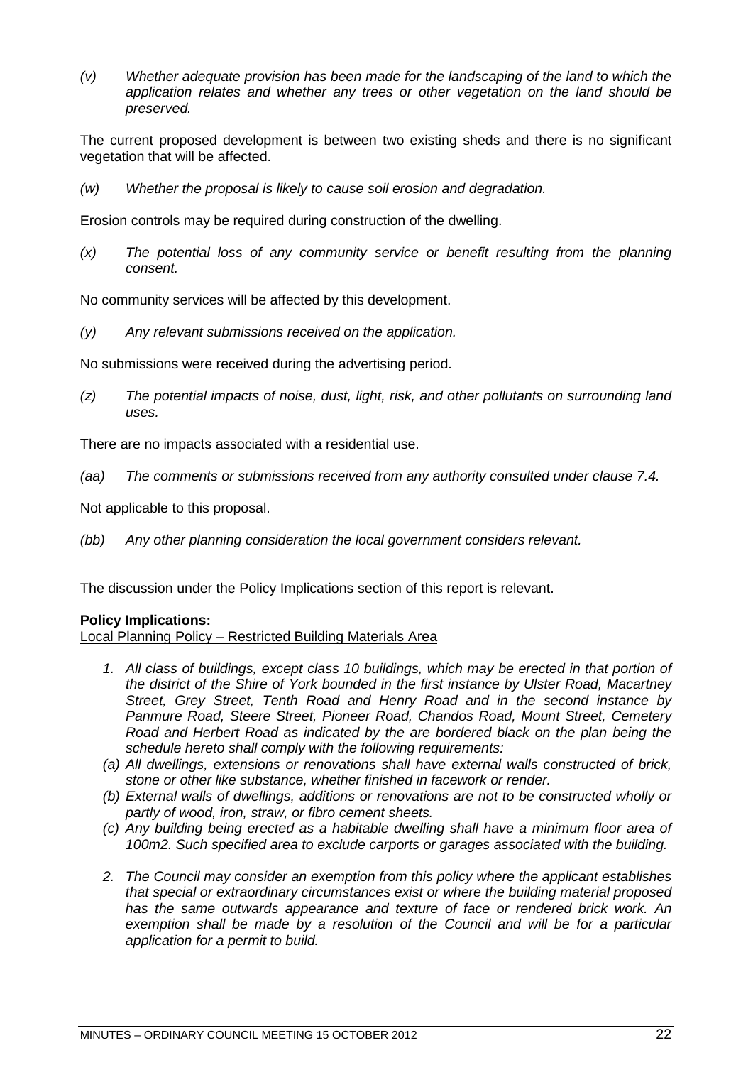*(v) Whether adequate provision has been made for the landscaping of the land to which the application relates and whether any trees or other vegetation on the land should be preserved.*

The current proposed development is between two existing sheds and there is no significant vegetation that will be affected.

*(w) Whether the proposal is likely to cause soil erosion and degradation.*

Erosion controls may be required during construction of the dwelling.

*(x) The potential loss of any community service or benefit resulting from the planning consent.*

No community services will be affected by this development.

*(y) Any relevant submissions received on the application.*

No submissions were received during the advertising period.

*(z) The potential impacts of noise, dust, light, risk, and other pollutants on surrounding land uses.*

There are no impacts associated with a residential use.

*(aa) The comments or submissions received from any authority consulted under clause 7.4.*

Not applicable to this proposal.

*(bb) Any other planning consideration the local government considers relevant.*

The discussion under the Policy Implications section of this report is relevant.

**Policy Implications:**

Local Planning Policy – Restricted Building Materials Area

*1. All class of buildings, except class 10 buildings, which may be erected in that portion of the district of the Shire of York bounded in the first instance by Ulster Road, Macartney Street, Grey Street, Tenth Road and Henry Road and in the second instance by Panmure Road, Steere Street, Pioneer Road, Chandos Road, Mount Street, Cemetery Road and Herbert Road as indicated by the are bordered black on the plan being the schedule hereto shall comply with the following requirements:*

*(a) All dwellings, extensions or renovations shall have external walls constructed of brick, stone or other like substance, whether finished in facework or render.*

*(b) External walls of dwellings, additions or renovations are not to be constructed wholly or partly of wood, iron, straw, or fibro cement sheets.*

*(c) Any building being erected as a habitable dwelling shall have a minimum floor area of 100m2. Such specified area to exclude carports or garages associated with the building.*

*2. The Council may consider an exemption from this policy where the applicant establishes that special or extraordinary circumstances exist or where the building material proposed has the same outwards appearance and texture of face or rendered brick work. An exemption shall be made by a resolution of the Council and will be for a particular application for a permit to build.*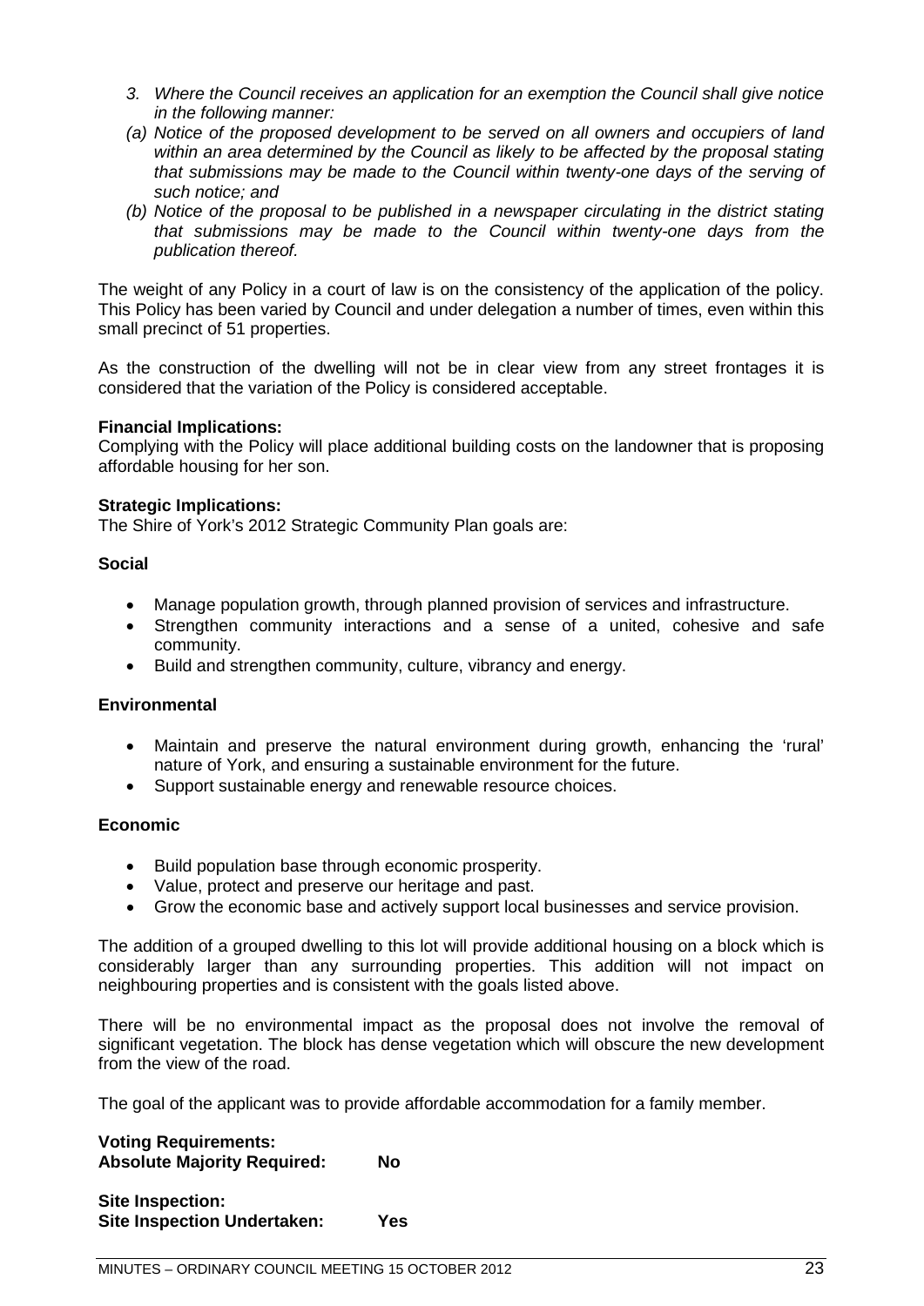*3. Where the Council receives an application for an exemption the Council shall give notice in the following manner:*

*(a) Notice of the proposed development to be served on all owners and occupiers of land within an area determined by the Council as likely to be affected by the proposal stating that submissions may be made to the Council within twenty-one days of the serving of such notice; and*

*(b) Notice of the proposal to be published in a newspaper circulating in the district stating that submissions may be made to the Council within twenty-one days from the publication thereof.*

The weight of any Policy in a court of law is on the consistency of the application of the policy. This Policy has been varied by Council and under delegation a number of times, even within this small precinct of 51 properties.

As the construction of the dwelling will not be in clear view from any street frontages it is considered that the variation of the Policy is considered acceptable.

**Financial Implications:**
Complying with the Policy will place additional building costs on the landowner that is proposing affordable housing for her son.

**Strategic Implications:**
The Shire of York's 2012 Strategic Community Plan goals are:

**Social**

- Manage population growth, through planned provision of services and infrastructure.
- Strengthen community interactions and a sense of a united, cohesive and safe community.
- Build and strengthen community, culture, vibrancy and energy.

**Environmental**

- Maintain and preserve the natural environment during growth, enhancing the 'rural' nature of York, and ensuring a sustainable environment for the future.
- Support sustainable energy and renewable resource choices.

**Economic**

- Build population base through economic prosperity.
- Value, protect and preserve our heritage and past.
- Grow the economic base and actively support local businesses and service provision.

The addition of a grouped dwelling to this lot will provide additional housing on a block which is considerably larger than any surrounding properties. This addition will not impact on neighbouring properties and is consistent with the goals listed above.

There will be no environmental impact as the proposal does not involve the removal of significant vegetation. The block has dense vegetation which will obscure the new development from the view of the road.

The goal of the applicant was to provide affordable accommodation for a family member.

**Voting Requirements:**
**Absolute Majority Required: No**

**Site Inspection:**
**Site Inspection Undertaken: Yes**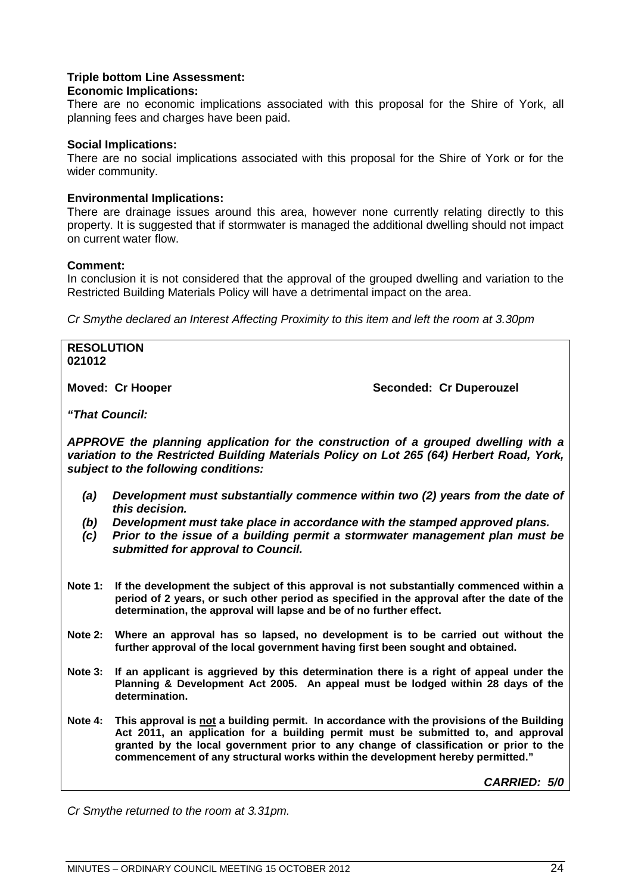**Triple bottom Line Assessment:**
**Economic Implications:**

There are no economic implications associated with this proposal for the Shire of York, all planning fees and charges have been paid.

**Social Implications:**

There are no social implications associated with this proposal for the Shire of York or for the wider community.

**Environmental Implications:**

There are drainage issues around this area, however none currently relating directly to this property. It is suggested that if stormwater is managed the additional dwelling should not impact on current water flow.

**Comment:**

In conclusion it is not considered that the approval of the grouped dwelling and variation to the Restricted Building Materials Policy will have a detrimental impact on the area.

*Cr Smythe declared an Interest Affecting Proximity to this item and left the room at 3.30pm*

**RESOLUTION**
**021012**

**Moved: Cr Hooper** **Seconded: Cr Duperouzel**

***"That Council:***

***APPROVE the planning application for the construction of a grouped dwelling with a variation to the Restricted Building Materials Policy on Lot 265 (64) Herbert Road, York, subject to the following conditions:***

- ***(a) Development must substantially commence within two (2) years from the date of this decision.***
- ***(b) Development must take place in accordance with the stamped approved plans.***
- ***(c) Prior to the issue of a building permit a stormwater management plan must be submitted for approval to Council.***

**Note 1: If the development the subject of this approval is not substantially commenced within a period of 2 years, or such other period as specified in the approval after the date of the determination, the approval will lapse and be of no further effect.**

**Note 2: Where an approval has so lapsed, no development is to be carried out without the further approval of the local government having first been sought and obtained.**

**Note 3: If an applicant is aggrieved by this determination there is a right of appeal under the Planning & Development Act 2005. An appeal must be lodged within 28 days of the determination.**

**Note 4: This approval is <u>not</u> a building permit. In accordance with the provisions of the Building Act 2011, an application for a building permit must be submitted to, and approval granted by the local government prior to any change of classification or prior to the commencement of any structural works within the development hereby permitted."**

***CARRIED: 5/0***

*Cr Smythe returned to the room at 3.31pm.*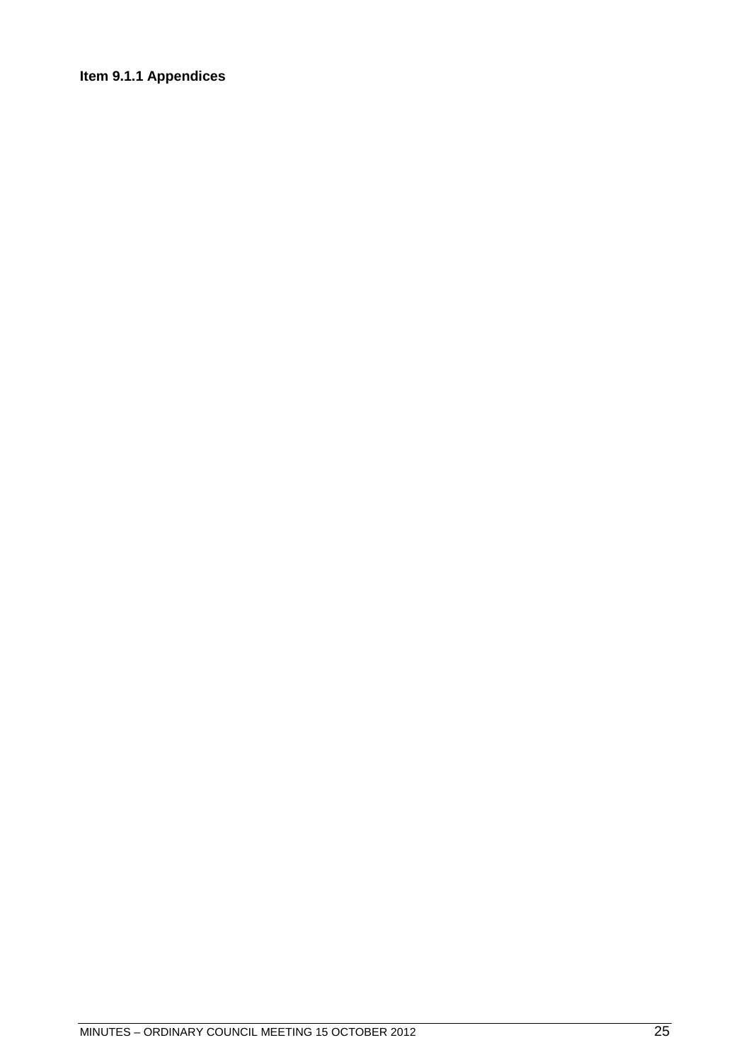**Item 9.1.1 Appendices**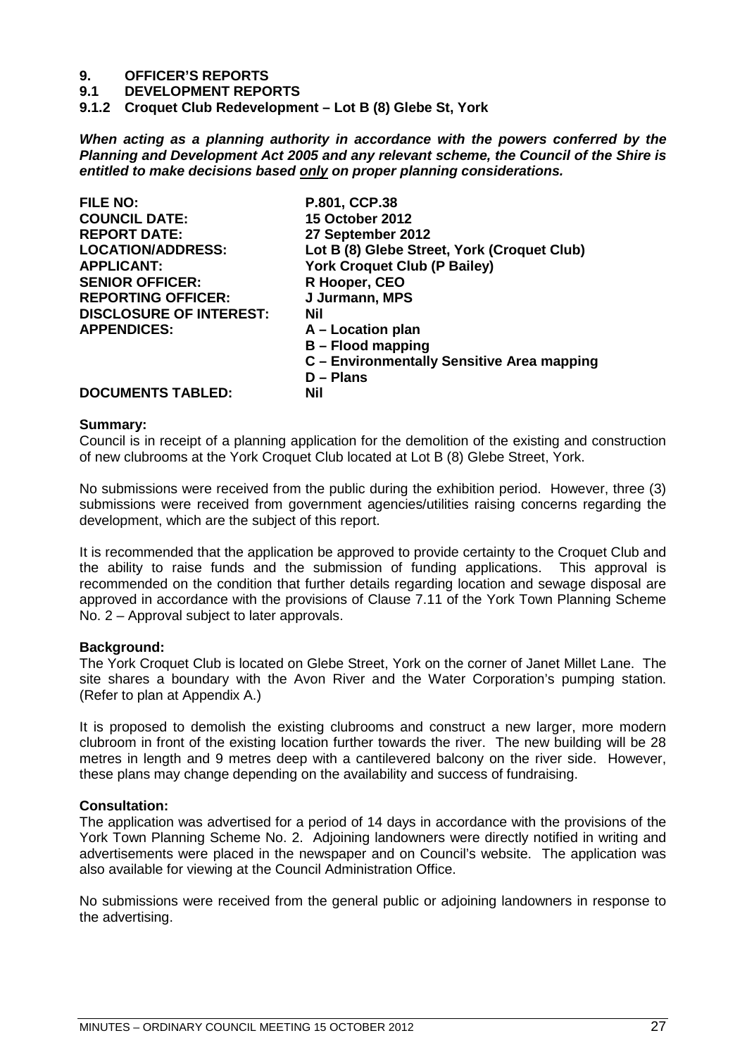## 9. OFFICER'S REPORTS

## 9.1 DEVELOPMENT REPORTS

### 9.1.2 Croquet Club Redevelopment – Lot B (8) Glebe St, York

***When acting as a planning authority in accordance with the powers conferred by the Planning and Development Act 2005 and any relevant scheme, the Council of the Shire is entitled to make decisions based only on proper planning considerations.***

| | |
|---|---|
| **FILE NO:** | **P.801, CCP.38** |
| **COUNCIL DATE:** | **15 October 2012** |
| **REPORT DATE:** | **27 September 2012** |
| **LOCATION/ADDRESS:** | **Lot B (8) Glebe Street, York (Croquet Club)** |
| **APPLICANT:** | **York Croquet Club (P Bailey)** |
| **SENIOR OFFICER:** | **R Hooper, CEO** |
| **REPORTING OFFICER:** | **J Jurmann, MPS** |
| **DISCLOSURE OF INTEREST:** | **Nil** |
| **APPENDICES:** | **A – Location plan**<br>**B – Flood mapping**<br>**C – Environmentally Sensitive Area mapping**<br>**D – Plans** |
| **DOCUMENTS TABLED:** | **Nil** |

**Summary:**

Council is in receipt of a planning application for the demolition of the existing and construction of new clubrooms at the York Croquet Club located at Lot B (8) Glebe Street, York.

No submissions were received from the public during the exhibition period. However, three (3) submissions were received from government agencies/utilities raising concerns regarding the development, which are the subject of this report.

It is recommended that the application be approved to provide certainty to the Croquet Club and the ability to raise funds and the submission of funding applications. This approval is recommended on the condition that further details regarding location and sewage disposal are approved in accordance with the provisions of Clause 7.11 of the York Town Planning Scheme No. 2 – Approval subject to later approvals.

**Background:**

The York Croquet Club is located on Glebe Street, York on the corner of Janet Millet Lane. The site shares a boundary with the Avon River and the Water Corporation's pumping station. (Refer to plan at Appendix A.)

It is proposed to demolish the existing clubrooms and construct a new larger, more modern clubroom in front of the existing location further towards the river. The new building will be 28 metres in length and 9 metres deep with a cantilevered balcony on the river side. However, these plans may change depending on the availability and success of fundraising.

**Consultation:**

The application was advertised for a period of 14 days in accordance with the provisions of the York Town Planning Scheme No. 2. Adjoining landowners were directly notified in writing and advertisements were placed in the newspaper and on Council's website. The application was also available for viewing at the Council Administration Office.

No submissions were received from the general public or adjoining landowners in response to the advertising.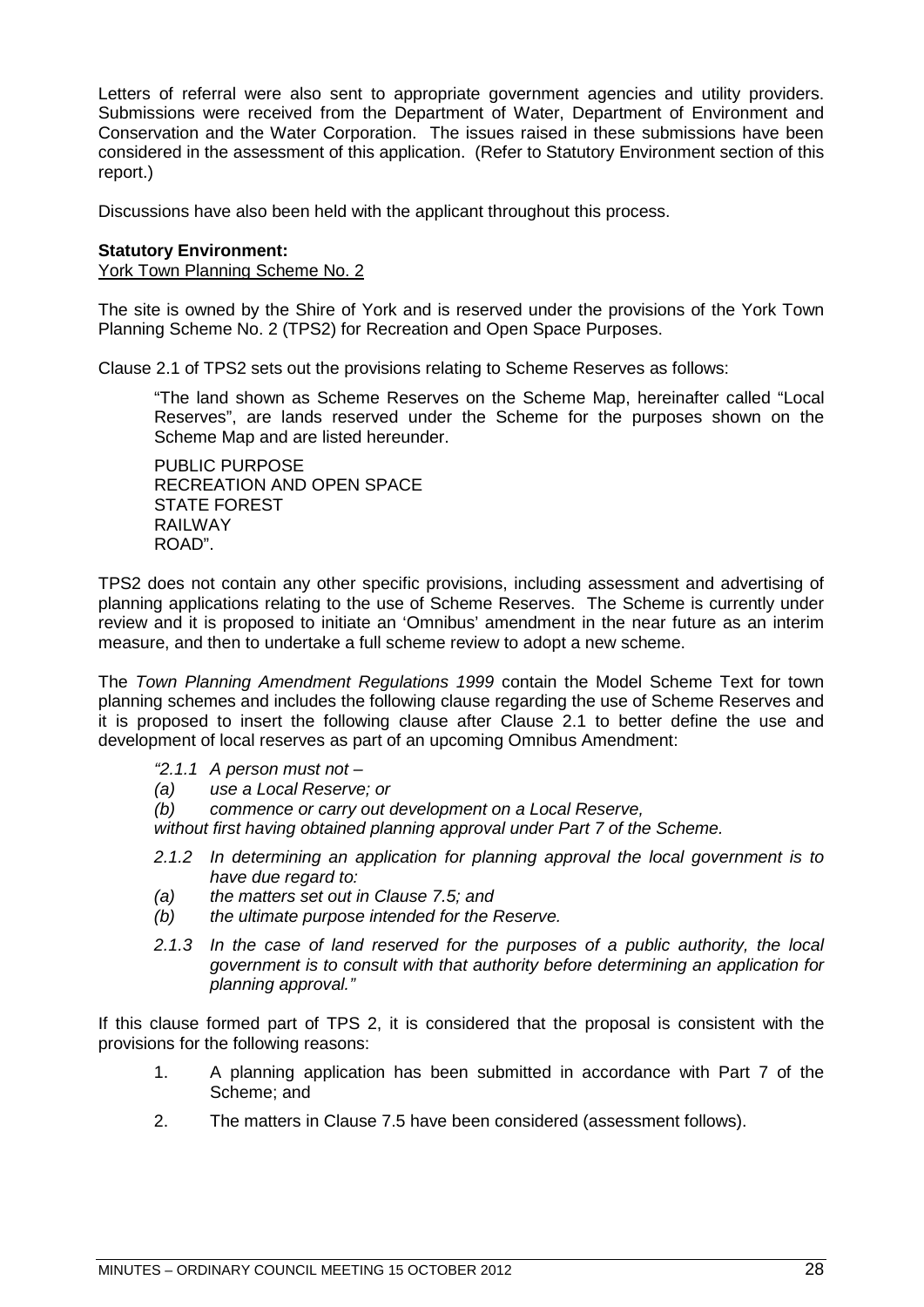Letters of referral were also sent to appropriate government agencies and utility providers. Submissions were received from the Department of Water, Department of Environment and Conservation and the Water Corporation. The issues raised in these submissions have been considered in the assessment of this application. (Refer to Statutory Environment section of this report.)

Discussions have also been held with the applicant throughout this process.

**Statutory Environment:**

York Town Planning Scheme No. 2

The site is owned by the Shire of York and is reserved under the provisions of the York Town Planning Scheme No. 2 (TPS2) for Recreation and Open Space Purposes.

Clause 2.1 of TPS2 sets out the provisions relating to Scheme Reserves as follows:

> "The land shown as Scheme Reserves on the Scheme Map, hereinafter called "Local Reserves", are lands reserved under the Scheme for the purposes shown on the Scheme Map and are listed hereunder.
>
> PUBLIC PURPOSE
> RECREATION AND OPEN SPACE
> STATE FOREST
> RAILWAY
> ROAD".

TPS2 does not contain any other specific provisions, including assessment and advertising of planning applications relating to the use of Scheme Reserves. The Scheme is currently under review and it is proposed to initiate an 'Omnibus' amendment in the near future as an interim measure, and then to undertake a full scheme review to adopt a new scheme.

The *Town Planning Amendment Regulations 1999* contain the Model Scheme Text for town planning schemes and includes the following clause regarding the use of Scheme Reserves and it is proposed to insert the following clause after Clause 2.1 to better define the use and development of local reserves as part of an upcoming Omnibus Amendment:

> *"2.1.1 A person must not –*
> *(a) use a Local Reserve; or*
> *(b) commence or carry out development on a Local Reserve,*
> *without first having obtained planning approval under Part 7 of the Scheme.*
>
> *2.1.2 In determining an application for planning approval the local government is to have due regard to:*
> *(a) the matters set out in Clause 7.5; and*
> *(b) the ultimate purpose intended for the Reserve.*
>
> *2.1.3 In the case of land reserved for the purposes of a public authority, the local government is to consult with that authority before determining an application for planning approval."*

If this clause formed part of TPS 2, it is considered that the proposal is consistent with the provisions for the following reasons:

1. A planning application has been submitted in accordance with Part 7 of the Scheme; and
2. The matters in Clause 7.5 have been considered (assessment follows).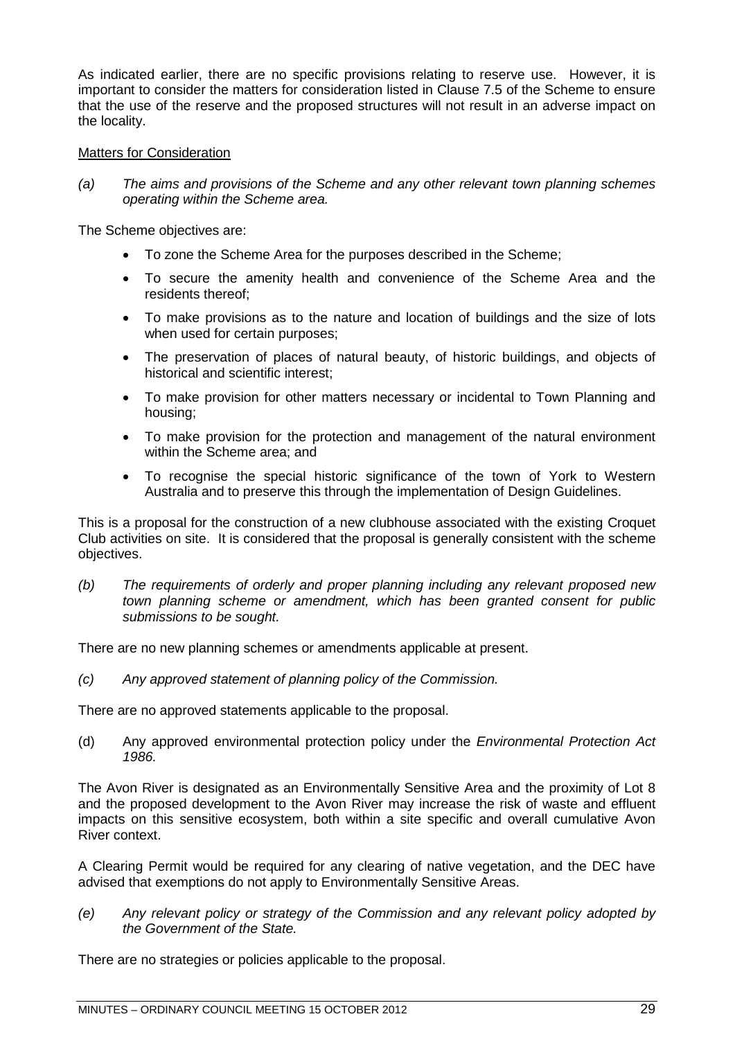As indicated earlier, there are no specific provisions relating to reserve use. However, it is important to consider the matters for consideration listed in Clause 7.5 of the Scheme to ensure that the use of the reserve and the proposed structures will not result in an adverse impact on the locality.

<u>Matters for Consideration</u>

*(a) The aims and provisions of the Scheme and any other relevant town planning schemes operating within the Scheme area.*

The Scheme objectives are:

- To zone the Scheme Area for the purposes described in the Scheme;
- To secure the amenity health and convenience of the Scheme Area and the residents thereof;
- To make provisions as to the nature and location of buildings and the size of lots when used for certain purposes;
- The preservation of places of natural beauty, of historic buildings, and objects of historical and scientific interest;
- To make provision for other matters necessary or incidental to Town Planning and housing;
- To make provision for the protection and management of the natural environment within the Scheme area; and
- To recognise the special historic significance of the town of York to Western Australia and to preserve this through the implementation of Design Guidelines.

This is a proposal for the construction of a new clubhouse associated with the existing Croquet Club activities on site. It is considered that the proposal is generally consistent with the scheme objectives.

*(b) The requirements of orderly and proper planning including any relevant proposed new town planning scheme or amendment, which has been granted consent for public submissions to be sought.*

There are no new planning schemes or amendments applicable at present.

*(c) Any approved statement of planning policy of the Commission.*

There are no approved statements applicable to the proposal.

(d) Any approved environmental protection policy under the *Environmental Protection Act 1986.*

The Avon River is designated as an Environmentally Sensitive Area and the proximity of Lot 8 and the proposed development to the Avon River may increase the risk of waste and effluent impacts on this sensitive ecosystem, both within a site specific and overall cumulative Avon River context.

A Clearing Permit would be required for any clearing of native vegetation, and the DEC have advised that exemptions do not apply to Environmentally Sensitive Areas.

*(e) Any relevant policy or strategy of the Commission and any relevant policy adopted by the Government of the State.*

There are no strategies or policies applicable to the proposal.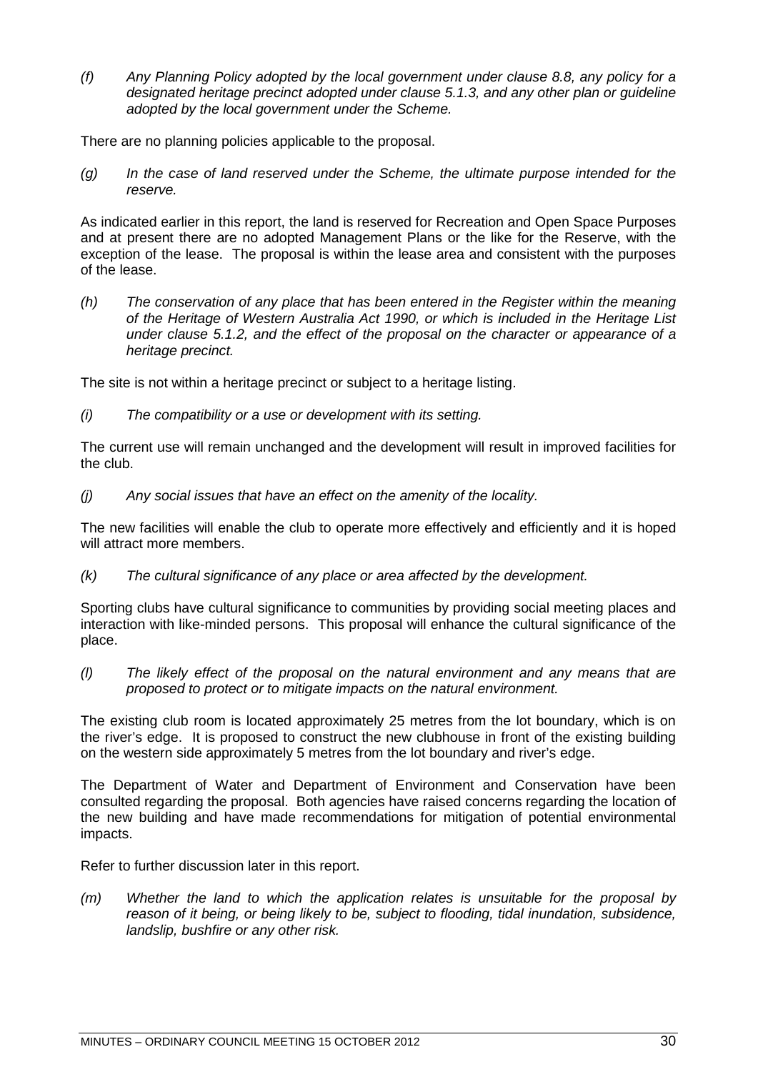*(f) Any Planning Policy adopted by the local government under clause 8.8, any policy for a designated heritage precinct adopted under clause 5.1.3, and any other plan or guideline adopted by the local government under the Scheme.*

There are no planning policies applicable to the proposal.

*(g) In the case of land reserved under the Scheme, the ultimate purpose intended for the reserve.*

As indicated earlier in this report, the land is reserved for Recreation and Open Space Purposes and at present there are no adopted Management Plans or the like for the Reserve, with the exception of the lease. The proposal is within the lease area and consistent with the purposes of the lease.

*(h) The conservation of any place that has been entered in the Register within the meaning of the Heritage of Western Australia Act 1990, or which is included in the Heritage List under clause 5.1.2, and the effect of the proposal on the character or appearance of a heritage precinct.*

The site is not within a heritage precinct or subject to a heritage listing.

*(i) The compatibility or a use or development with its setting.*

The current use will remain unchanged and the development will result in improved facilities for the club.

*(j) Any social issues that have an effect on the amenity of the locality.*

The new facilities will enable the club to operate more effectively and efficiently and it is hoped will attract more members.

*(k) The cultural significance of any place or area affected by the development.*

Sporting clubs have cultural significance to communities by providing social meeting places and interaction with like-minded persons. This proposal will enhance the cultural significance of the place.

*(l) The likely effect of the proposal on the natural environment and any means that are proposed to protect or to mitigate impacts on the natural environment.*

The existing club room is located approximately 25 metres from the lot boundary, which is on the river's edge. It is proposed to construct the new clubhouse in front of the existing building on the western side approximately 5 metres from the lot boundary and river's edge.

The Department of Water and Department of Environment and Conservation have been consulted regarding the proposal. Both agencies have raised concerns regarding the location of the new building and have made recommendations for mitigation of potential environmental impacts.

Refer to further discussion later in this report.

*(m) Whether the land to which the application relates is unsuitable for the proposal by reason of it being, or being likely to be, subject to flooding, tidal inundation, subsidence, landslip, bushfire or any other risk.*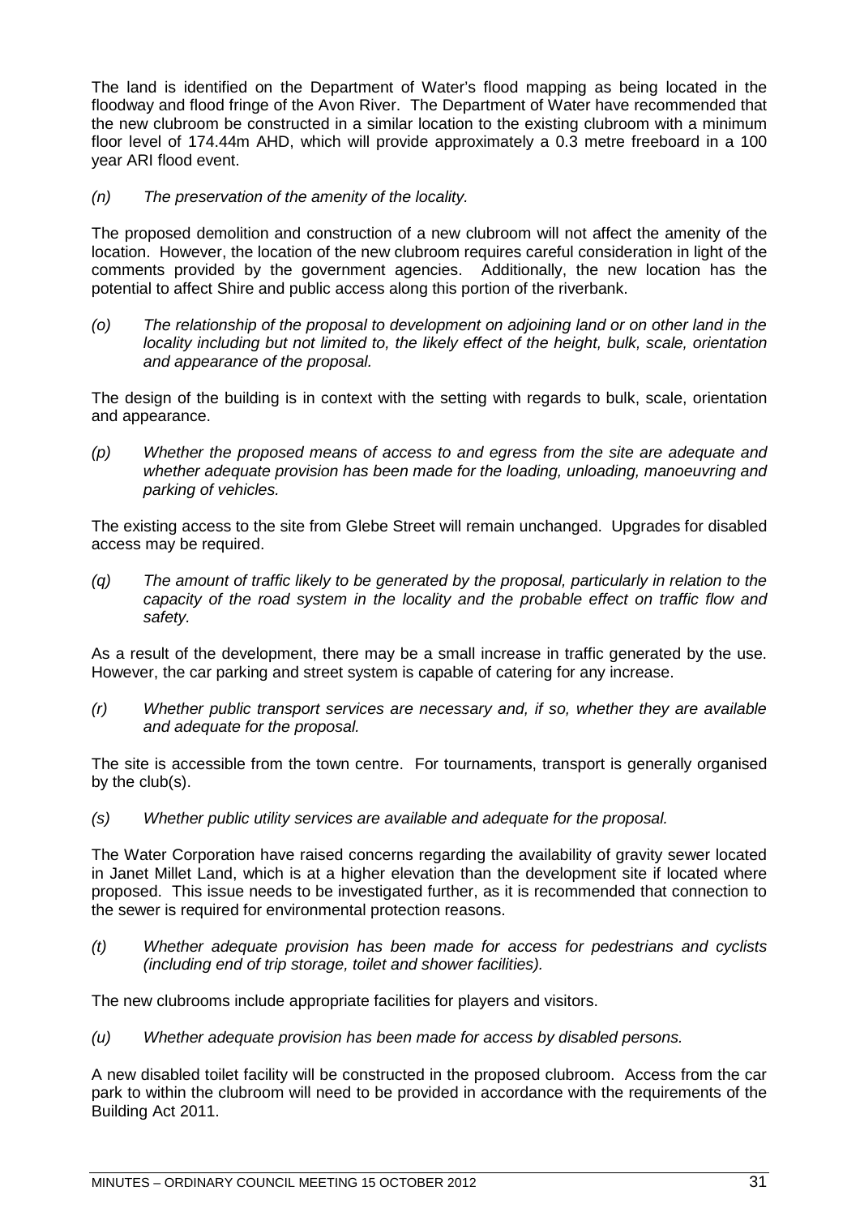The land is identified on the Department of Water's flood mapping as being located in the floodway and flood fringe of the Avon River. The Department of Water have recommended that the new clubroom be constructed in a similar location to the existing clubroom with a minimum floor level of 174.44m AHD, which will provide approximately a 0.3 metre freeboard in a 100 year ARI flood event.

*(n) The preservation of the amenity of the locality.*

The proposed demolition and construction of a new clubroom will not affect the amenity of the location. However, the location of the new clubroom requires careful consideration in light of the comments provided by the government agencies. Additionally, the new location has the potential to affect Shire and public access along this portion of the riverbank.

*(o) The relationship of the proposal to development on adjoining land or on other land in the locality including but not limited to, the likely effect of the height, bulk, scale, orientation and appearance of the proposal.*

The design of the building is in context with the setting with regards to bulk, scale, orientation and appearance.

*(p) Whether the proposed means of access to and egress from the site are adequate and whether adequate provision has been made for the loading, unloading, manoeuvring and parking of vehicles.*

The existing access to the site from Glebe Street will remain unchanged. Upgrades for disabled access may be required.

*(q) The amount of traffic likely to be generated by the proposal, particularly in relation to the capacity of the road system in the locality and the probable effect on traffic flow and safety.*

As a result of the development, there may be a small increase in traffic generated by the use. However, the car parking and street system is capable of catering for any increase.

*(r) Whether public transport services are necessary and, if so, whether they are available and adequate for the proposal.*

The site is accessible from the town centre. For tournaments, transport is generally organised by the club(s).

*(s) Whether public utility services are available and adequate for the proposal.*

The Water Corporation have raised concerns regarding the availability of gravity sewer located in Janet Millet Land, which is at a higher elevation than the development site if located where proposed. This issue needs to be investigated further, as it is recommended that connection to the sewer is required for environmental protection reasons.

*(t) Whether adequate provision has been made for access for pedestrians and cyclists (including end of trip storage, toilet and shower facilities).*

The new clubrooms include appropriate facilities for players and visitors.

*(u) Whether adequate provision has been made for access by disabled persons.*

A new disabled toilet facility will be constructed in the proposed clubroom. Access from the car park to within the clubroom will need to be provided in accordance with the requirements of the Building Act 2011.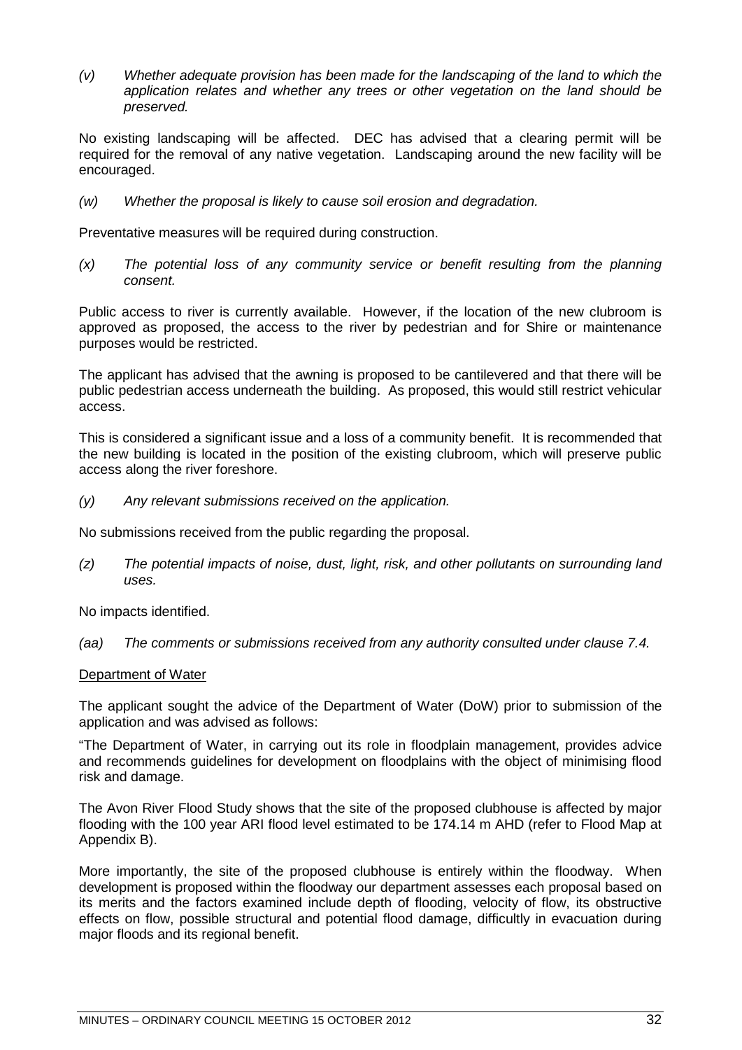*(v) Whether adequate provision has been made for the landscaping of the land to which the application relates and whether any trees or other vegetation on the land should be preserved.*

No existing landscaping will be affected. DEC has advised that a clearing permit will be required for the removal of any native vegetation. Landscaping around the new facility will be encouraged.

*(w) Whether the proposal is likely to cause soil erosion and degradation.*

Preventative measures will be required during construction.

*(x) The potential loss of any community service or benefit resulting from the planning consent.*

Public access to river is currently available. However, if the location of the new clubroom is approved as proposed, the access to the river by pedestrian and for Shire or maintenance purposes would be restricted.

The applicant has advised that the awning is proposed to be cantilevered and that there will be public pedestrian access underneath the building. As proposed, this would still restrict vehicular access.

This is considered a significant issue and a loss of a community benefit. It is recommended that the new building is located in the position of the existing clubroom, which will preserve public access along the river foreshore.

*(y) Any relevant submissions received on the application.*

No submissions received from the public regarding the proposal.

*(z) The potential impacts of noise, dust, light, risk, and other pollutants on surrounding land uses.*

No impacts identified.

*(aa) The comments or submissions received from any authority consulted under clause 7.4.*

Department of Water

The applicant sought the advice of the Department of Water (DoW) prior to submission of the application and was advised as follows:

"The Department of Water, in carrying out its role in floodplain management, provides advice and recommends guidelines for development on floodplains with the object of minimising flood risk and damage.

The Avon River Flood Study shows that the site of the proposed clubhouse is affected by major flooding with the 100 year ARI flood level estimated to be 174.14 m AHD (refer to Flood Map at Appendix B).

More importantly, the site of the proposed clubhouse is entirely within the floodway. When development is proposed within the floodway our department assesses each proposal based on its merits and the factors examined include depth of flooding, velocity of flow, its obstructive effects on flow, possible structural and potential flood damage, difficultly in evacuation during major floods and its regional benefit.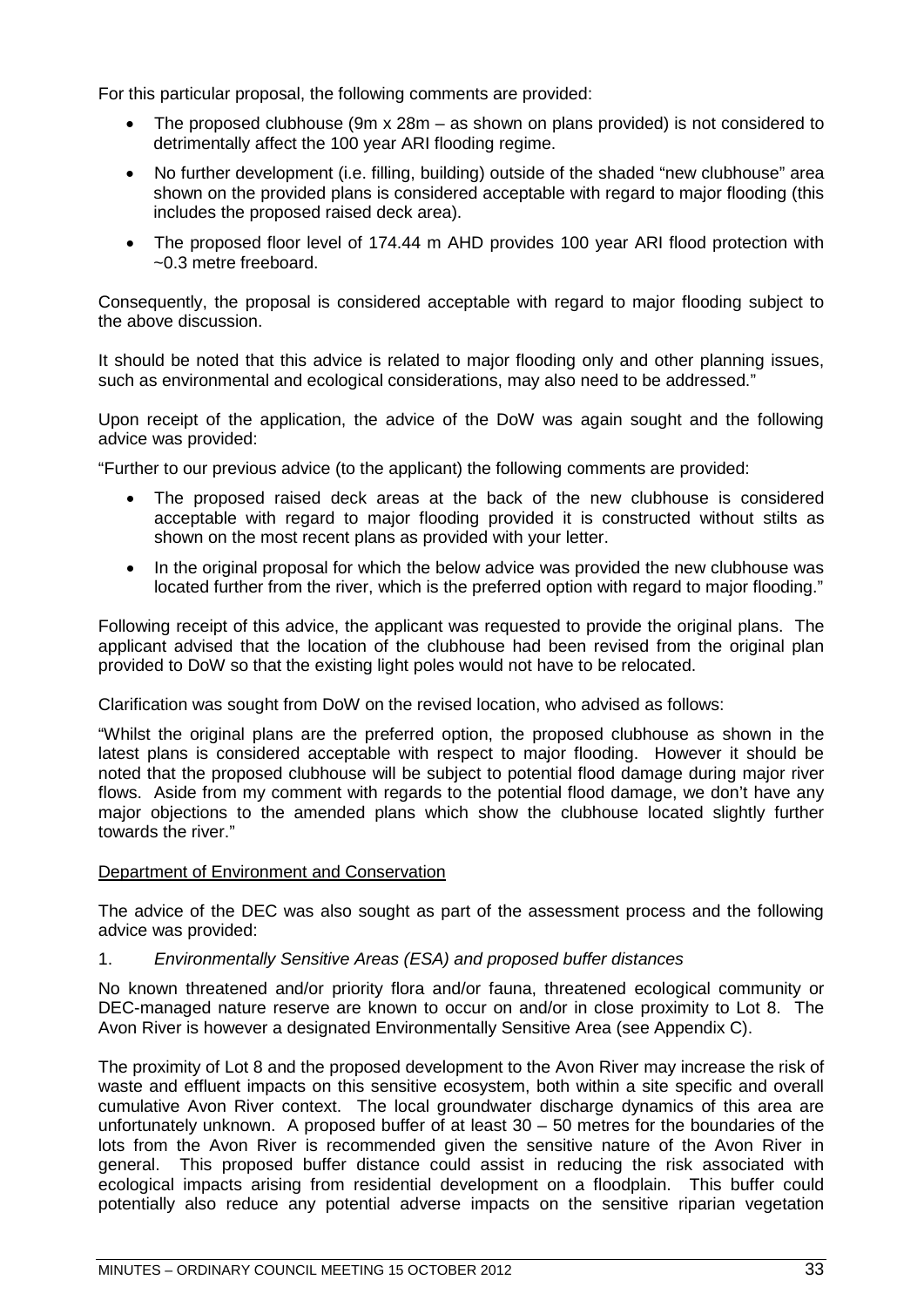For this particular proposal, the following comments are provided:

- The proposed clubhouse (9m x 28m – as shown on plans provided) is not considered to detrimentally affect the 100 year ARI flooding regime.
- No further development (i.e. filling, building) outside of the shaded "new clubhouse" area shown on the provided plans is considered acceptable with regard to major flooding (this includes the proposed raised deck area).
- The proposed floor level of 174.44 m AHD provides 100 year ARI flood protection with ~0.3 metre freeboard.

Consequently, the proposal is considered acceptable with regard to major flooding subject to the above discussion.

It should be noted that this advice is related to major flooding only and other planning issues, such as environmental and ecological considerations, may also need to be addressed."

Upon receipt of the application, the advice of the DoW was again sought and the following advice was provided:

"Further to our previous advice (to the applicant) the following comments are provided:

- The proposed raised deck areas at the back of the new clubhouse is considered acceptable with regard to major flooding provided it is constructed without stilts as shown on the most recent plans as provided with your letter.
- In the original proposal for which the below advice was provided the new clubhouse was located further from the river, which is the preferred option with regard to major flooding."

Following receipt of this advice, the applicant was requested to provide the original plans. The applicant advised that the location of the clubhouse had been revised from the original plan provided to DoW so that the existing light poles would not have to be relocated.

Clarification was sought from DoW on the revised location, who advised as follows:

"Whilst the original plans are the preferred option, the proposed clubhouse as shown in the latest plans is considered acceptable with respect to major flooding. However it should be noted that the proposed clubhouse will be subject to potential flood damage during major river flows. Aside from my comment with regards to the potential flood damage, we don't have any major objections to the amended plans which show the clubhouse located slightly further towards the river."

<u>Department of Environment and Conservation</u>

The advice of the DEC was also sought as part of the assessment process and the following advice was provided:

1. *Environmentally Sensitive Areas (ESA) and proposed buffer distances*

No known threatened and/or priority flora and/or fauna, threatened ecological community or DEC-managed nature reserve are known to occur on and/or in close proximity to Lot 8. The Avon River is however a designated Environmentally Sensitive Area (see Appendix C).

The proximity of Lot 8 and the proposed development to the Avon River may increase the risk of waste and effluent impacts on this sensitive ecosystem, both within a site specific and overall cumulative Avon River context. The local groundwater discharge dynamics of this area are unfortunately unknown. A proposed buffer of at least 30 – 50 metres for the boundaries of the lots from the Avon River is recommended given the sensitive nature of the Avon River in general. This proposed buffer distance could assist in reducing the risk associated with ecological impacts arising from residential development on a floodplain. This buffer could potentially also reduce any potential adverse impacts on the sensitive riparian vegetation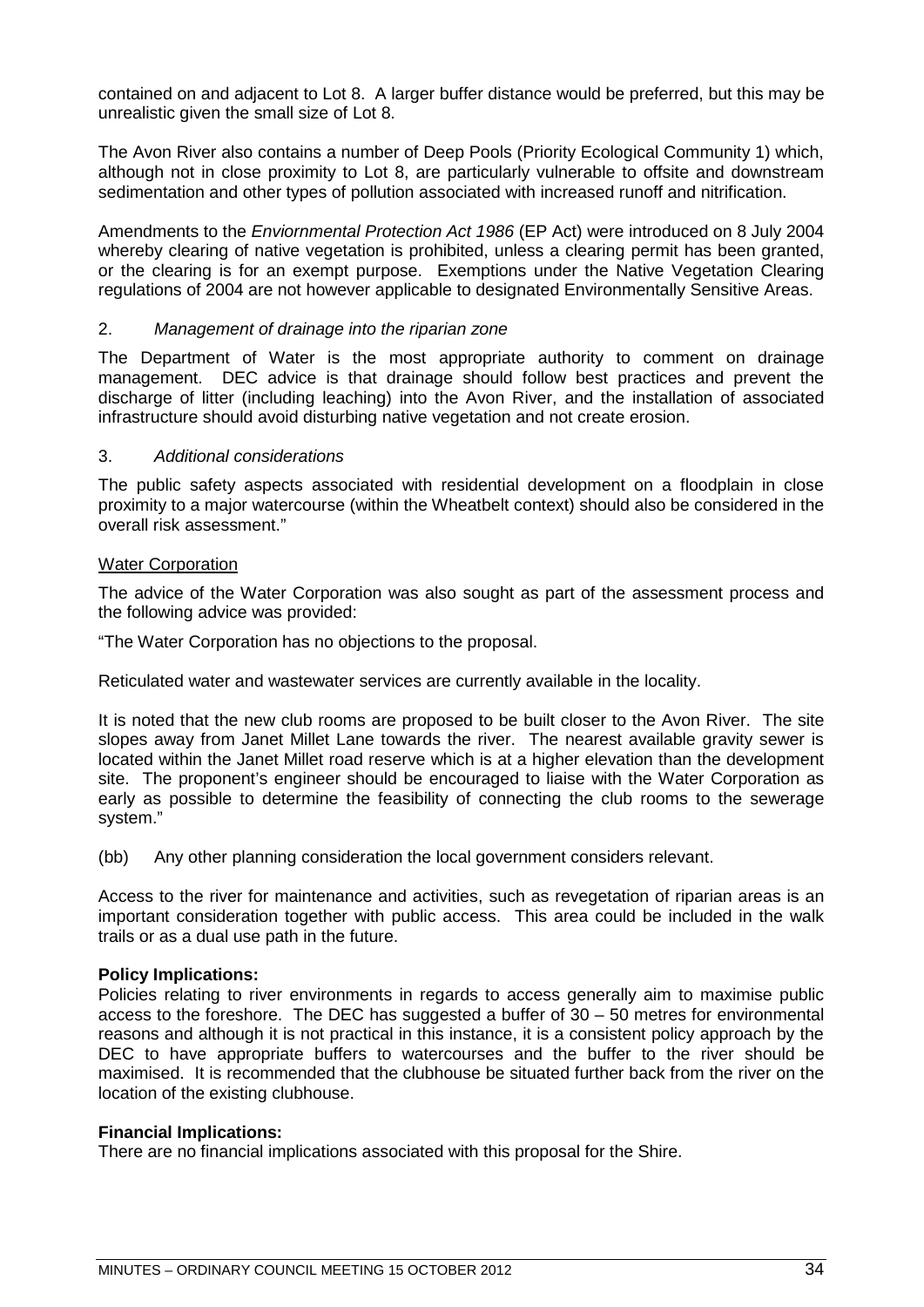contained on and adjacent to Lot 8. A larger buffer distance would be preferred, but this may be unrealistic given the small size of Lot 8.

The Avon River also contains a number of Deep Pools (Priority Ecological Community 1) which, although not in close proximity to Lot 8, are particularly vulnerable to offsite and downstream sedimentation and other types of pollution associated with increased runoff and nitrification.

Amendments to the *Enviornmental Protection Act 1986* (EP Act) were introduced on 8 July 2004 whereby clearing of native vegetation is prohibited, unless a clearing permit has been granted, or the clearing is for an exempt purpose. Exemptions under the Native Vegetation Clearing regulations of 2004 are not however applicable to designated Environmentally Sensitive Areas.

2. *Management of drainage into the riparian zone*

The Department of Water is the most appropriate authority to comment on drainage management. DEC advice is that drainage should follow best practices and prevent the discharge of litter (including leaching) into the Avon River, and the installation of associated infrastructure should avoid disturbing native vegetation and not create erosion.

3. *Additional considerations*

The public safety aspects associated with residential development on a floodplain in close proximity to a major watercourse (within the Wheatbelt context) should also be considered in the overall risk assessment."

Water Corporation

The advice of the Water Corporation was also sought as part of the assessment process and the following advice was provided:

"The Water Corporation has no objections to the proposal.

Reticulated water and wastewater services are currently available in the locality.

It is noted that the new club rooms are proposed to be built closer to the Avon River. The site slopes away from Janet Millet Lane towards the river. The nearest available gravity sewer is located within the Janet Millet road reserve which is at a higher elevation than the development site. The proponent's engineer should be encouraged to liaise with the Water Corporation as early as possible to determine the feasibility of connecting the club rooms to the sewerage system."

(bb) Any other planning consideration the local government considers relevant.

Access to the river for maintenance and activities, such as revegetation of riparian areas is an important consideration together with public access. This area could be included in the walk trails or as a dual use path in the future.

**Policy Implications:**
Policies relating to river environments in regards to access generally aim to maximise public access to the foreshore. The DEC has suggested a buffer of 30 – 50 metres for environmental reasons and although it is not practical in this instance, it is a consistent policy approach by the DEC to have appropriate buffers to watercourses and the buffer to the river should be maximised. It is recommended that the clubhouse be situated further back from the river on the location of the existing clubhouse.

**Financial Implications:**
There are no financial implications associated with this proposal for the Shire.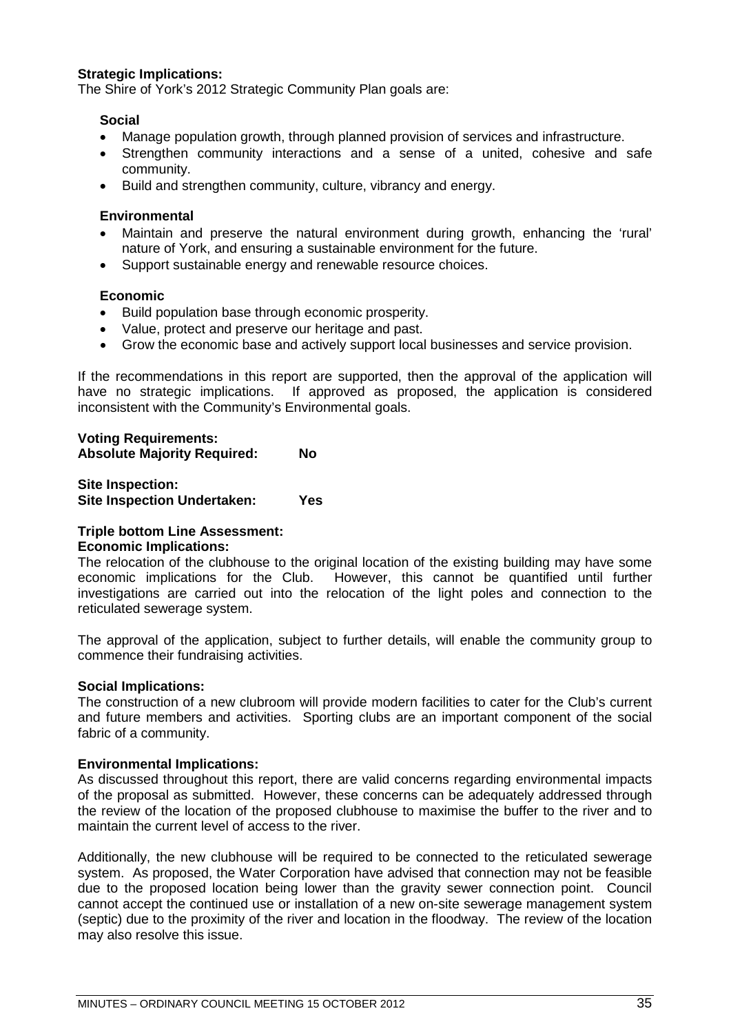**Strategic Implications:**
The Shire of York's 2012 Strategic Community Plan goals are:

**Social**

- Manage population growth, through planned provision of services and infrastructure.
- Strengthen community interactions and a sense of a united, cohesive and safe community.
- Build and strengthen community, culture, vibrancy and energy.

**Environmental**

- Maintain and preserve the natural environment during growth, enhancing the 'rural' nature of York, and ensuring a sustainable environment for the future.
- Support sustainable energy and renewable resource choices.

**Economic**

- Build population base through economic prosperity.
- Value, protect and preserve our heritage and past.
- Grow the economic base and actively support local businesses and service provision.

If the recommendations in this report are supported, then the approval of the application will have no strategic implications. If approved as proposed, the application is considered inconsistent with the Community's Environmental goals.

**Voting Requirements:**
**Absolute Majority Required: No**

**Site Inspection:**
**Site Inspection Undertaken: Yes**

**Triple bottom Line Assessment:**
**Economic Implications:**
The relocation of the clubhouse to the original location of the existing building may have some economic implications for the Club. However, this cannot be quantified until further investigations are carried out into the relocation of the light poles and connection to the reticulated sewerage system.

The approval of the application, subject to further details, will enable the community group to commence their fundraising activities.

**Social Implications:**
The construction of a new clubroom will provide modern facilities to cater for the Club's current and future members and activities. Sporting clubs are an important component of the social fabric of a community.

**Environmental Implications:**
As discussed throughout this report, there are valid concerns regarding environmental impacts of the proposal as submitted. However, these concerns can be adequately addressed through the review of the location of the proposed clubhouse to maximise the buffer to the river and to maintain the current level of access to the river.

Additionally, the new clubhouse will be required to be connected to the reticulated sewerage system. As proposed, the Water Corporation have advised that connection may not be feasible due to the proposed location being lower than the gravity sewer connection point. Council cannot accept the continued use or installation of a new on-site sewerage management system (septic) due to the proximity of the river and location in the floodway. The review of the location may also resolve this issue.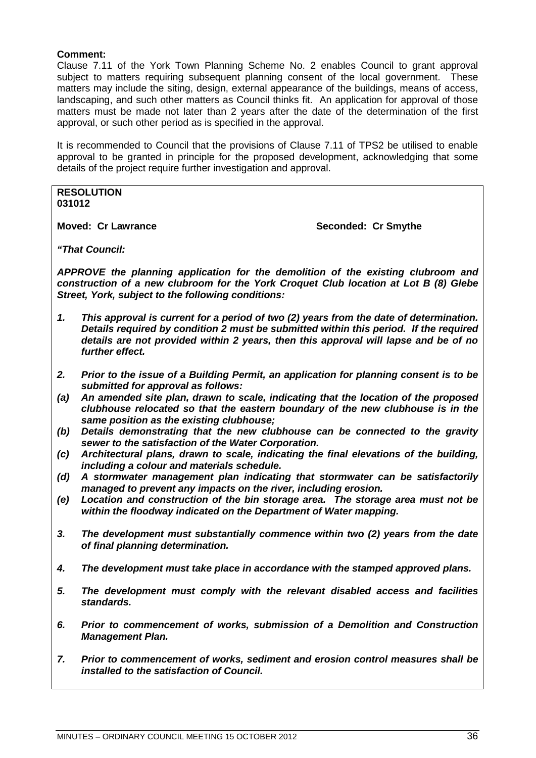**Comment:**

Clause 7.11 of the York Town Planning Scheme No. 2 enables Council to grant approval subject to matters requiring subsequent planning consent of the local government. These matters may include the siting, design, external appearance of the buildings, means of access, landscaping, and such other matters as Council thinks fit. An application for approval of those matters must be made not later than 2 years after the date of the determination of the first approval, or such other period as is specified in the approval.

It is recommended to Council that the provisions of Clause 7.11 of TPS2 be utilised to enable approval to be granted in principle for the proposed development, acknowledging that some details of the project require further investigation and approval.

**RESOLUTION**
**031012**

**Moved: Cr Lawrance** **Seconded: Cr Smythe**

***"That Council:***

***APPROVE the planning application for the demolition of the existing clubroom and construction of a new clubroom for the York Croquet Club location at Lot B (8) Glebe Street, York, subject to the following conditions:***

***1. This approval is current for a period of two (2) years from the date of determination. Details required by condition 2 must be submitted within this period. If the required details are not provided within 2 years, then this approval will lapse and be of no further effect.***

***2. Prior to the issue of a Building Permit, an application for planning consent is to be submitted for approval as follows:***

***(a) An amended site plan, drawn to scale, indicating that the location of the proposed clubhouse relocated so that the eastern boundary of the new clubhouse is in the same position as the existing clubhouse;***

***(b) Details demonstrating that the new clubhouse can be connected to the gravity sewer to the satisfaction of the Water Corporation.***

***(c) Architectural plans, drawn to scale, indicating the final elevations of the building, including a colour and materials schedule.***

***(d) A stormwater management plan indicating that stormwater can be satisfactorily managed to prevent any impacts on the river, including erosion.***

***(e) Location and construction of the bin storage area. The storage area must not be within the floodway indicated on the Department of Water mapping.***

***3. The development must substantially commence within two (2) years from the date of final planning determination.***

***4. The development must take place in accordance with the stamped approved plans.***

***5. The development must comply with the relevant disabled access and facilities standards.***

***6. Prior to commencement of works, submission of a Demolition and Construction Management Plan.***

***7. Prior to commencement of works, sediment and erosion control measures shall be installed to the satisfaction of Council.***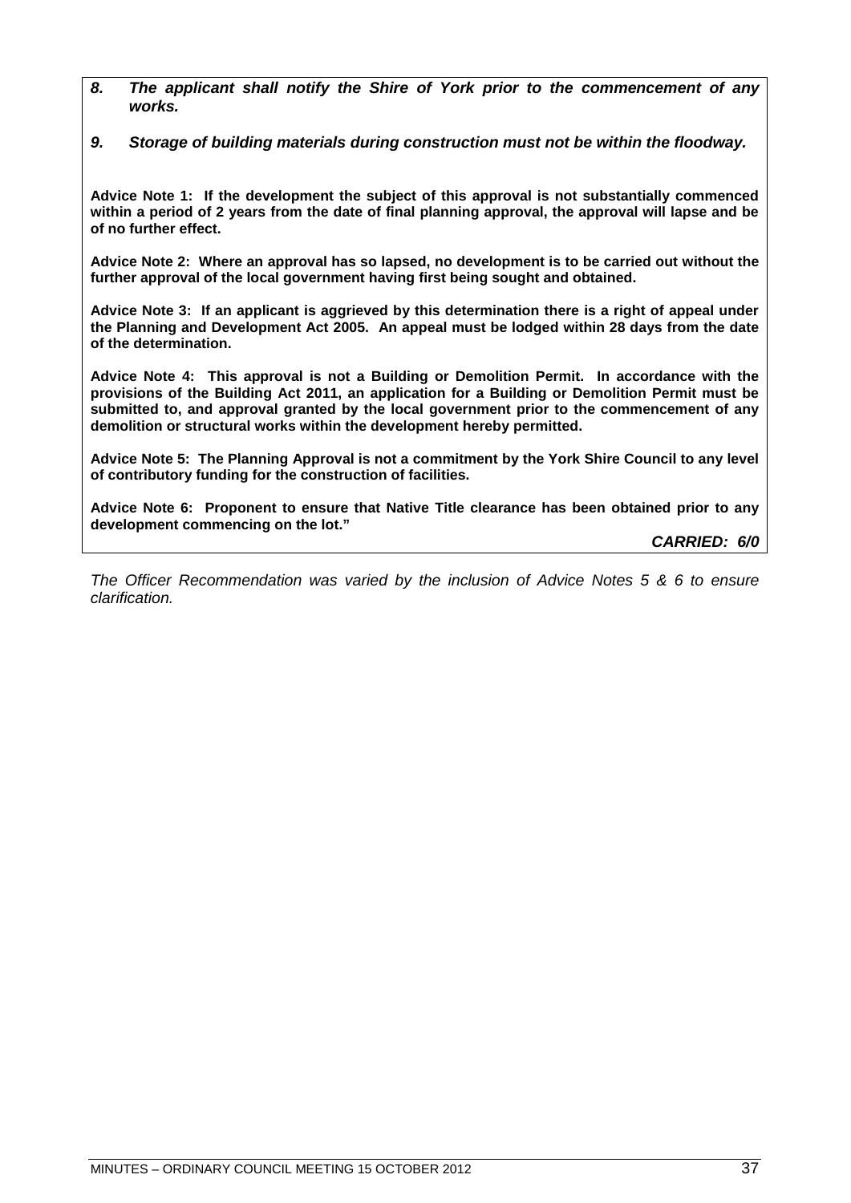8. ***The applicant shall notify the Shire of York prior to the commencement of any works.***

9. ***Storage of building materials during construction must not be within the floodway.***

**Advice Note 1: If the development the subject of this approval is not substantially commenced within a period of 2 years from the date of final planning approval, the approval will lapse and be of no further effect.**

**Advice Note 2: Where an approval has so lapsed, no development is to be carried out without the further approval of the local government having first being sought and obtained.**

**Advice Note 3: If an applicant is aggrieved by this determination there is a right of appeal under the Planning and Development Act 2005. An appeal must be lodged within 28 days from the date of the determination.**

**Advice Note 4: This approval is not a Building or Demolition Permit. In accordance with the provisions of the Building Act 2011, an application for a Building or Demolition Permit must be submitted to, and approval granted by the local government prior to the commencement of any demolition or structural works within the development hereby permitted.**

**Advice Note 5: The Planning Approval is not a commitment by the York Shire Council to any level of contributory funding for the construction of facilities.**

**Advice Note 6: Proponent to ensure that Native Title clearance has been obtained prior to any development commencing on the lot."**

***CARRIED: 6/0***

*The Officer Recommendation was varied by the inclusion of Advice Notes 5 & 6 to ensure clarification.*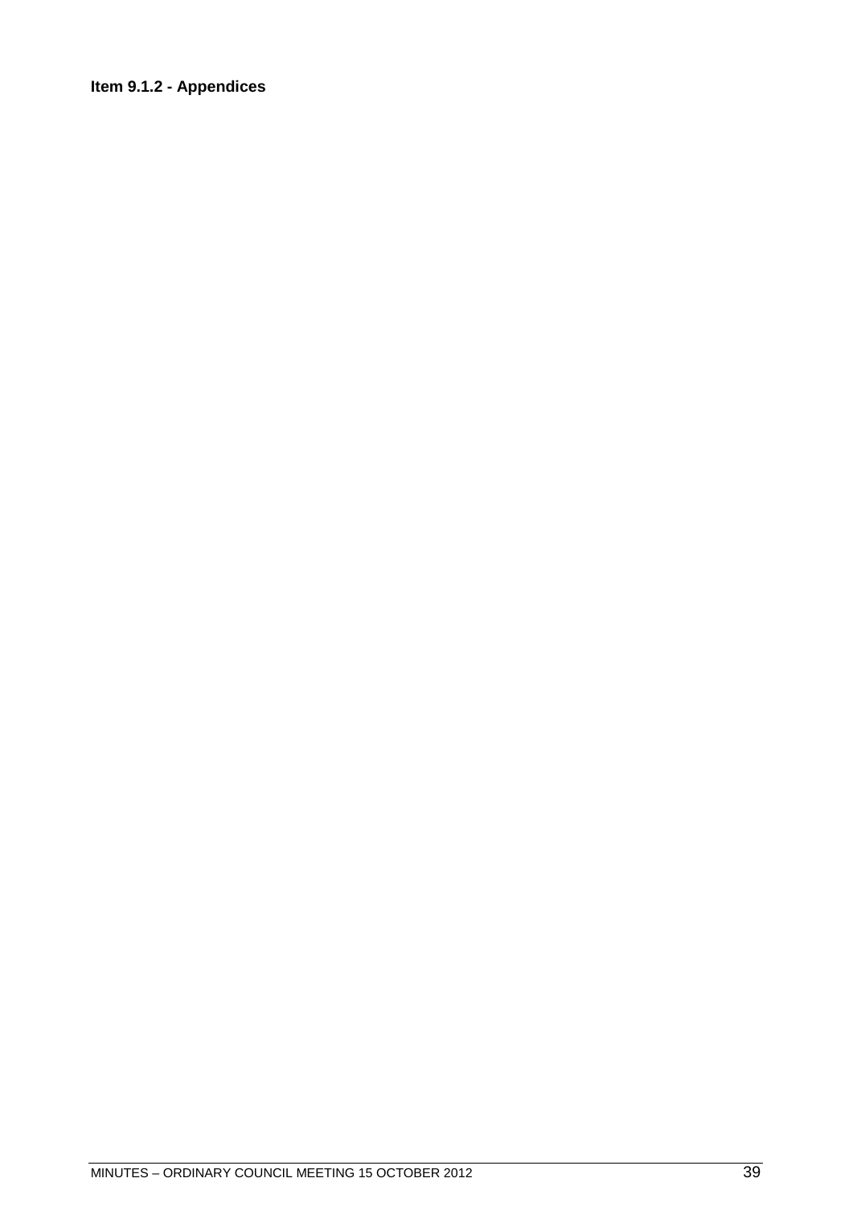**Item 9.1.2 - Appendices**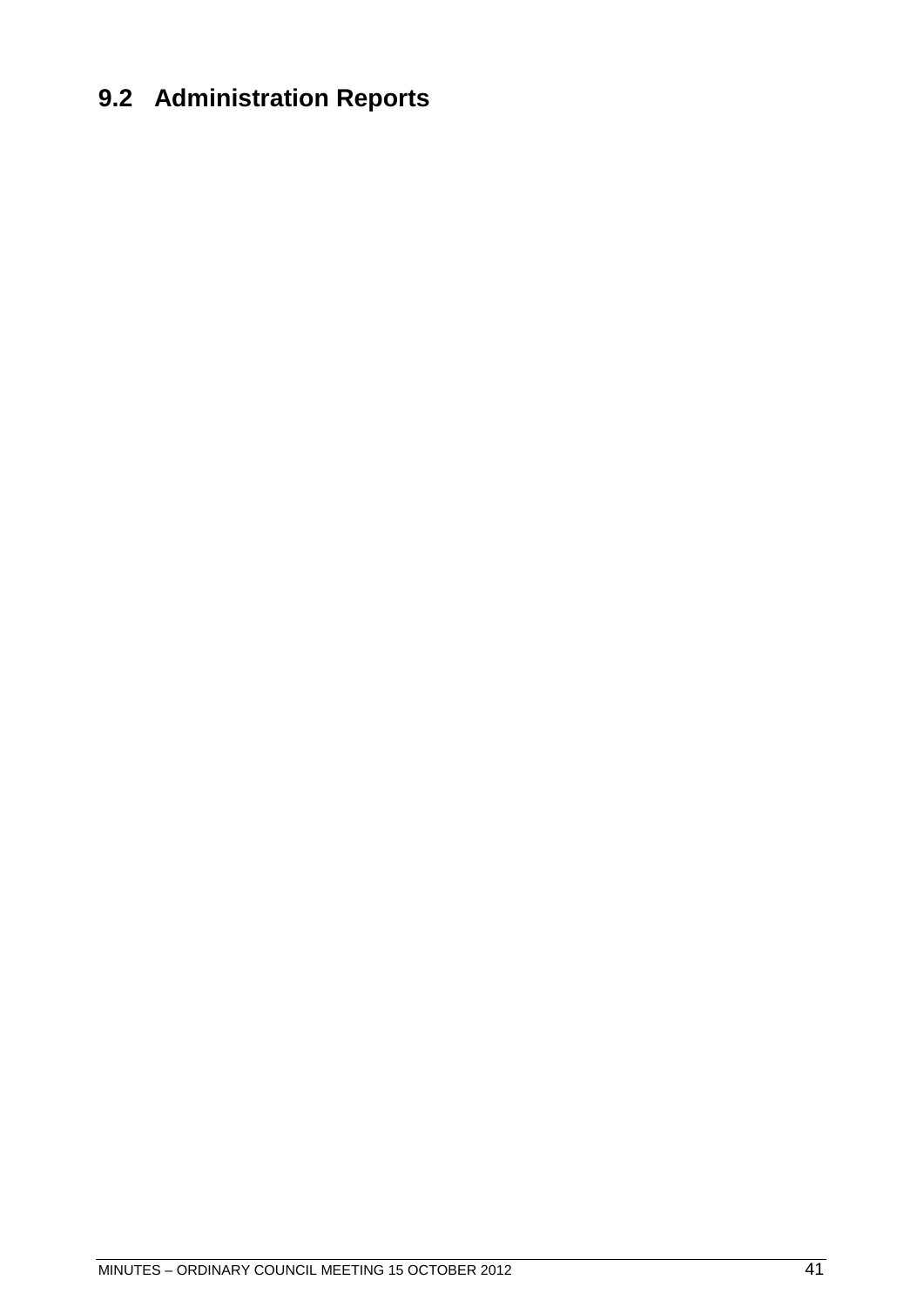# 9.2 Administration Reports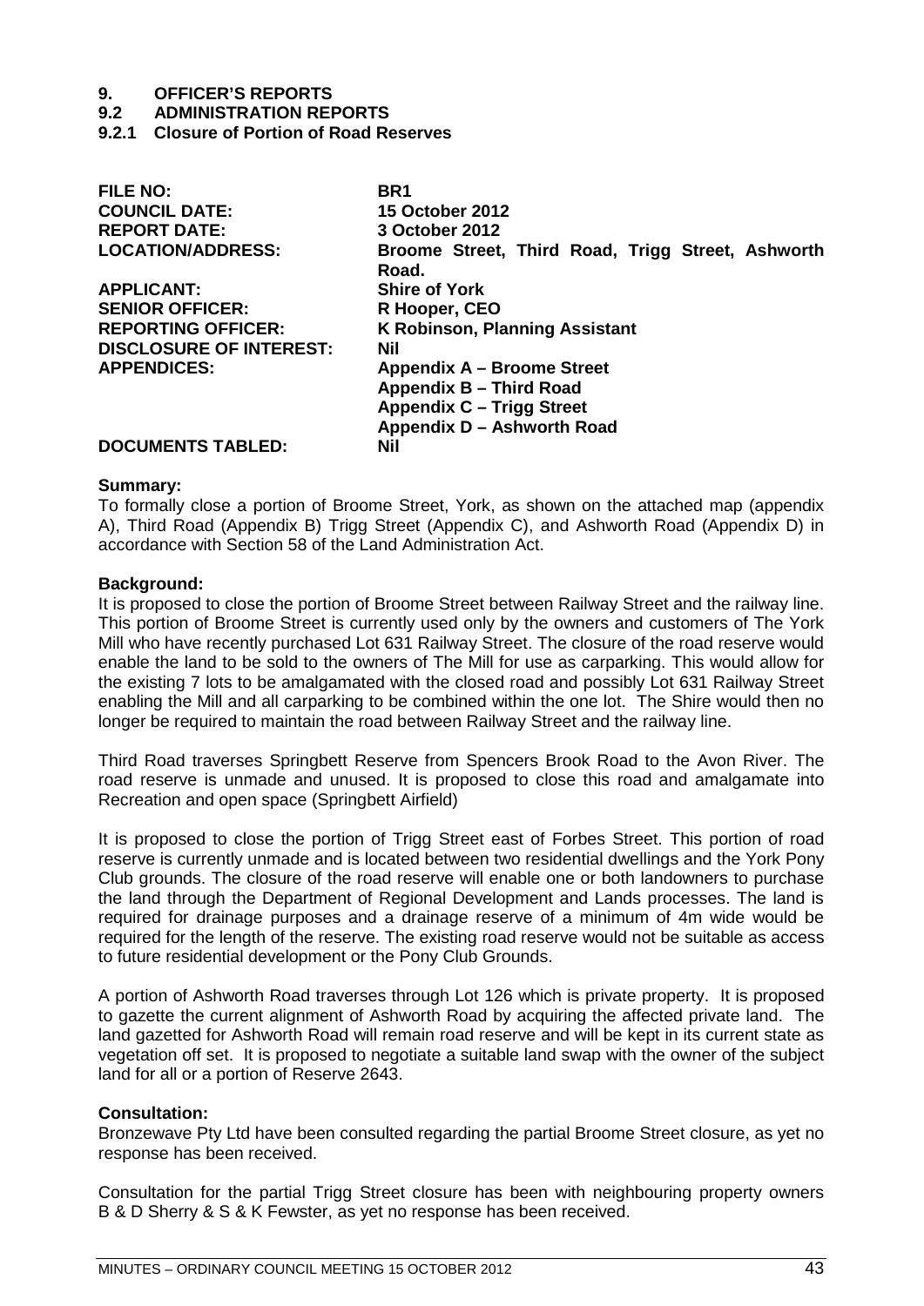# 9. OFFICER'S REPORTS

## 9.2 ADMINISTRATION REPORTS

### 9.2.1 Closure of Portion of Road Reserves

| | |
|---|---|
| **FILE NO:** | **BR1** |
| **COUNCIL DATE:** | **15 October 2012** |
| **REPORT DATE:** | **3 October 2012** |
| **LOCATION/ADDRESS:** | **Broome Street, Third Road, Trigg Street, Ashworth Road.** |
| **APPLICANT:** | **Shire of York** |
| **SENIOR OFFICER:** | **R Hooper, CEO** |
| **REPORTING OFFICER:** | **K Robinson, Planning Assistant** |
| **DISCLOSURE OF INTEREST:** | **Nil** |
| **APPENDICES:** | **Appendix A – Broome Street**<br>**Appendix B – Third Road**<br>**Appendix C – Trigg Street**<br>**Appendix D – Ashworth Road** |
| **DOCUMENTS TABLED:** | **Nil** |

**Summary:**
To formally close a portion of Broome Street, York, as shown on the attached map (appendix A), Third Road (Appendix B) Trigg Street (Appendix C), and Ashworth Road (Appendix D) in accordance with Section 58 of the Land Administration Act.

**Background:**
It is proposed to close the portion of Broome Street between Railway Street and the railway line. This portion of Broome Street is currently used only by the owners and customers of The York Mill who have recently purchased Lot 631 Railway Street. The closure of the road reserve would enable the land to be sold to the owners of The Mill for use as carparking. This would allow for the existing 7 lots to be amalgamated with the closed road and possibly Lot 631 Railway Street enabling the Mill and all carparking to be combined within the one lot. The Shire would then no longer be required to maintain the road between Railway Street and the railway line.

Third Road traverses Springbett Reserve from Spencers Brook Road to the Avon River. The road reserve is unmade and unused. It is proposed to close this road and amalgamate into Recreation and open space (Springbett Airfield)

It is proposed to close the portion of Trigg Street east of Forbes Street. This portion of road reserve is currently unmade and is located between two residential dwellings and the York Pony Club grounds. The closure of the road reserve will enable one or both landowners to purchase the land through the Department of Regional Development and Lands processes. The land is required for drainage purposes and a drainage reserve of a minimum of 4m wide would be required for the length of the reserve. The existing road reserve would not be suitable as access to future residential development or the Pony Club Grounds.

A portion of Ashworth Road traverses through Lot 126 which is private property. It is proposed to gazette the current alignment of Ashworth Road by acquiring the affected private land. The land gazetted for Ashworth Road will remain road reserve and will be kept in its current state as vegetation off set. It is proposed to negotiate a suitable land swap with the owner of the subject land for all or a portion of Reserve 2643.

**Consultation:**
Bronzewave Pty Ltd have been consulted regarding the partial Broome Street closure, as yet no response has been received.

Consultation for the partial Trigg Street closure has been with neighbouring property owners B & D Sherry & S & K Fewster, as yet no response has been received.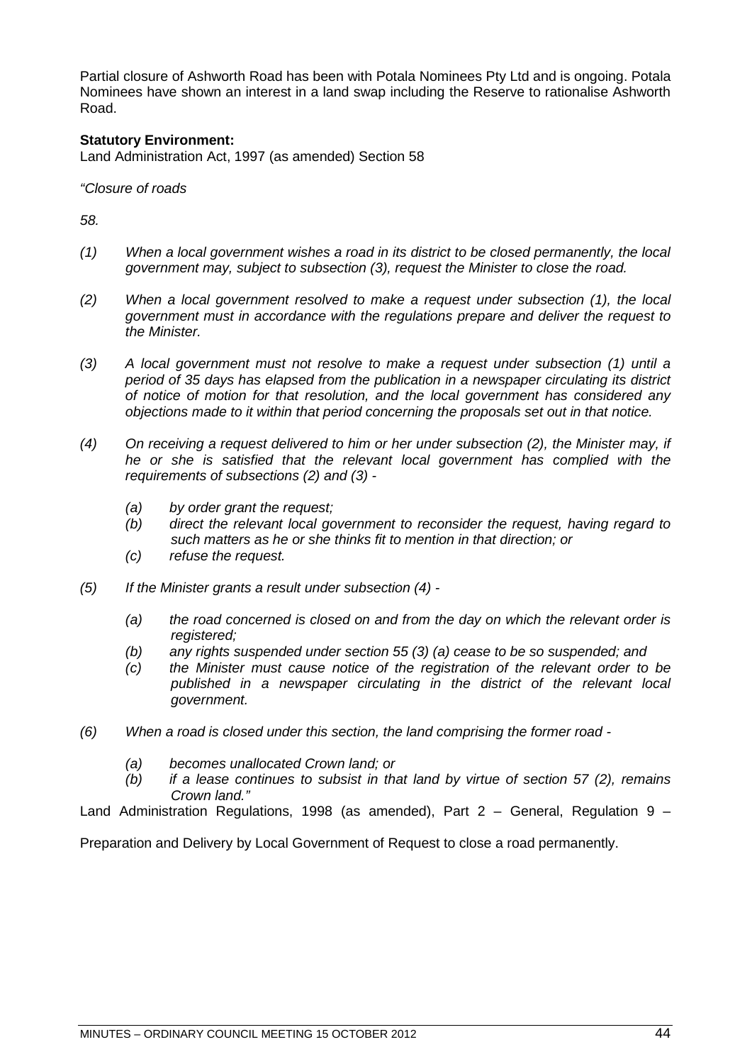Partial closure of Ashworth Road has been with Potala Nominees Pty Ltd and is ongoing. Potala Nominees have shown an interest in a land swap including the Reserve to rationalise Ashworth Road.

**Statutory Environment:**
Land Administration Act, 1997 (as amended) Section 58

*"Closure of roads*

*58.*

*(1) When a local government wishes a road in its district to be closed permanently, the local government may, subject to subsection (3), request the Minister to close the road.*

*(2) When a local government resolved to make a request under subsection (1), the local government must in accordance with the regulations prepare and deliver the request to the Minister.*

*(3) A local government must not resolve to make a request under subsection (1) until a period of 35 days has elapsed from the publication in a newspaper circulating its district of notice of motion for that resolution, and the local government has considered any objections made to it within that period concerning the proposals set out in that notice.*

*(4) On receiving a request delivered to him or her under subsection (2), the Minister may, if he or she is satisfied that the relevant local government has complied with the requirements of subsections (2) and (3) -*

*(a) by order grant the request;*
*(b) direct the relevant local government to reconsider the request, having regard to such matters as he or she thinks fit to mention in that direction; or*
*(c) refuse the request.*

*(5) If the Minister grants a result under subsection (4) -*

*(a) the road concerned is closed on and from the day on which the relevant order is registered;*
*(b) any rights suspended under section 55 (3) (a) cease to be so suspended; and*
*(c) the Minister must cause notice of the registration of the relevant order to be published in a newspaper circulating in the district of the relevant local government.*

*(6) When a road is closed under this section, the land comprising the former road -*

*(a) becomes unallocated Crown land; or*
*(b) if a lease continues to subsist in that land by virtue of section 57 (2), remains Crown land."*

Land Administration Regulations, 1998 (as amended), Part 2 – General, Regulation 9 –

Preparation and Delivery by Local Government of Request to close a road permanently.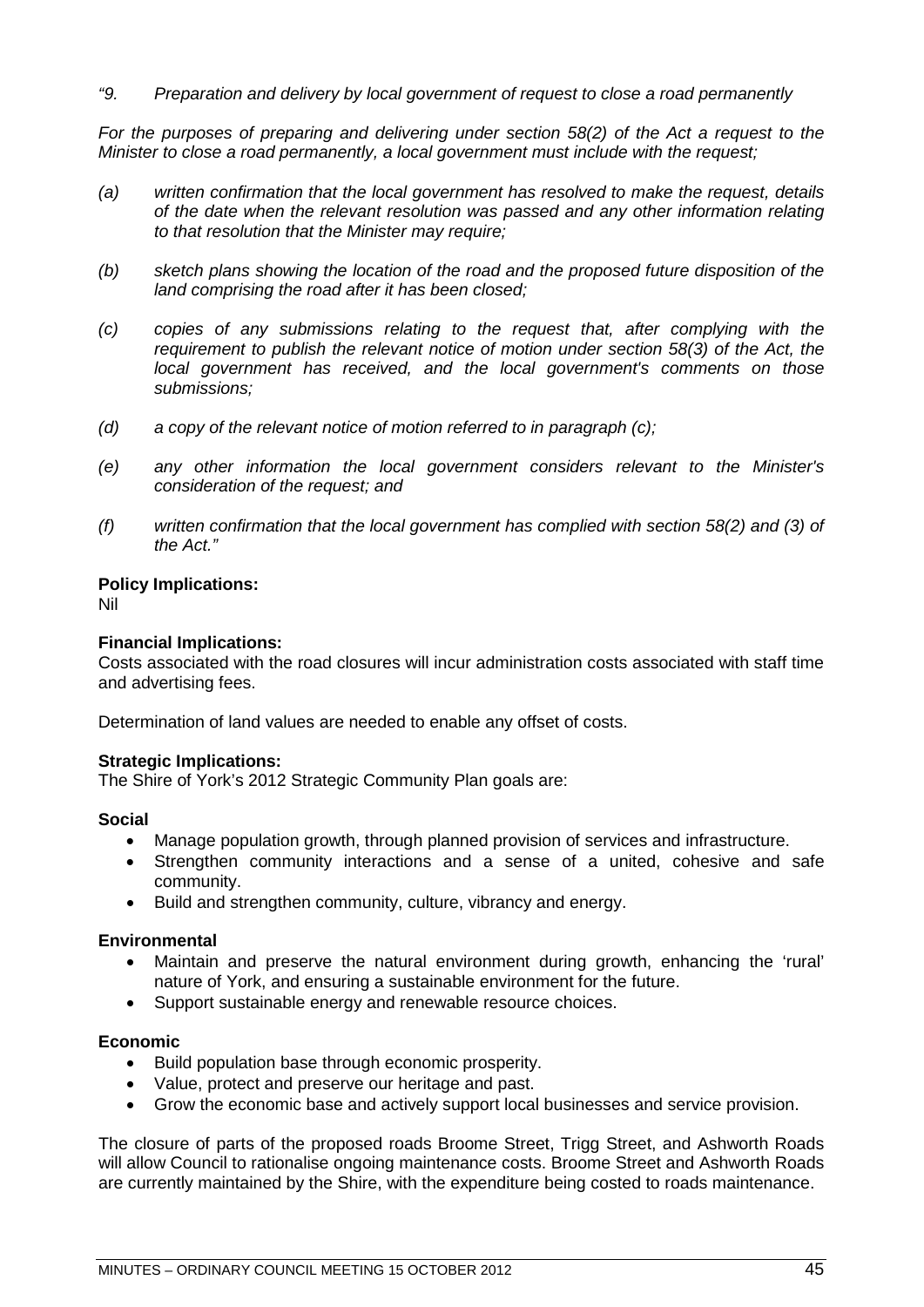*"9. Preparation and delivery by local government of request to close a road permanently*

*For the purposes of preparing and delivering under section 58(2) of the Act a request to the Minister to close a road permanently, a local government must include with the request;*

*(a) written confirmation that the local government has resolved to make the request, details of the date when the relevant resolution was passed and any other information relating to that resolution that the Minister may require;*

*(b) sketch plans showing the location of the road and the proposed future disposition of the land comprising the road after it has been closed;*

*(c) copies of any submissions relating to the request that, after complying with the requirement to publish the relevant notice of motion under section 58(3) of the Act, the local government has received, and the local government's comments on those submissions;*

*(d) a copy of the relevant notice of motion referred to in paragraph (c);*

*(e) any other information the local government considers relevant to the Minister's consideration of the request; and*

*(f) written confirmation that the local government has complied with section 58(2) and (3) of the Act."*

**Policy Implications:**
Nil

**Financial Implications:**
Costs associated with the road closures will incur administration costs associated with staff time and advertising fees.

Determination of land values are needed to enable any offset of costs.

**Strategic Implications:**
The Shire of York's 2012 Strategic Community Plan goals are:

**Social**

- Manage population growth, through planned provision of services and infrastructure.
- Strengthen community interactions and a sense of a united, cohesive and safe community.
- Build and strengthen community, culture, vibrancy and energy.

**Environmental**

- Maintain and preserve the natural environment during growth, enhancing the 'rural' nature of York, and ensuring a sustainable environment for the future.
- Support sustainable energy and renewable resource choices.

**Economic**

- Build population base through economic prosperity.
- Value, protect and preserve our heritage and past.
- Grow the economic base and actively support local businesses and service provision.

The closure of parts of the proposed roads Broome Street, Trigg Street, and Ashworth Roads will allow Council to rationalise ongoing maintenance costs. Broome Street and Ashworth Roads are currently maintained by the Shire, with the expenditure being costed to roads maintenance.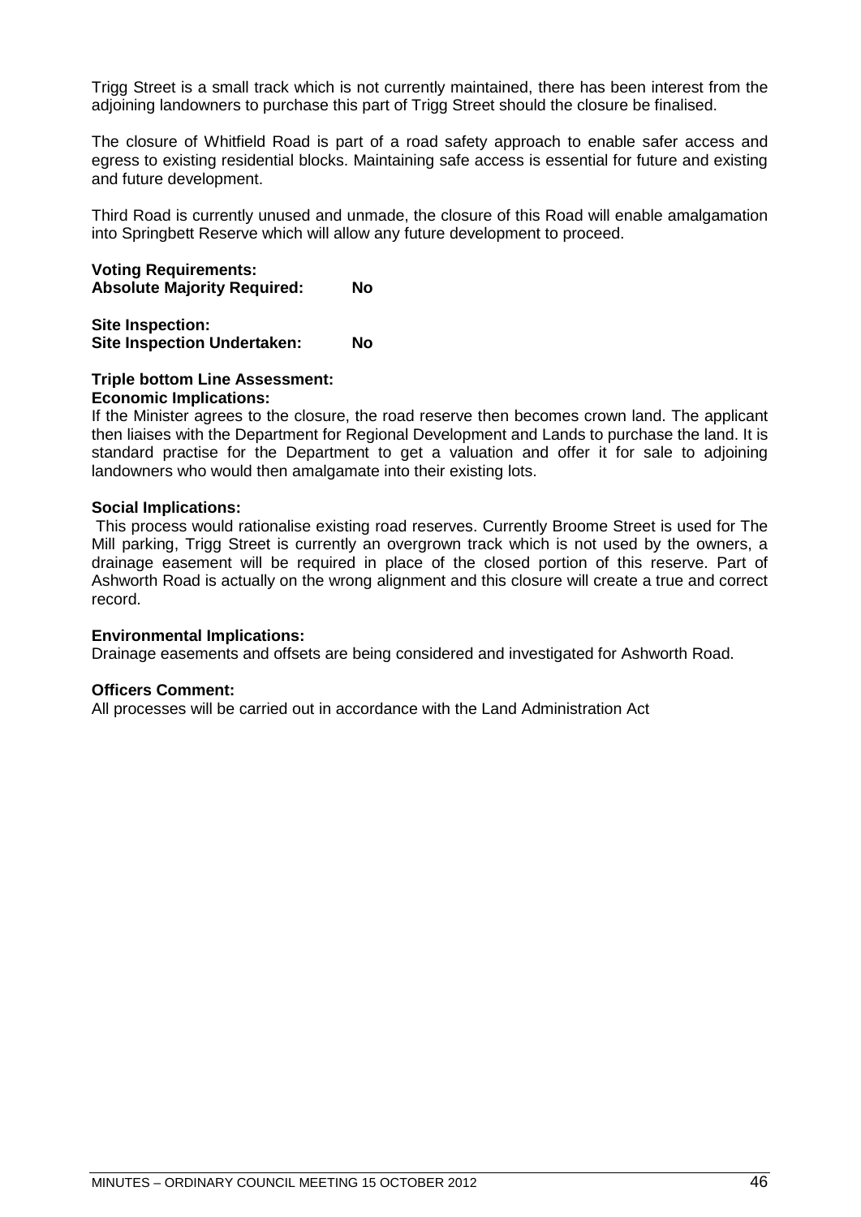Trigg Street is a small track which is not currently maintained, there has been interest from the adjoining landowners to purchase this part of Trigg Street should the closure be finalised.

The closure of Whitfield Road is part of a road safety approach to enable safer access and egress to existing residential blocks. Maintaining safe access is essential for future and existing and future development.

Third Road is currently unused and unmade, the closure of this Road will enable amalgamation into Springbett Reserve which will allow any future development to proceed.

**Voting Requirements:**
**Absolute Majority Required: No**

**Site Inspection:**
**Site Inspection Undertaken: No**

**Triple bottom Line Assessment:**
**Economic Implications:**
If the Minister agrees to the closure, the road reserve then becomes crown land. The applicant then liaises with the Department for Regional Development and Lands to purchase the land. It is standard practise for the Department to get a valuation and offer it for sale to adjoining landowners who would then amalgamate into their existing lots.

**Social Implications:**
This process would rationalise existing road reserves. Currently Broome Street is used for The Mill parking, Trigg Street is currently an overgrown track which is not used by the owners, a drainage easement will be required in place of the closed portion of this reserve. Part of Ashworth Road is actually on the wrong alignment and this closure will create a true and correct record.

**Environmental Implications:**
Drainage easements and offsets are being considered and investigated for Ashworth Road.

**Officers Comment:**
All processes will be carried out in accordance with the Land Administration Act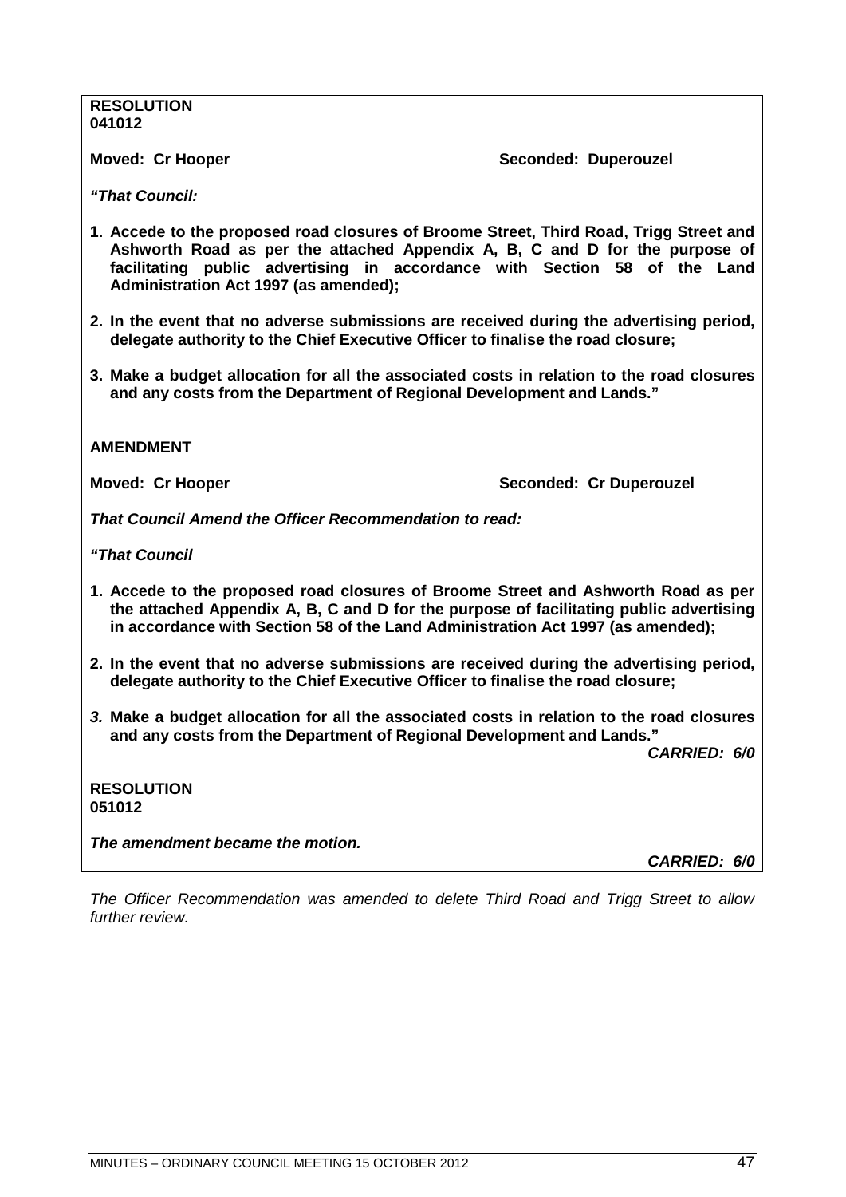**RESOLUTION**
**041012**

**Moved: Cr Hooper** **Seconded: Duperouzel**

***"That Council:***

1. **Accede to the proposed road closures of Broome Street, Third Road, Trigg Street and Ashworth Road as per the attached Appendix A, B, C and D for the purpose of facilitating public advertising in accordance with Section 58 of the Land Administration Act 1997 (as amended);**

2. **In the event that no adverse submissions are received during the advertising period, delegate authority to the Chief Executive Officer to finalise the road closure;**

3. **Make a budget allocation for all the associated costs in relation to the road closures and any costs from the Department of Regional Development and Lands."**

**AMENDMENT**

**Moved: Cr Hooper** **Seconded: Cr Duperouzel**

***That Council Amend the Officer Recommendation to read:***

***"That Council***

1. **Accede to the proposed road closures of Broome Street and Ashworth Road as per the attached Appendix A, B, C and D for the purpose of facilitating public advertising in accordance with Section 58 of the Land Administration Act 1997 (as amended);**

2. **In the event that no adverse submissions are received during the advertising period, delegate authority to the Chief Executive Officer to finalise the road closure;**

3. **Make a budget allocation for all the associated costs in relation to the road closures and any costs from the Department of Regional Development and Lands."**

***CARRIED: 6/0***

**RESOLUTION**
**051012**

***The amendment became the motion.***

***CARRIED: 6/0***

*The Officer Recommendation was amended to delete Third Road and Trigg Street to allow further review.*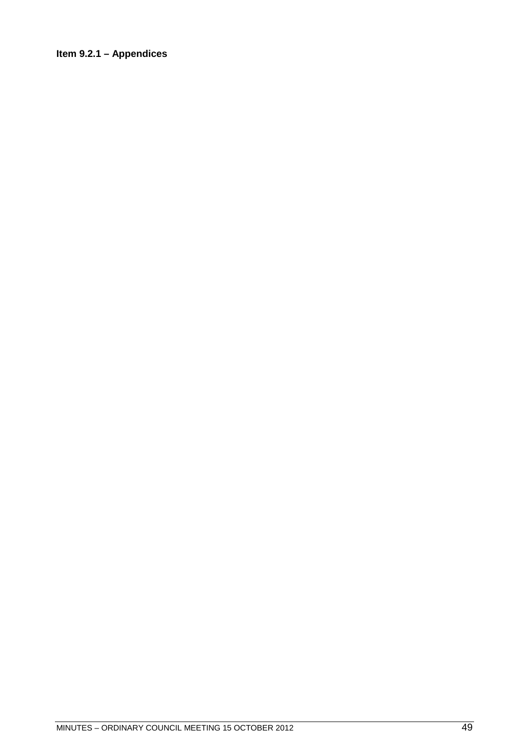**Item 9.2.1 – Appendices**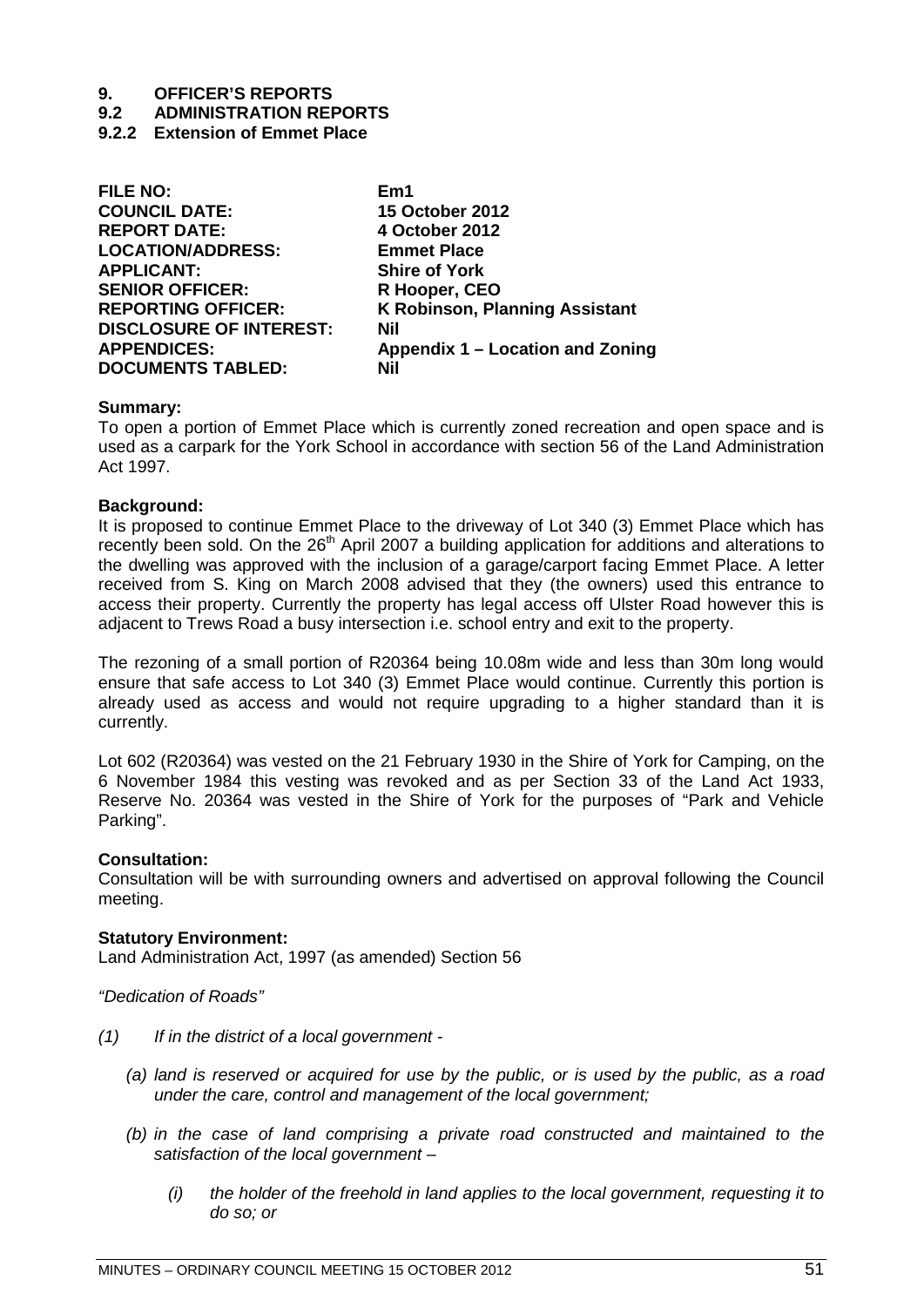# 9. OFFICER'S REPORTS

## 9.2 ADMINISTRATION REPORTS

### 9.2.2 Extension of Emmet Place

| | |
|---|---|
| **FILE NO:** | **Em1** |
| **COUNCIL DATE:** | **15 October 2012** |
| **REPORT DATE:** | **4 October 2012** |
| **LOCATION/ADDRESS:** | **Emmet Place** |
| **APPLICANT:** | **Shire of York** |
| **SENIOR OFFICER:** | **R Hooper, CEO** |
| **REPORTING OFFICER:** | **K Robinson, Planning Assistant** |
| **DISCLOSURE OF INTEREST:** | **Nil** |
| **APPENDICES:** | **Appendix 1 – Location and Zoning** |
| **DOCUMENTS TABLED:** | **Nil** |

**Summary:**
To open a portion of Emmet Place which is currently zoned recreation and open space and is used as a carpark for the York School in accordance with section 56 of the Land Administration Act 1997.

**Background:**
It is proposed to continue Emmet Place to the driveway of Lot 340 (3) Emmet Place which has recently been sold. On the 26th April 2007 a building application for additions and alterations to the dwelling was approved with the inclusion of a garage/carport facing Emmet Place. A letter received from S. King on March 2008 advised that they (the owners) used this entrance to access their property. Currently the property has legal access off Ulster Road however this is adjacent to Trews Road a busy intersection i.e. school entry and exit to the property.

The rezoning of a small portion of R20364 being 10.08m wide and less than 30m long would ensure that safe access to Lot 340 (3) Emmet Place would continue. Currently this portion is already used as access and would not require upgrading to a higher standard than it is currently.

Lot 602 (R20364) was vested on the 21 February 1930 in the Shire of York for Camping, on the 6 November 1984 this vesting was revoked and as per Section 33 of the Land Act 1933, Reserve No. 20364 was vested in the Shire of York for the purposes of "Park and Vehicle Parking".

**Consultation:**
Consultation will be with surrounding owners and advertised on approval following the Council meeting.

**Statutory Environment:**
Land Administration Act, 1997 (as amended) Section 56

*"Dedication of Roads"*

*(1) If in the district of a local government -*

*(a) land is reserved or acquired for use by the public, or is used by the public, as a road under the care, control and management of the local government;*

*(b) in the case of land comprising a private road constructed and maintained to the satisfaction of the local government –*

*(i) the holder of the freehold in land applies to the local government, requesting it to do so; or*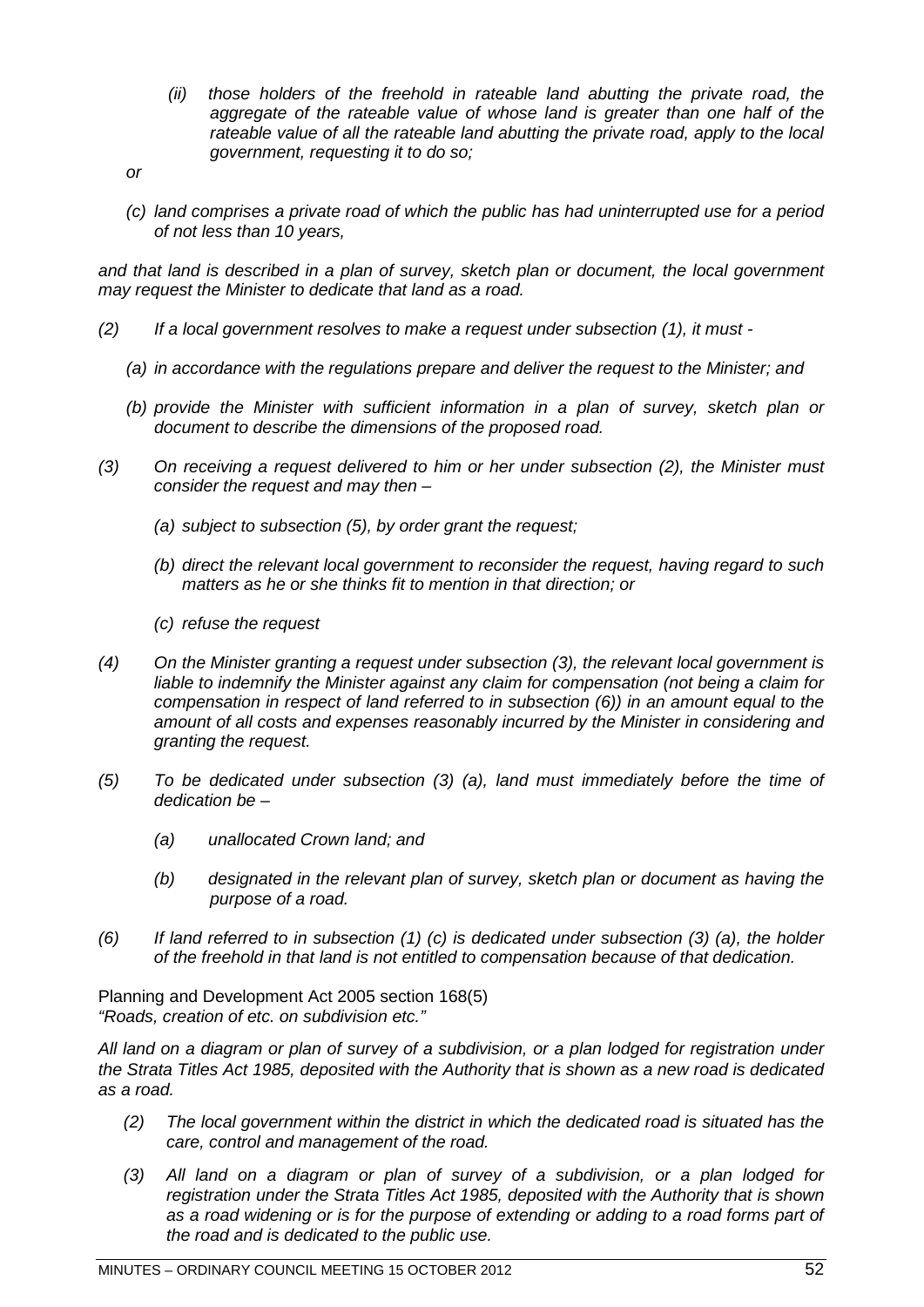*(ii) those holders of the freehold in rateable land abutting the private road, the aggregate of the rateable value of whose land is greater than one half of the rateable value of all the rateable land abutting the private road, apply to the local government, requesting it to do so;*

*or*

*(c) land comprises a private road of which the public has had uninterrupted use for a period of not less than 10 years,*

*and that land is described in a plan of survey, sketch plan or document, the local government may request the Minister to dedicate that land as a road.*

*(2) If a local government resolves to make a request under subsection (1), it must -*

*(a) in accordance with the regulations prepare and deliver the request to the Minister; and*

*(b) provide the Minister with sufficient information in a plan of survey, sketch plan or document to describe the dimensions of the proposed road.*

*(3) On receiving a request delivered to him or her under subsection (2), the Minister must consider the request and may then –*

*(a) subject to subsection (5), by order grant the request;*

*(b) direct the relevant local government to reconsider the request, having regard to such matters as he or she thinks fit to mention in that direction; or*

*(c) refuse the request*

*(4) On the Minister granting a request under subsection (3), the relevant local government is liable to indemnify the Minister against any claim for compensation (not being a claim for compensation in respect of land referred to in subsection (6)) in an amount equal to the amount of all costs and expenses reasonably incurred by the Minister in considering and granting the request.*

*(5) To be dedicated under subsection (3) (a), land must immediately before the time of dedication be –*

*(a) unallocated Crown land; and*

*(b) designated in the relevant plan of survey, sketch plan or document as having the purpose of a road.*

*(6) If land referred to in subsection (1) (c) is dedicated under subsection (3) (a), the holder of the freehold in that land is not entitled to compensation because of that dedication.*

Planning and Development Act 2005 section 168(5)
*"Roads, creation of etc. on subdivision etc."*

*All land on a diagram or plan of survey of a subdivision, or a plan lodged for registration under the Strata Titles Act 1985, deposited with the Authority that is shown as a new road is dedicated as a road.*

*(2) The local government within the district in which the dedicated road is situated has the care, control and management of the road.*

*(3) All land on a diagram or plan of survey of a subdivision, or a plan lodged for registration under the Strata Titles Act 1985, deposited with the Authority that is shown as a road widening or is for the purpose of extending or adding to a road forms part of the road and is dedicated to the public use.*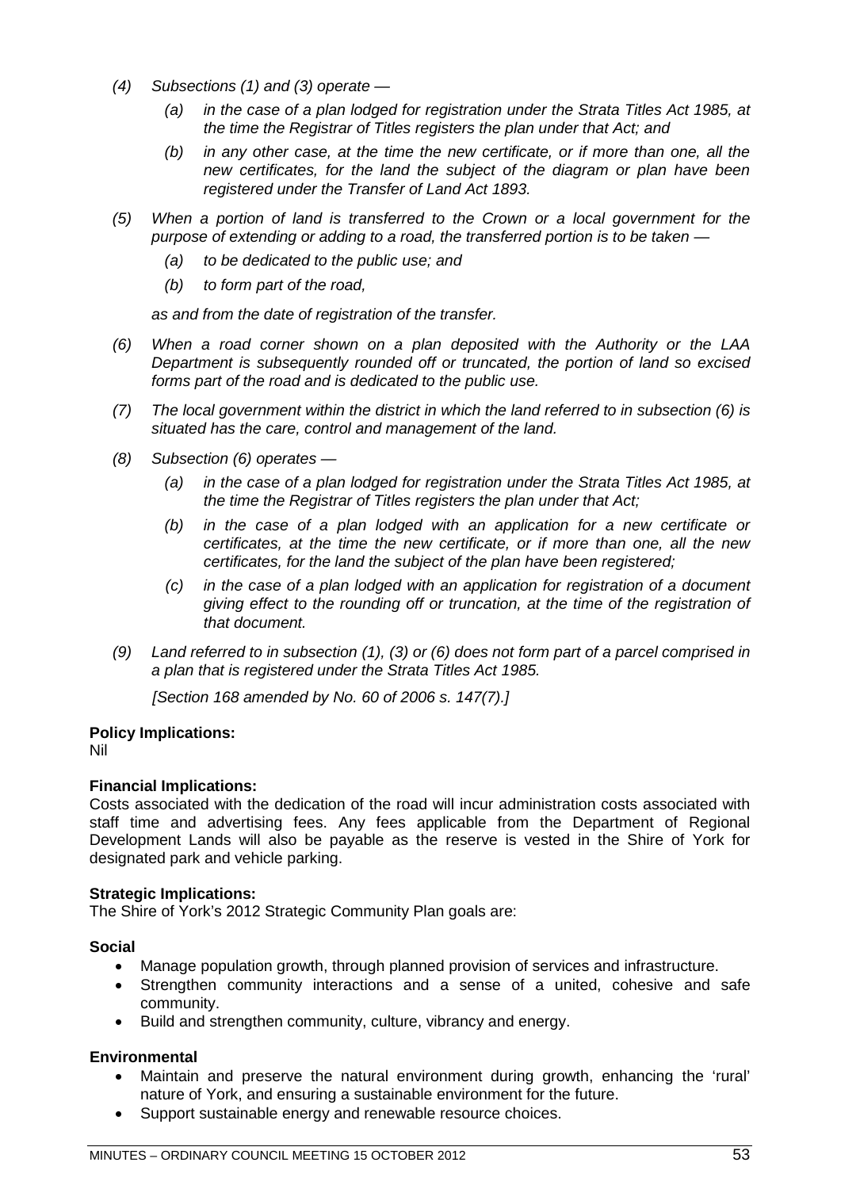*(4) Subsections (1) and (3) operate —*

*(a) in the case of a plan lodged for registration under the Strata Titles Act 1985, at the time the Registrar of Titles registers the plan under that Act; and*

*(b) in any other case, at the time the new certificate, or if more than one, all the new certificates, for the land the subject of the diagram or plan have been registered under the Transfer of Land Act 1893.*

*(5) When a portion of land is transferred to the Crown or a local government for the purpose of extending or adding to a road, the transferred portion is to be taken —*

*(a) to be dedicated to the public use; and*

*(b) to form part of the road,*

*as and from the date of registration of the transfer.*

*(6) When a road corner shown on a plan deposited with the Authority or the LAA Department is subsequently rounded off or truncated, the portion of land so excised forms part of the road and is dedicated to the public use.*

*(7) The local government within the district in which the land referred to in subsection (6) is situated has the care, control and management of the land.*

*(8) Subsection (6) operates —*

*(a) in the case of a plan lodged for registration under the Strata Titles Act 1985, at the time the Registrar of Titles registers the plan under that Act;*

*(b) in the case of a plan lodged with an application for a new certificate or certificates, at the time the new certificate, or if more than one, all the new certificates, for the land the subject of the plan have been registered;*

*(c) in the case of a plan lodged with an application for registration of a document giving effect to the rounding off or truncation, at the time of the registration of that document.*

*(9) Land referred to in subsection (1), (3) or (6) does not form part of a parcel comprised in a plan that is registered under the Strata Titles Act 1985.*

*[Section 168 amended by No. 60 of 2006 s. 147(7).]*

**Policy Implications:**
Nil

**Financial Implications:**
Costs associated with the dedication of the road will incur administration costs associated with staff time and advertising fees. Any fees applicable from the Department of Regional Development Lands will also be payable as the reserve is vested in the Shire of York for designated park and vehicle parking.

**Strategic Implications:**
The Shire of York's 2012 Strategic Community Plan goals are:

**Social**

- Manage population growth, through planned provision of services and infrastructure.
- Strengthen community interactions and a sense of a united, cohesive and safe community.
- Build and strengthen community, culture, vibrancy and energy.

**Environmental**

- Maintain and preserve the natural environment during growth, enhancing the 'rural' nature of York, and ensuring a sustainable environment for the future.
- Support sustainable energy and renewable resource choices.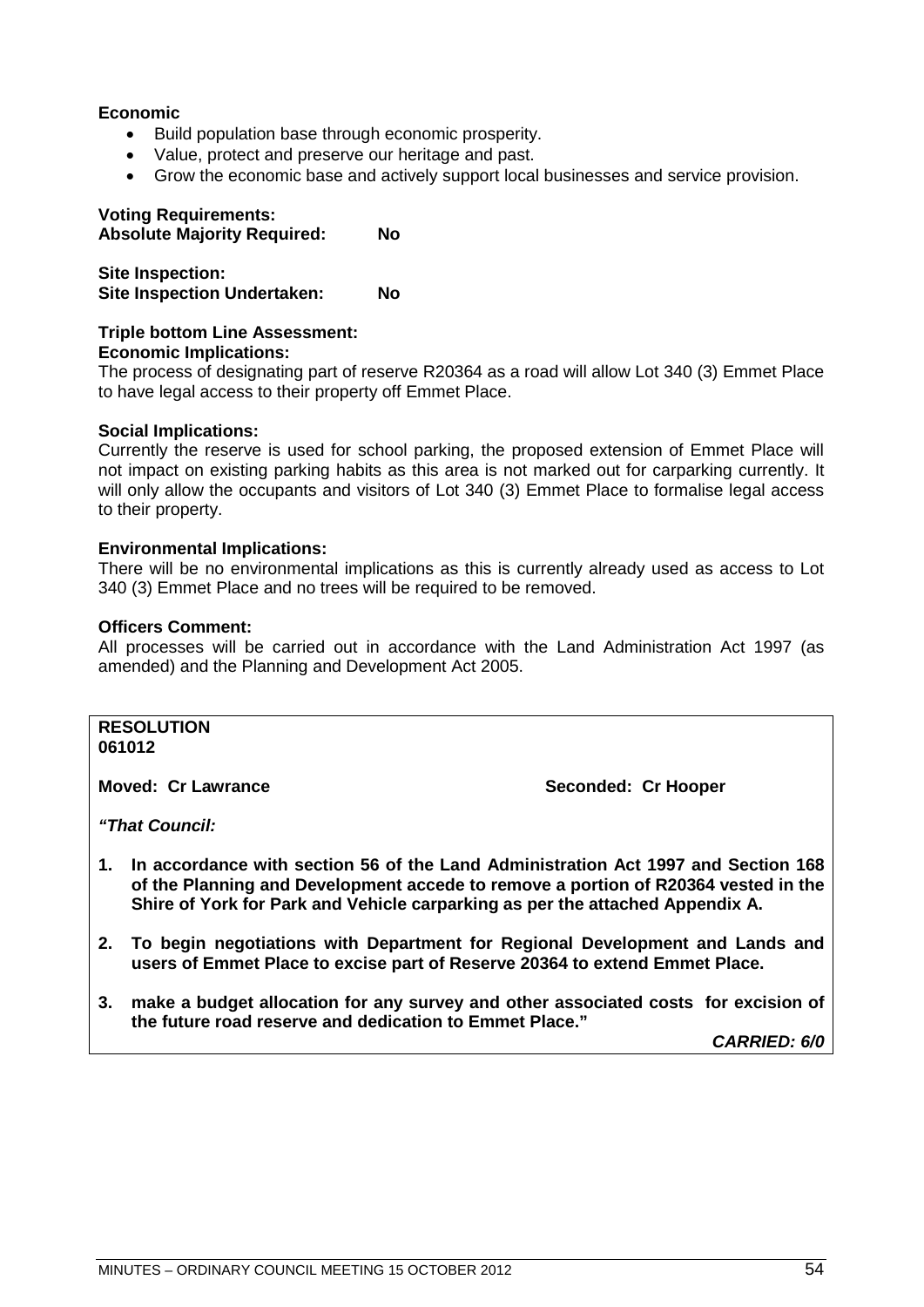**Economic**

- Build population base through economic prosperity.
- Value, protect and preserve our heritage and past.
- Grow the economic base and actively support local businesses and service provision.

**Voting Requirements:**
**Absolute Majority Required: No**

**Site Inspection:**
**Site Inspection Undertaken: No**

**Triple bottom Line Assessment:**
**Economic Implications:**
The process of designating part of reserve R20364 as a road will allow Lot 340 (3) Emmet Place to have legal access to their property off Emmet Place.

**Social Implications:**
Currently the reserve is used for school parking, the proposed extension of Emmet Place will not impact on existing parking habits as this area is not marked out for carparking currently. It will only allow the occupants and visitors of Lot 340 (3) Emmet Place to formalise legal access to their property.

**Environmental Implications:**
There will be no environmental implications as this is currently already used as access to Lot 340 (3) Emmet Place and no trees will be required to be removed.

**Officers Comment:**
All processes will be carried out in accordance with the Land Administration Act 1997 (as amended) and the Planning and Development Act 2005.

**RESOLUTION**
**061012**

**Moved: Cr Lawrance** **Seconded: Cr Hooper**

***"That Council:***

1. **In accordance with section 56 of the Land Administration Act 1997 and Section 168 of the Planning and Development accede to remove a portion of R20364 vested in the Shire of York for Park and Vehicle carparking as per the attached Appendix A.**

2. **To begin negotiations with Department for Regional Development and Lands and users of Emmet Place to excise part of Reserve 20364 to extend Emmet Place.**

3. **make a budget allocation for any survey and other associated costs for excision of the future road reserve and dedication to Emmet Place."**

***CARRIED: 6/0***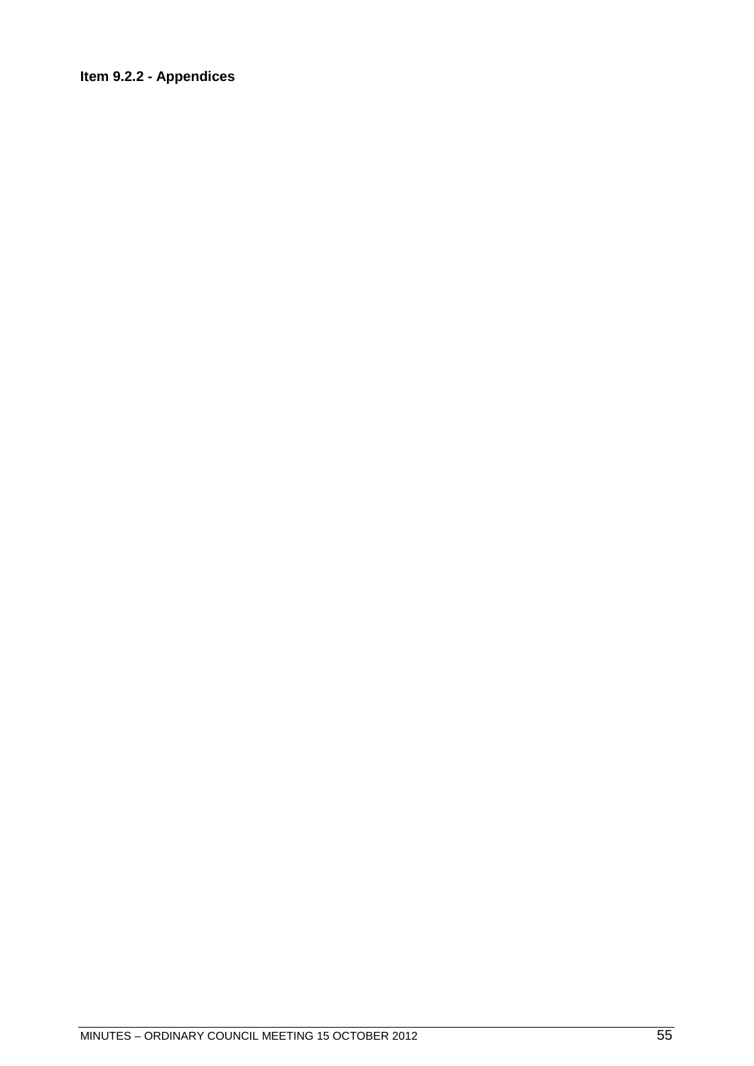**Item 9.2.2 - Appendices**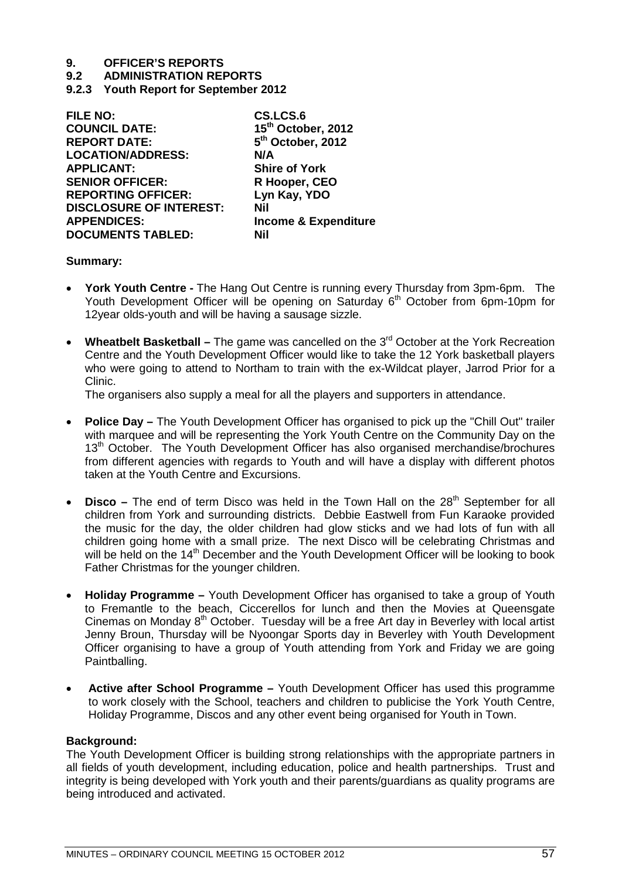# 9. OFFICER'S REPORTS
## 9.2 ADMINISTRATION REPORTS
### 9.2.3 Youth Report for September 2012

| | |
|---|---|
| **FILE NO:** | **CS.LCS.6** |
| **COUNCIL DATE:** | **15th October, 2012** |
| **REPORT DATE:** | **5th October, 2012** |
| **LOCATION/ADDRESS:** | **N/A** |
| **APPLICANT:** | **Shire of York** |
| **SENIOR OFFICER:** | **R Hooper, CEO** |
| **REPORTING OFFICER:** | **Lyn Kay, YDO** |
| **DISCLOSURE OF INTEREST:** | **Nil** |
| **APPENDICES:** | **Income & Expenditure** |
| **DOCUMENTS TABLED:** | **Nil** |

**Summary:**

- **York Youth Centre -** The Hang Out Centre is running every Thursday from 3pm-6pm. The Youth Development Officer will be opening on Saturday 6th October from 6pm-10pm for 12year olds-youth and will be having a sausage sizzle.

- **Wheatbelt Basketball –** The game was cancelled on the 3rd October at the York Recreation Centre and the Youth Development Officer would like to take the 12 York basketball players who were going to attend to Northam to train with the ex-Wildcat player, Jarrod Prior for a Clinic.
  The organisers also supply a meal for all the players and supporters in attendance.

- **Police Day –** The Youth Development Officer has organised to pick up the "Chill Out" trailer with marquee and will be representing the York Youth Centre on the Community Day on the 13th October. The Youth Development Officer has also organised merchandise/brochures from different agencies with regards to Youth and will have a display with different photos taken at the Youth Centre and Excursions.

- **Disco –** The end of term Disco was held in the Town Hall on the 28th September for all children from York and surrounding districts. Debbie Eastwell from Fun Karaoke provided the music for the day, the older children had glow sticks and we had lots of fun with all children going home with a small prize. The next Disco will be celebrating Christmas and will be held on the 14th December and the Youth Development Officer will be looking to book Father Christmas for the younger children.

- **Holiday Programme –** Youth Development Officer has organised to take a group of Youth to Fremantle to the beach, Ciccerellos for lunch and then the Movies at Queensgate Cinemas on Monday 8th October. Tuesday will be a free Art day in Beverley with local artist Jenny Broun, Thursday will be Nyoongar Sports day in Beverley with Youth Development Officer organising to have a group of Youth attending from York and Friday we are going Paintballing.

- **Active after School Programme –** Youth Development Officer has used this programme to work closely with the School, teachers and children to publicise the York Youth Centre, Holiday Programme, Discos and any other event being organised for Youth in Town.

**Background:**
The Youth Development Officer is building strong relationships with the appropriate partners in all fields of youth development, including education, police and health partnerships. Trust and integrity is being developed with York youth and their parents/guardians as quality programs are being introduced and activated.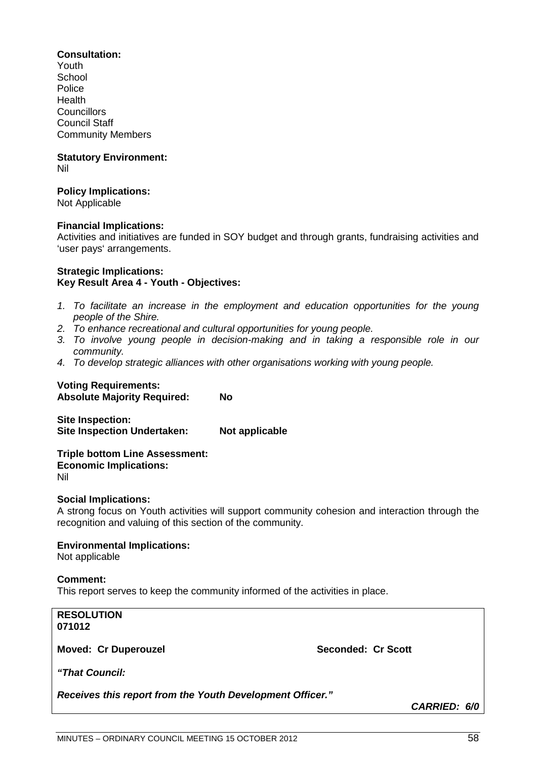**Consultation:**
Youth
School
Police
Health
Councillors
Council Staff
Community Members

**Statutory Environment:**
Nil

**Policy Implications:**
Not Applicable

**Financial Implications:**
Activities and initiatives are funded in SOY budget and through grants, fundraising activities and 'user pays' arrangements.

**Strategic Implications:**
**Key Result Area 4 - Youth - Objectives:**

1. *To facilitate an increase in the employment and education opportunities for the young people of the Shire.*
2. *To enhance recreational and cultural opportunities for young people.*
3. *To involve young people in decision-making and in taking a responsible role in our community.*
4. *To develop strategic alliances with other organisations working with young people.*

**Voting Requirements:**
**Absolute Majority Required: No**

**Site Inspection:**
**Site Inspection Undertaken: Not applicable**

**Triple bottom Line Assessment:**
**Economic Implications:**
Nil

**Social Implications:**
A strong focus on Youth activities will support community cohesion and interaction through the recognition and valuing of this section of the community.

**Environmental Implications:**
Not applicable

**Comment:**
This report serves to keep the community informed of the activities in place.

**RESOLUTION**
**071012**

**Moved: Cr Duperouzel** **Seconded: Cr Scott**

***"That Council:***

***Receives this report from the Youth Development Officer."***

***CARRIED: 6/0***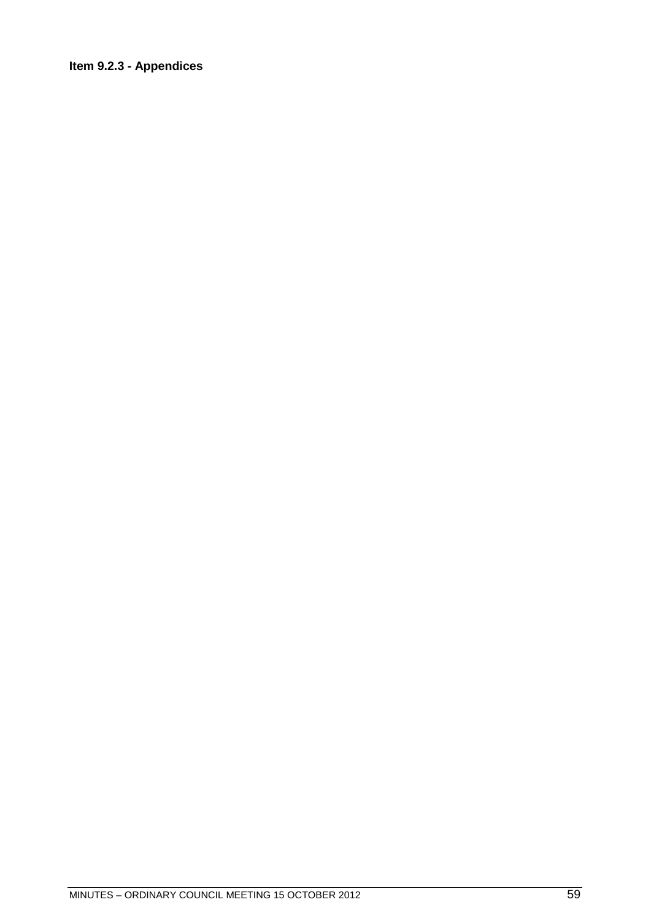**Item 9.2.3 - Appendices**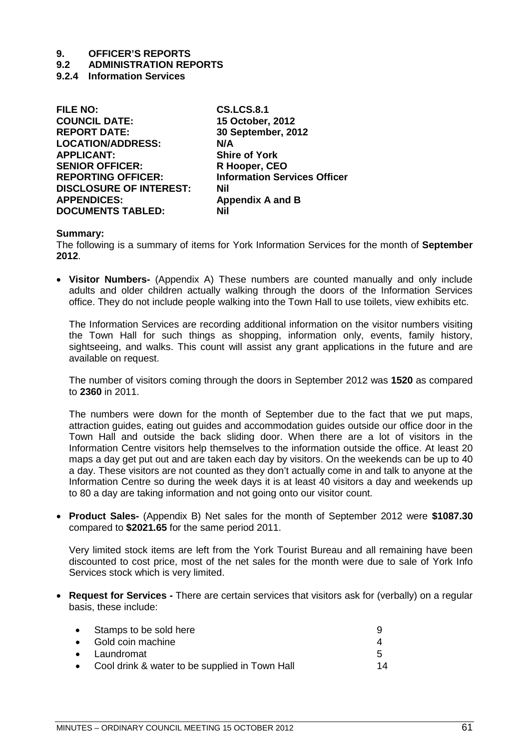# 9. OFFICER'S REPORTS

## 9.2 ADMINISTRATION REPORTS

### 9.2.4 Information Services

| | |
|---|---|
| **FILE NO:** | **CS.LCS.8.1** |
| **COUNCIL DATE:** | **15 October, 2012** |
| **REPORT DATE:** | **30 September, 2012** |
| **LOCATION/ADDRESS:** | **N/A** |
| **APPLICANT:** | **Shire of York** |
| **SENIOR OFFICER:** | **R Hooper, CEO** |
| **REPORTING OFFICER:** | **Information Services Officer** |
| **DISCLOSURE OF INTEREST:** | **Nil** |
| **APPENDICES:** | **Appendix A and B** |
| **DOCUMENTS TABLED:** | **Nil** |

**Summary:**

The following is a summary of items for York Information Services for the month of **September 2012**.

- **Visitor Numbers-** (Appendix A) These numbers are counted manually and only include adults and older children actually walking through the doors of the Information Services office. They do not include people walking into the Town Hall to use toilets, view exhibits etc.

  The Information Services are recording additional information on the visitor numbers visiting the Town Hall for such things as shopping, information only, events, family history, sightseeing, and walks. This count will assist any grant applications in the future and are available on request.

  The number of visitors coming through the doors in September 2012 was **1520** as compared to **2360** in 2011.

  The numbers were down for the month of September due to the fact that we put maps, attraction guides, eating out guides and accommodation guides outside our office door in the Town Hall and outside the back sliding door. When there are a lot of visitors in the Information Centre visitors help themselves to the information outside the office. At least 20 maps a day get put out and are taken each day by visitors. On the weekends can be up to 40 a day. These visitors are not counted as they don't actually come in and talk to anyone at the Information Centre so during the week days it is at least 40 visitors a day and weekends up to 80 a day are taking information and not going onto our visitor count.

- **Product Sales-** (Appendix B) Net sales for the month of September 2012 were **$1087.30** compared to **$2021.65** for the same period 2011.

  Very limited stock items are left from the York Tourist Bureau and all remaining have been discounted to cost price, most of the net sales for the month were due to sale of York Info Services stock which is very limited.

- **Request for Services -** There are certain services that visitors ask for (verbally) on a regular basis, these include:

  - Stamps to be sold here 9
  - Gold coin machine 4
  - Laundromat 5
  - Cool drink & water to be supplied in Town Hall 14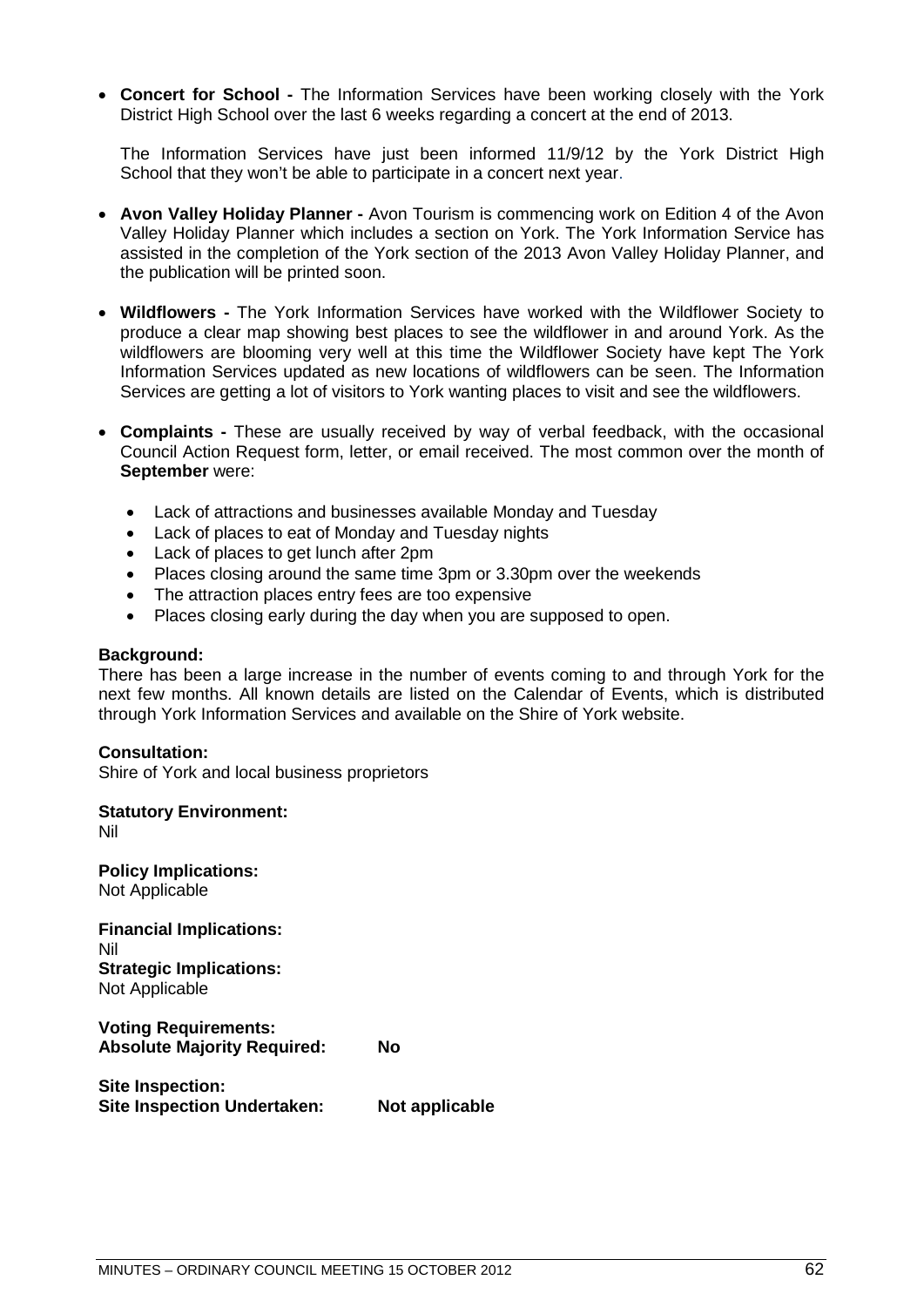- **Concert for School -** The Information Services have been working closely with the York District High School over the last 6 weeks regarding a concert at the end of 2013.

  The Information Services have just been informed 11/9/12 by the York District High School that they won't be able to participate in a concert next year.

- **Avon Valley Holiday Planner -** Avon Tourism is commencing work on Edition 4 of the Avon Valley Holiday Planner which includes a section on York. The York Information Service has assisted in the completion of the York section of the 2013 Avon Valley Holiday Planner, and the publication will be printed soon.

- **Wildflowers -** The York Information Services have worked with the Wildflower Society to produce a clear map showing best places to see the wildflower in and around York. As the wildflowers are blooming very well at this time the Wildflower Society have kept The York Information Services updated as new locations of wildflowers can be seen. The Information Services are getting a lot of visitors to York wanting places to visit and see the wildflowers.

- **Complaints -** These are usually received by way of verbal feedback, with the occasional Council Action Request form, letter, or email received. The most common over the month of **September** were:

  - Lack of attractions and businesses available Monday and Tuesday
  - Lack of places to eat of Monday and Tuesday nights
  - Lack of places to get lunch after 2pm
  - Places closing around the same time 3pm or 3.30pm over the weekends
  - The attraction places entry fees are too expensive
  - Places closing early during the day when you are supposed to open.

**Background:**
There has been a large increase in the number of events coming to and through York for the next few months. All known details are listed on the Calendar of Events, which is distributed through York Information Services and available on the Shire of York website.

**Consultation:**
Shire of York and local business proprietors

**Statutory Environment:**
Nil

**Policy Implications:**
Not Applicable

**Financial Implications:**
Nil

**Strategic Implications:**
Not Applicable

**Voting Requirements:**
**Absolute Majority Required:** **No**

**Site Inspection:**
**Site Inspection Undertaken:** **Not applicable**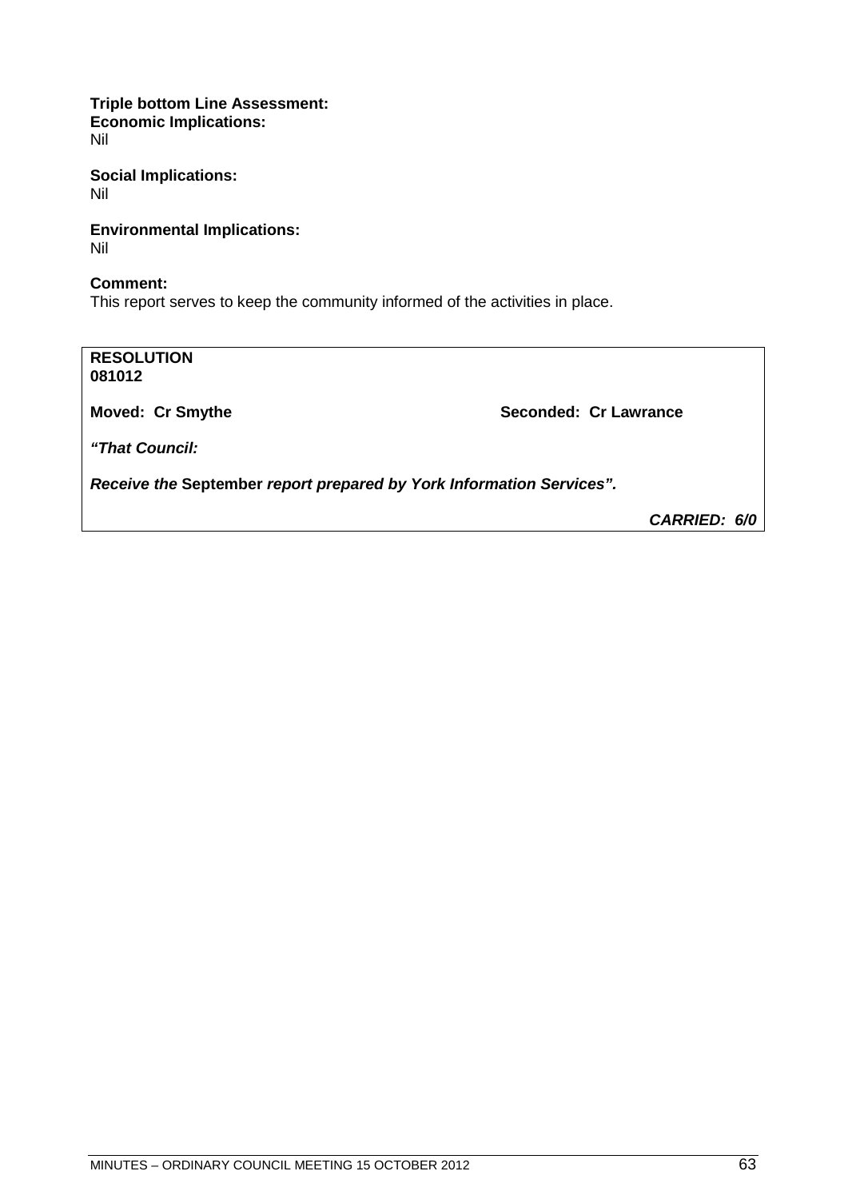**Triple bottom Line Assessment:**
**Economic Implications:**
Nil

**Social Implications:**
Nil

**Environmental Implications:**
Nil

**Comment:**
This report serves to keep the community informed of the activities in place.

**RESOLUTION**
**081012**

**Moved: Cr Smythe** **Seconded: Cr Lawrance**

***"That Council:***

***Receive the* September *report prepared by York Information Services".***

***CARRIED: 6/0***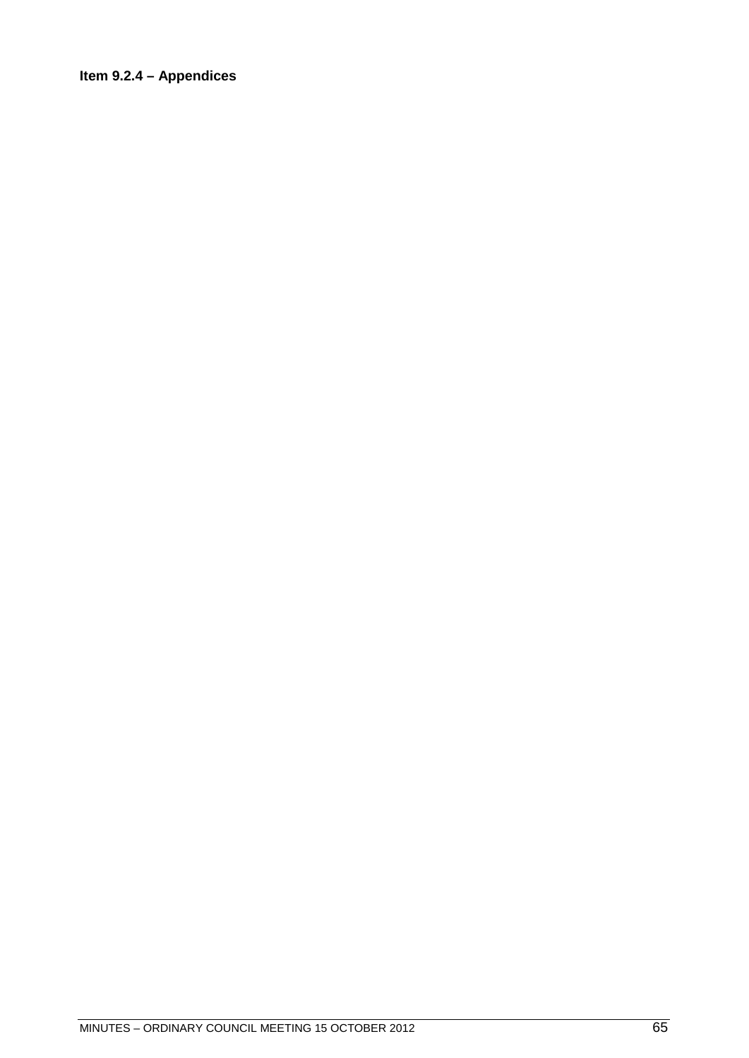**Item 9.2.4 – Appendices**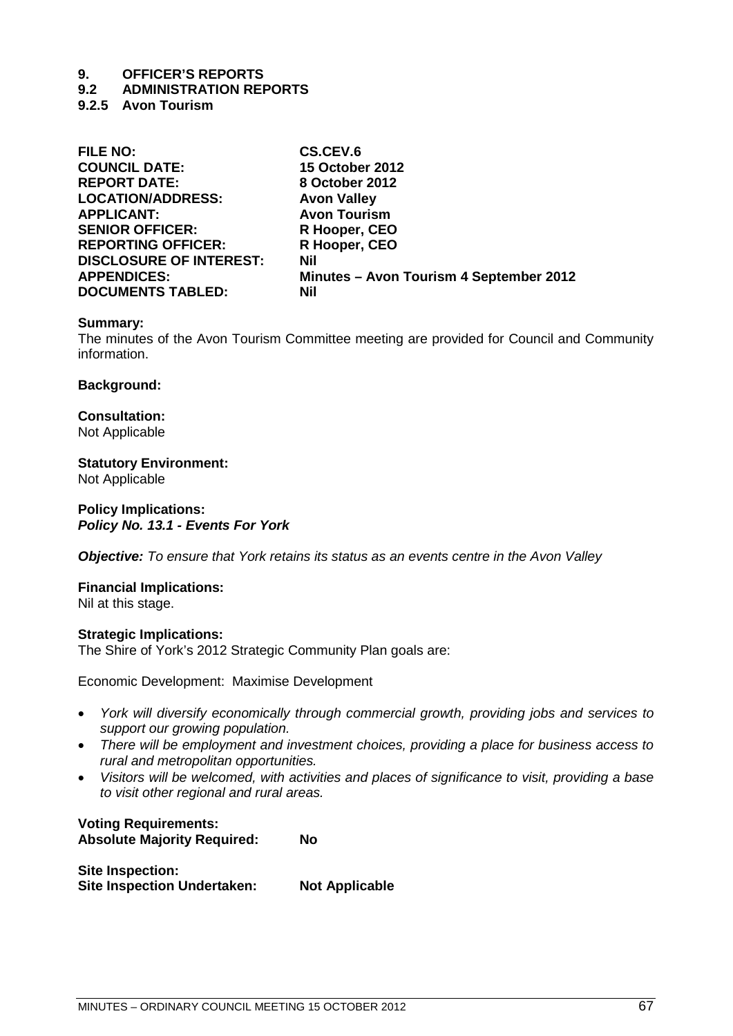# 9. OFFICER'S REPORTS

## 9.2 ADMINISTRATION REPORTS

### 9.2.5 Avon Tourism

| | |
|---|---|
| **FILE NO:** | **CS.CEV.6** |
| **COUNCIL DATE:** | **15 October 2012** |
| **REPORT DATE:** | **8 October 2012** |
| **LOCATION/ADDRESS:** | **Avon Valley** |
| **APPLICANT:** | **Avon Tourism** |
| **SENIOR OFFICER:** | **R Hooper, CEO** |
| **REPORTING OFFICER:** | **R Hooper, CEO** |
| **DISCLOSURE OF INTEREST:** | **Nil** |
| **APPENDICES:** | **Minutes – Avon Tourism 4 September 2012** |
| **DOCUMENTS TABLED:** | **Nil** |

**Summary:**
The minutes of the Avon Tourism Committee meeting are provided for Council and Community information.

**Background:**

**Consultation:**
Not Applicable

**Statutory Environment:**
Not Applicable

**Policy Implications:**
***Policy No. 13.1 - Events For York***

***Objective:*** *To ensure that York retains its status as an events centre in the Avon Valley*

**Financial Implications:**
Nil at this stage.

**Strategic Implications:**
The Shire of York's 2012 Strategic Community Plan goals are:

Economic Development: Maximise Development

- *York will diversify economically through commercial growth, providing jobs and services to support our growing population.*
- *There will be employment and investment choices, providing a place for business access to rural and metropolitan opportunities.*
- *Visitors will be welcomed, with activities and places of significance to visit, providing a base to visit other regional and rural areas.*

**Voting Requirements:**
**Absolute Majority Required: No**

**Site Inspection:**
**Site Inspection Undertaken: Not Applicable**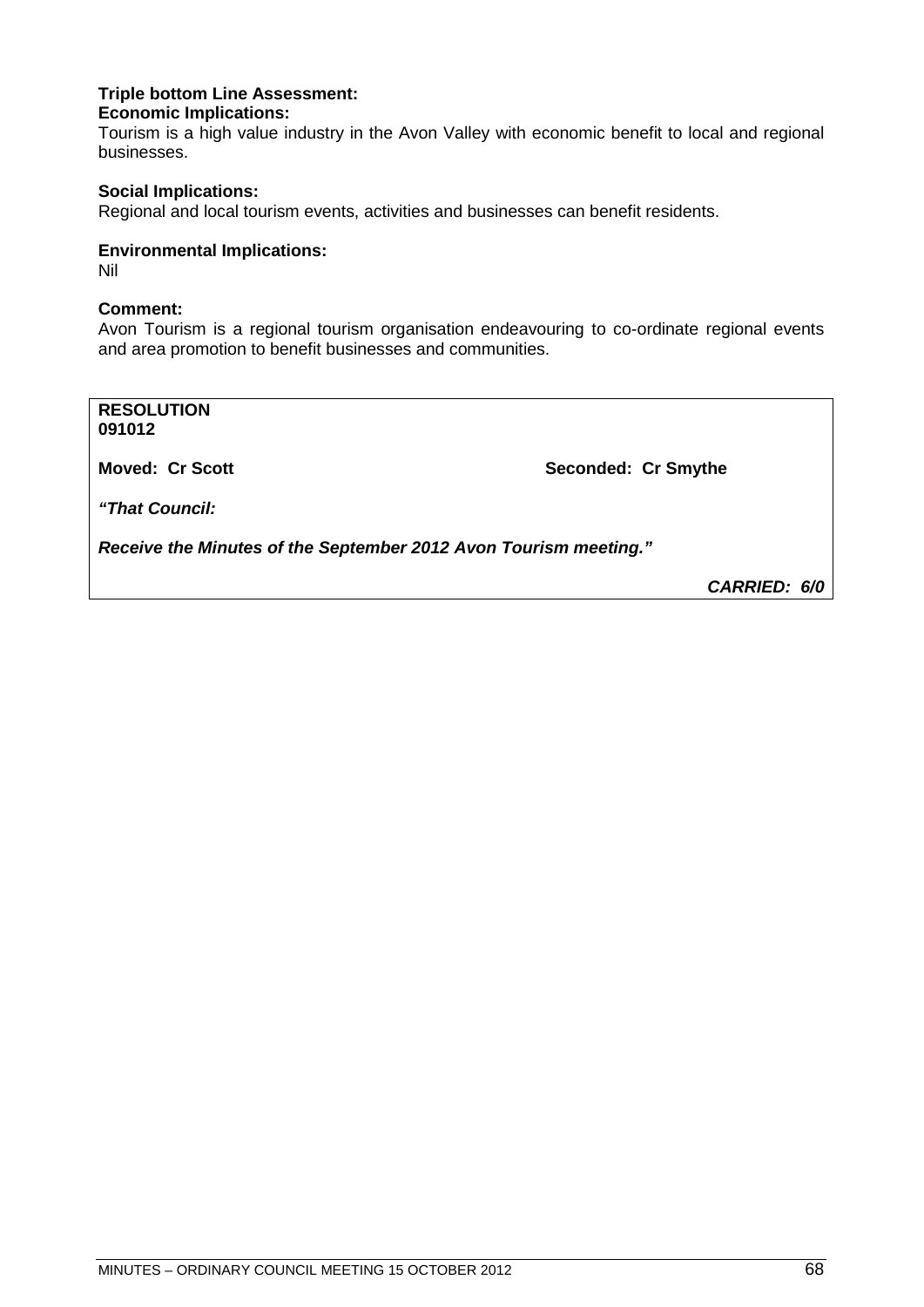**Triple bottom Line Assessment:**

**Economic Implications:**

Tourism is a high value industry in the Avon Valley with economic benefit to local and regional businesses.

**Social Implications:**

Regional and local tourism events, activities and businesses can benefit residents.

**Environmental Implications:**

Nil

**Comment:**

Avon Tourism is a regional tourism organisation endeavouring to co-ordinate regional events and area promotion to benefit businesses and communities.

**RESOLUTION**
**091012**

**Moved: Cr Scott** **Seconded: Cr Smythe**

***"That Council:***

***Receive the Minutes of the September 2012 Avon Tourism meeting."***

***CARRIED: 6/0***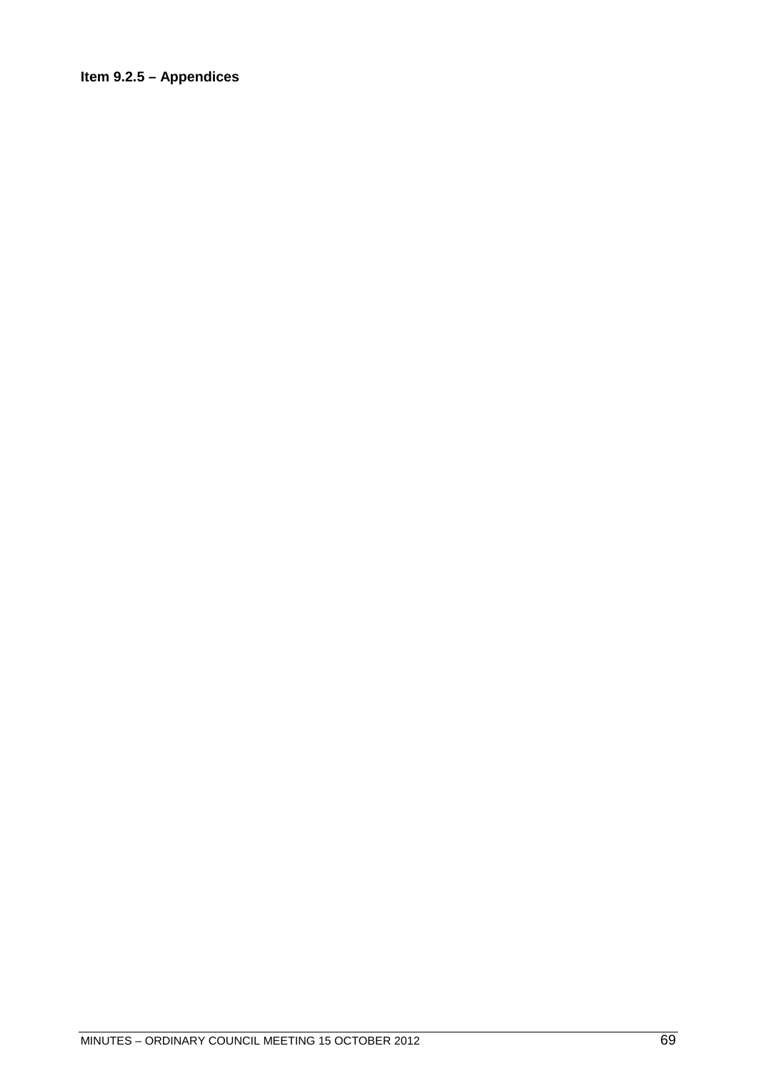**Item 9.2.5 – Appendices**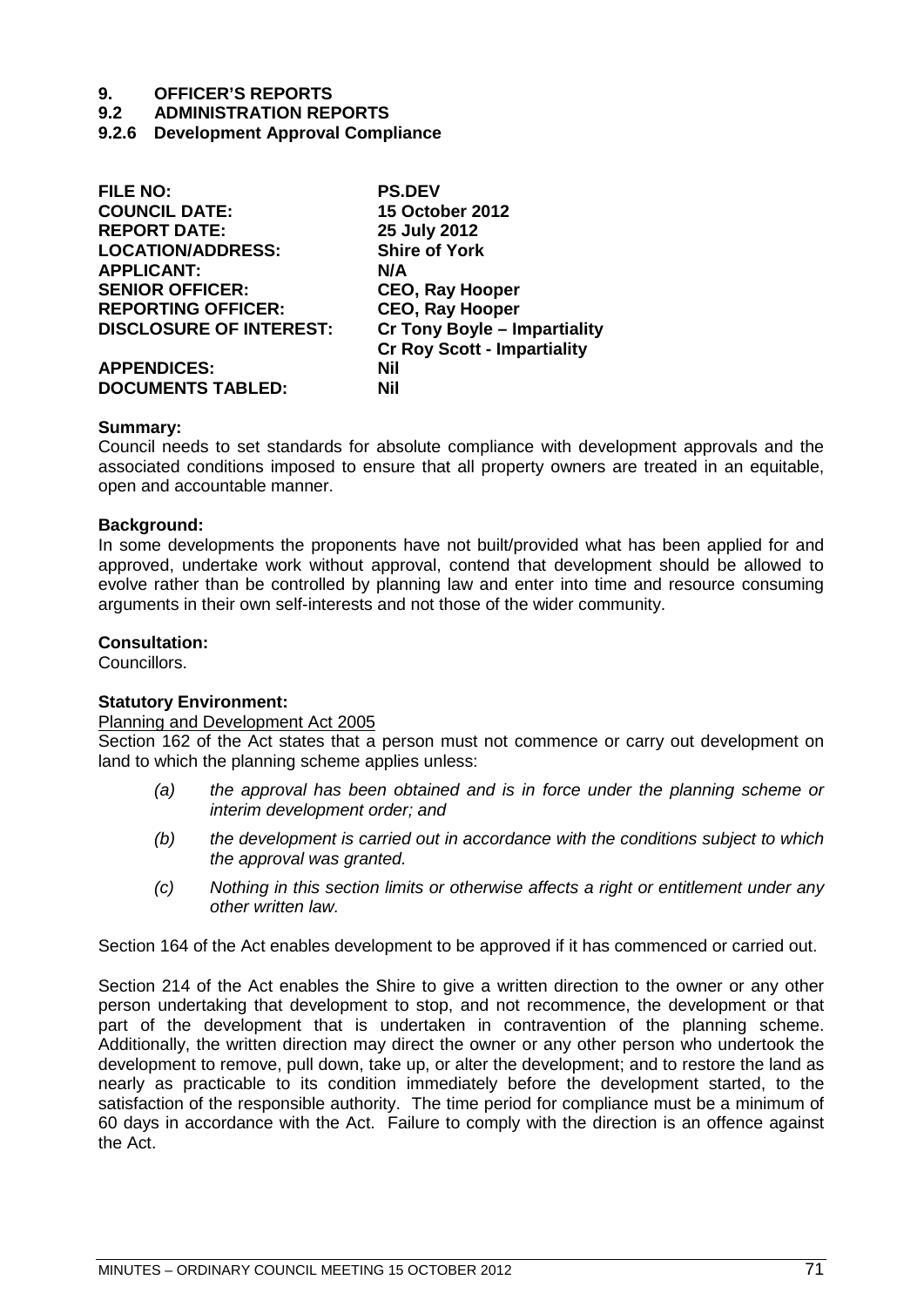# 9. OFFICER'S REPORTS

## 9.2 ADMINISTRATION REPORTS

### 9.2.6 Development Approval Compliance

| | |
|---|---|
| **FILE NO:** | **PS.DEV** |
| **COUNCIL DATE:** | **15 October 2012** |
| **REPORT DATE:** | **25 July 2012** |
| **LOCATION/ADDRESS:** | **Shire of York** |
| **APPLICANT:** | **N/A** |
| **SENIOR OFFICER:** | **CEO, Ray Hooper** |
| **REPORTING OFFICER:** | **CEO, Ray Hooper** |
| **DISCLOSURE OF INTEREST:** | **Cr Tony Boyle – Impartiality**<br>**Cr Roy Scott - Impartiality** |
| **APPENDICES:** | **Nil** |
| **DOCUMENTS TABLED:** | **Nil** |

**Summary:**
Council needs to set standards for absolute compliance with development approvals and the associated conditions imposed to ensure that all property owners are treated in an equitable, open and accountable manner.

**Background:**
In some developments the proponents have not built/provided what has been applied for and approved, undertake work without approval, contend that development should be allowed to evolve rather than be controlled by planning law and enter into time and resource consuming arguments in their own self-interests and not those of the wider community.

**Consultation:**
Councillors.

**Statutory Environment:**
Planning and Development Act 2005
Section 162 of the Act states that a person must not commence or carry out development on land to which the planning scheme applies unless:

(a) *the approval has been obtained and is in force under the planning scheme or interim development order; and*

(b) *the development is carried out in accordance with the conditions subject to which the approval was granted.*

(c) *Nothing in this section limits or otherwise affects a right or entitlement under any other written law.*

Section 164 of the Act enables development to be approved if it has commenced or carried out.

Section 214 of the Act enables the Shire to give a written direction to the owner or any other person undertaking that development to stop, and not recommence, the development or that part of the development that is undertaken in contravention of the planning scheme. Additionally, the written direction may direct the owner or any other person who undertook the development to remove, pull down, take up, or alter the development; and to restore the land as nearly as practicable to its condition immediately before the development started, to the satisfaction of the responsible authority. The time period for compliance must be a minimum of 60 days in accordance with the Act. Failure to comply with the direction is an offence against the Act.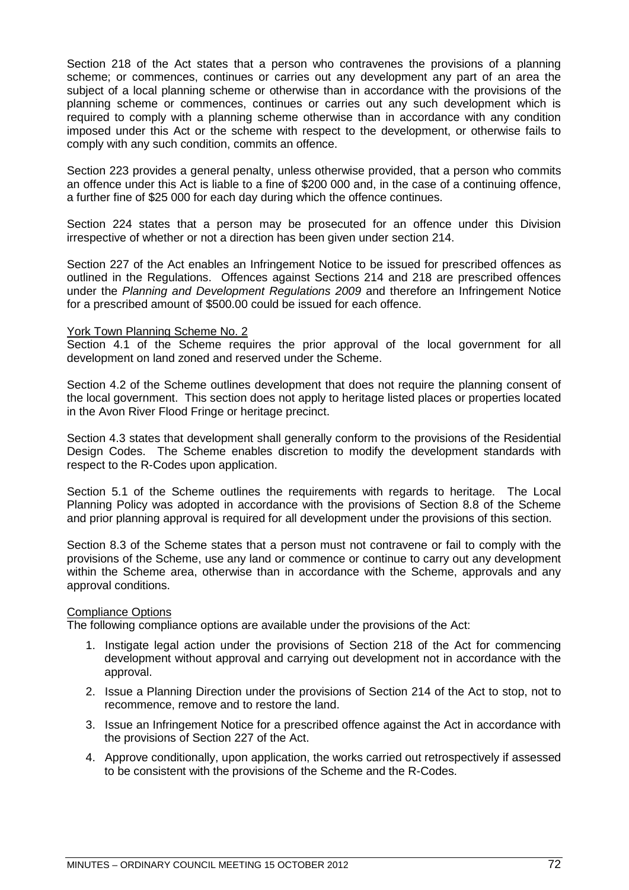Section 218 of the Act states that a person who contravenes the provisions of a planning scheme; or commences, continues or carries out any development any part of an area the subject of a local planning scheme or otherwise than in accordance with the provisions of the planning scheme or commences, continues or carries out any such development which is required to comply with a planning scheme otherwise than in accordance with any condition imposed under this Act or the scheme with respect to the development, or otherwise fails to comply with any such condition, commits an offence.

Section 223 provides a general penalty, unless otherwise provided, that a person who commits an offence under this Act is liable to a fine of $200 000 and, in the case of a continuing offence, a further fine of $25 000 for each day during which the offence continues.

Section 224 states that a person may be prosecuted for an offence under this Division irrespective of whether or not a direction has been given under section 214.

Section 227 of the Act enables an Infringement Notice to be issued for prescribed offences as outlined in the Regulations. Offences against Sections 214 and 218 are prescribed offences under the *Planning and Development Regulations 2009* and therefore an Infringement Notice for a prescribed amount of $500.00 could be issued for each offence.

York Town Planning Scheme No. 2

Section 4.1 of the Scheme requires the prior approval of the local government for all development on land zoned and reserved under the Scheme.

Section 4.2 of the Scheme outlines development that does not require the planning consent of the local government. This section does not apply to heritage listed places or properties located in the Avon River Flood Fringe or heritage precinct.

Section 4.3 states that development shall generally conform to the provisions of the Residential Design Codes. The Scheme enables discretion to modify the development standards with respect to the R-Codes upon application.

Section 5.1 of the Scheme outlines the requirements with regards to heritage. The Local Planning Policy was adopted in accordance with the provisions of Section 8.8 of the Scheme and prior planning approval is required for all development under the provisions of this section.

Section 8.3 of the Scheme states that a person must not contravene or fail to comply with the provisions of the Scheme, use any land or commence or continue to carry out any development within the Scheme area, otherwise than in accordance with the Scheme, approvals and any approval conditions.

Compliance Options

The following compliance options are available under the provisions of the Act:

1. Instigate legal action under the provisions of Section 218 of the Act for commencing development without approval and carrying out development not in accordance with the approval.
2. Issue a Planning Direction under the provisions of Section 214 of the Act to stop, not to recommence, remove and to restore the land.
3. Issue an Infringement Notice for a prescribed offence against the Act in accordance with the provisions of Section 227 of the Act.
4. Approve conditionally, upon application, the works carried out retrospectively if assessed to be consistent with the provisions of the Scheme and the R-Codes.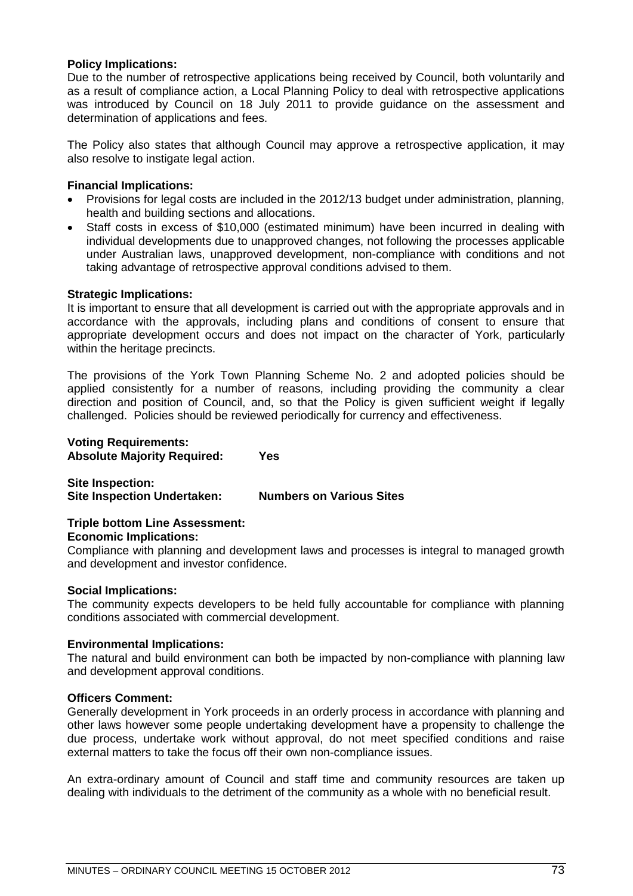**Policy Implications:**
Due to the number of retrospective applications being received by Council, both voluntarily and as a result of compliance action, a Local Planning Policy to deal with retrospective applications was introduced by Council on 18 July 2011 to provide guidance on the assessment and determination of applications and fees.

The Policy also states that although Council may approve a retrospective application, it may also resolve to instigate legal action.

**Financial Implications:**

- Provisions for legal costs are included in the 2012/13 budget under administration, planning, health and building sections and allocations.
- Staff costs in excess of $10,000 (estimated minimum) have been incurred in dealing with individual developments due to unapproved changes, not following the processes applicable under Australian laws, unapproved development, non-compliance with conditions and not taking advantage of retrospective approval conditions advised to them.

**Strategic Implications:**
It is important to ensure that all development is carried out with the appropriate approvals and in accordance with the approvals, including plans and conditions of consent to ensure that appropriate development occurs and does not impact on the character of York, particularly within the heritage precincts.

The provisions of the York Town Planning Scheme No. 2 and adopted policies should be applied consistently for a number of reasons, including providing the community a clear direction and position of Council, and, so that the Policy is given sufficient weight if legally challenged. Policies should be reviewed periodically for currency and effectiveness.

**Voting Requirements:**
**Absolute Majority Required:** **Yes**

**Site Inspection:**
**Site Inspection Undertaken:** **Numbers on Various Sites**

**Triple bottom Line Assessment:**
**Economic Implications:**
Compliance with planning and development laws and processes is integral to managed growth and development and investor confidence.

**Social Implications:**
The community expects developers to be held fully accountable for compliance with planning conditions associated with commercial development.

**Environmental Implications:**
The natural and build environment can both be impacted by non-compliance with planning law and development approval conditions.

**Officers Comment:**
Generally development in York proceeds in an orderly process in accordance with planning and other laws however some people undertaking development have a propensity to challenge the due process, undertake work without approval, do not meet specified conditions and raise external matters to take the focus off their own non-compliance issues.

An extra-ordinary amount of Council and staff time and community resources are taken up dealing with individuals to the detriment of the community as a whole with no beneficial result.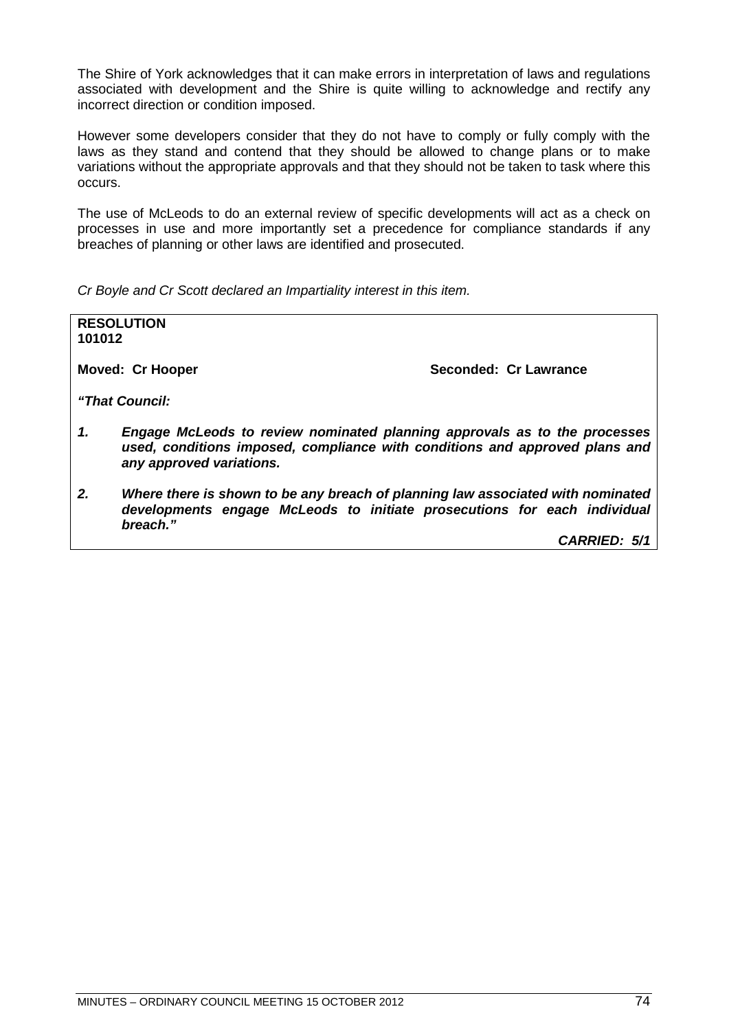The Shire of York acknowledges that it can make errors in interpretation of laws and regulations associated with development and the Shire is quite willing to acknowledge and rectify any incorrect direction or condition imposed.

However some developers consider that they do not have to comply or fully comply with the laws as they stand and contend that they should be allowed to change plans or to make variations without the appropriate approvals and that they should not be taken to task where this occurs.

The use of McLeods to do an external review of specific developments will act as a check on processes in use and more importantly set a precedence for compliance standards if any breaches of planning or other laws are identified and prosecuted.

*Cr Boyle and Cr Scott declared an Impartiality interest in this item.*

**RESOLUTION**
**101012**

**Moved: Cr Hooper** **Seconded: Cr Lawrance**

***"That Council:***

***1. Engage McLeods to review nominated planning approvals as to the processes used, conditions imposed, compliance with conditions and approved plans and any approved variations.***

***2. Where there is shown to be any breach of planning law associated with nominated developments engage McLeods to initiate prosecutions for each individual breach."***

***CARRIED: 5/1***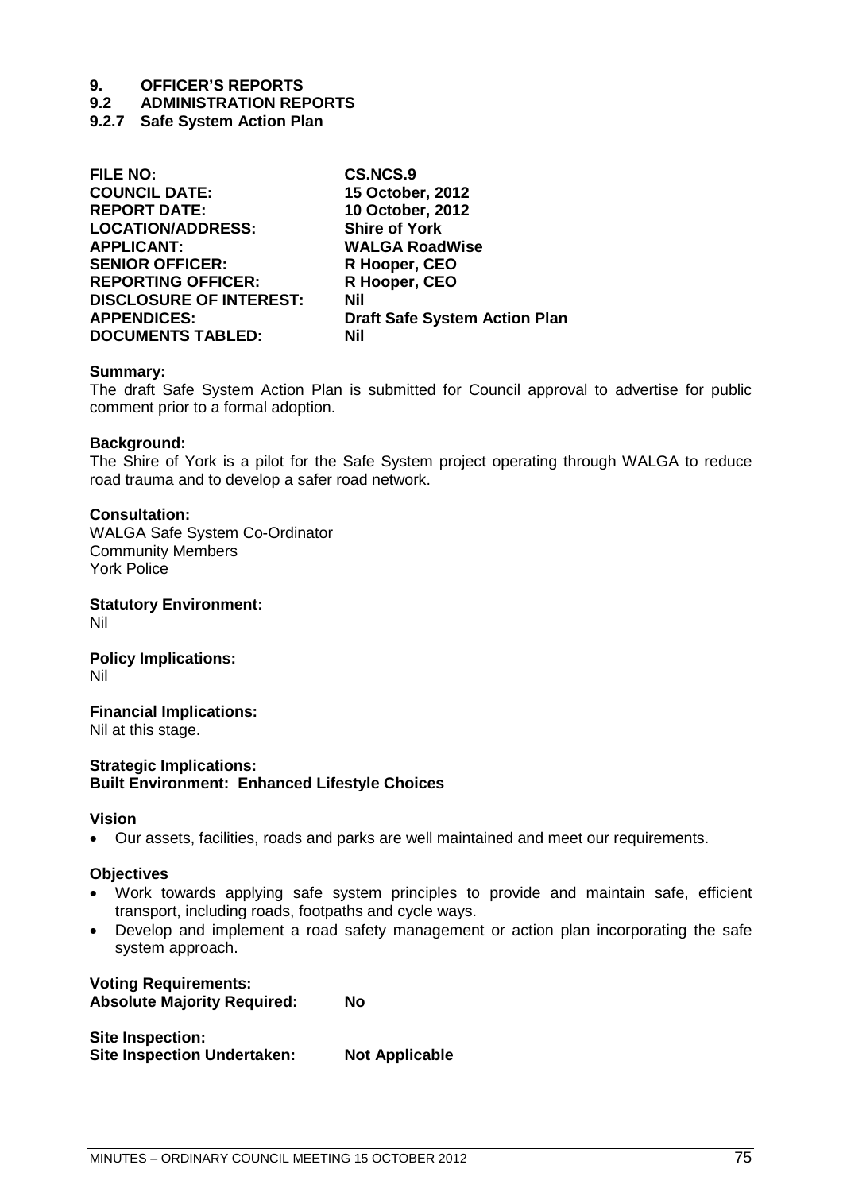# 9. OFFICER'S REPORTS

## 9.2 ADMINISTRATION REPORTS

### 9.2.7 Safe System Action Plan

| | |
|---|---|
| **FILE NO:** | **CS.NCS.9** |
| **COUNCIL DATE:** | **15 October, 2012** |
| **REPORT DATE:** | **10 October, 2012** |
| **LOCATION/ADDRESS:** | **Shire of York** |
| **APPLICANT:** | **WALGA RoadWise** |
| **SENIOR OFFICER:** | **R Hooper, CEO** |
| **REPORTING OFFICER:** | **R Hooper, CEO** |
| **DISCLOSURE OF INTEREST:** | **Nil** |
| **APPENDICES:** | **Draft Safe System Action Plan** |
| **DOCUMENTS TABLED:** | **Nil** |

**Summary:**
The draft Safe System Action Plan is submitted for Council approval to advertise for public comment prior to a formal adoption.

**Background:**
The Shire of York is a pilot for the Safe System project operating through WALGA to reduce road trauma and to develop a safer road network.

**Consultation:**
WALGA Safe System Co-Ordinator
Community Members
York Police

**Statutory Environment:**
Nil

**Policy Implications:**
Nil

**Financial Implications:**
Nil at this stage.

**Strategic Implications:**
**Built Environment: Enhanced Lifestyle Choices**

**Vision**

- Our assets, facilities, roads and parks are well maintained and meet our requirements.

**Objectives**

- Work towards applying safe system principles to provide and maintain safe, efficient transport, including roads, footpaths and cycle ways.
- Develop and implement a road safety management or action plan incorporating the safe system approach.

**Voting Requirements:**
**Absolute Majority Required: No**

**Site Inspection:**
**Site Inspection Undertaken: Not Applicable**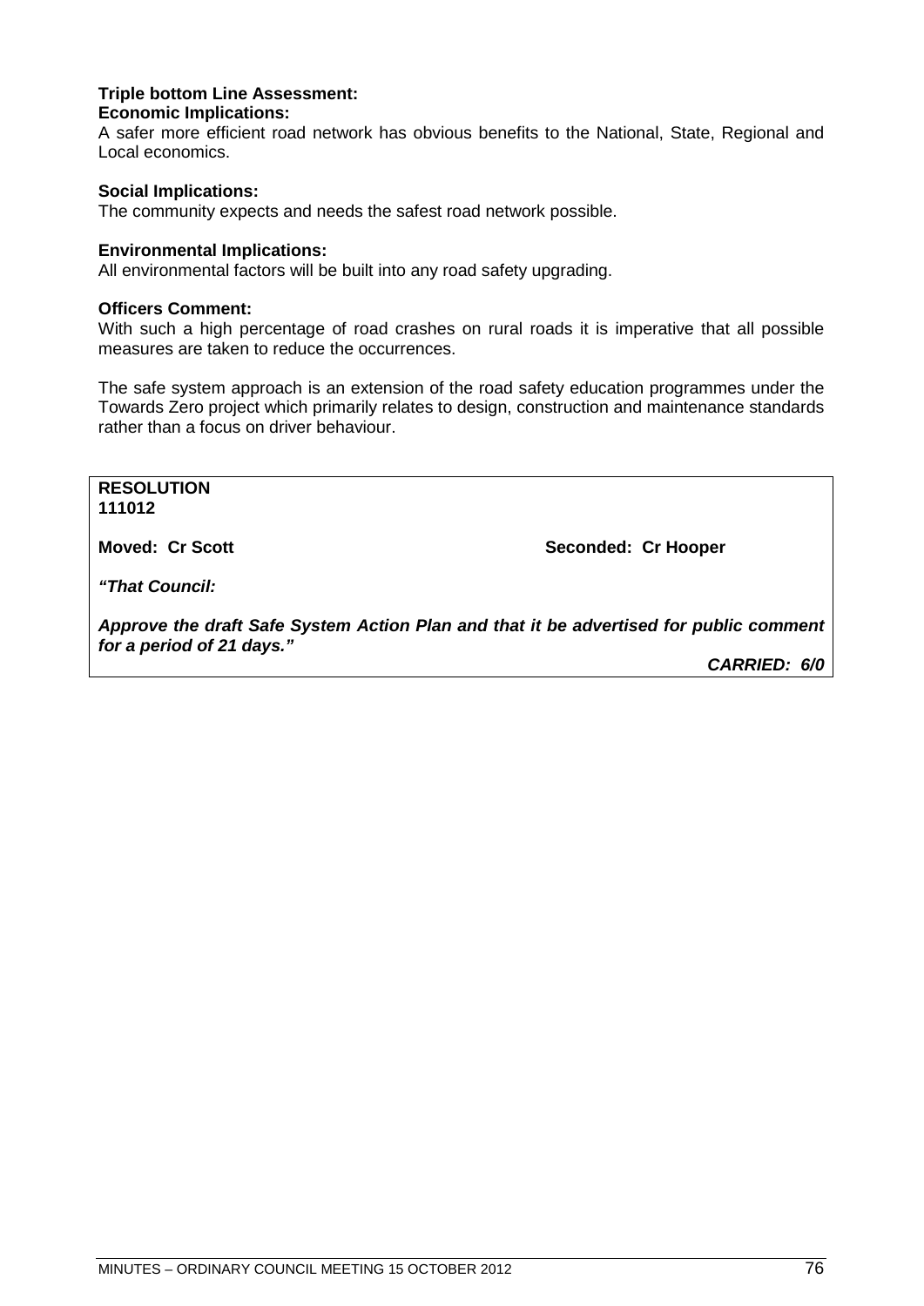**Triple bottom Line Assessment:**

**Economic Implications:**

A safer more efficient road network has obvious benefits to the National, State, Regional and Local economics.

**Social Implications:**

The community expects and needs the safest road network possible.

**Environmental Implications:**

All environmental factors will be built into any road safety upgrading.

**Officers Comment:**

With such a high percentage of road crashes on rural roads it is imperative that all possible measures are taken to reduce the occurrences.

The safe system approach is an extension of the road safety education programmes under the Towards Zero project which primarily relates to design, construction and maintenance standards rather than a focus on driver behaviour.

**RESOLUTION**
**111012**

**Moved: Cr Scott** **Seconded: Cr Hooper**

***"That Council:***

***Approve the draft Safe System Action Plan and that it be advertised for public comment for a period of 21 days."***

***CARRIED: 6/0***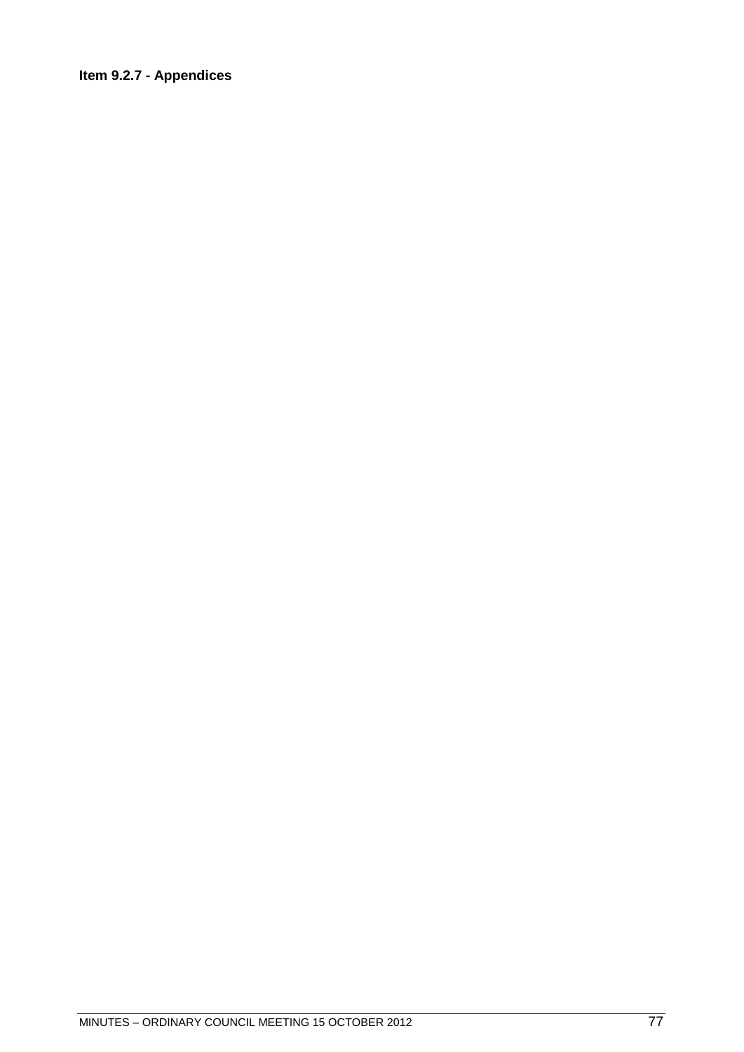**Item 9.2.7 - Appendices**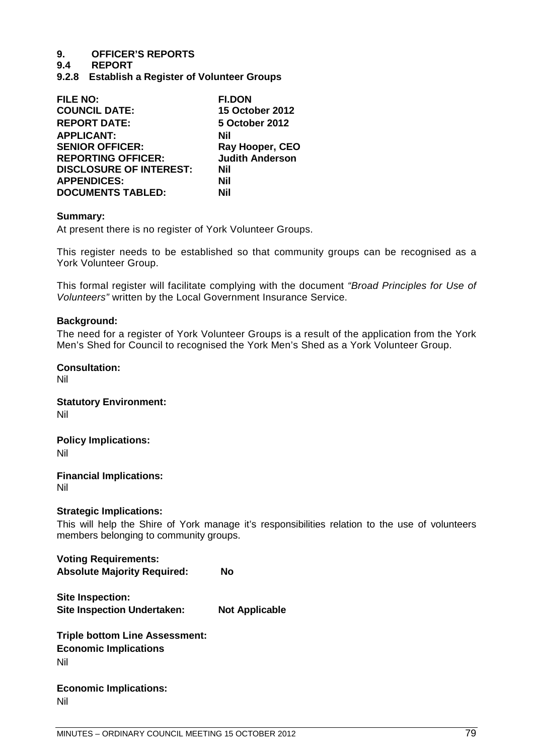# 9. OFFICER'S REPORTS

## 9.4 REPORT

### 9.2.8 Establish a Register of Volunteer Groups

| | |
|---|---|
| **FILE NO:** | **FI.DON** |
| **COUNCIL DATE:** | **15 October 2012** |
| **REPORT DATE:** | **5 October 2012** |
| **APPLICANT:** | **Nil** |
| **SENIOR OFFICER:** | **Ray Hooper, CEO** |
| **REPORTING OFFICER:** | **Judith Anderson** |
| **DISCLOSURE OF INTEREST:** | **Nil** |
| **APPENDICES:** | **Nil** |
| **DOCUMENTS TABLED:** | **Nil** |

**Summary:**

At present there is no register of York Volunteer Groups.

This register needs to be established so that community groups can be recognised as a York Volunteer Group.

This formal register will facilitate complying with the document *"Broad Principles for Use of Volunteers"* written by the Local Government Insurance Service.

**Background:**

The need for a register of York Volunteer Groups is a result of the application from the York Men's Shed for Council to recognised the York Men's Shed as a York Volunteer Group.

**Consultation:**

Nil

**Statutory Environment:**

Nil

**Policy Implications:**

Nil

**Financial Implications:**

Nil

**Strategic Implications:**

This will help the Shire of York manage it's responsibilities relation to the use of volunteers members belonging to community groups.

**Voting Requirements:**

**Absolute Majority Required: No**

**Site Inspection:**

**Site Inspection Undertaken: Not Applicable**

**Triple bottom Line Assessment:**

**Economic Implications**

Nil

**Economic Implications:**

Nil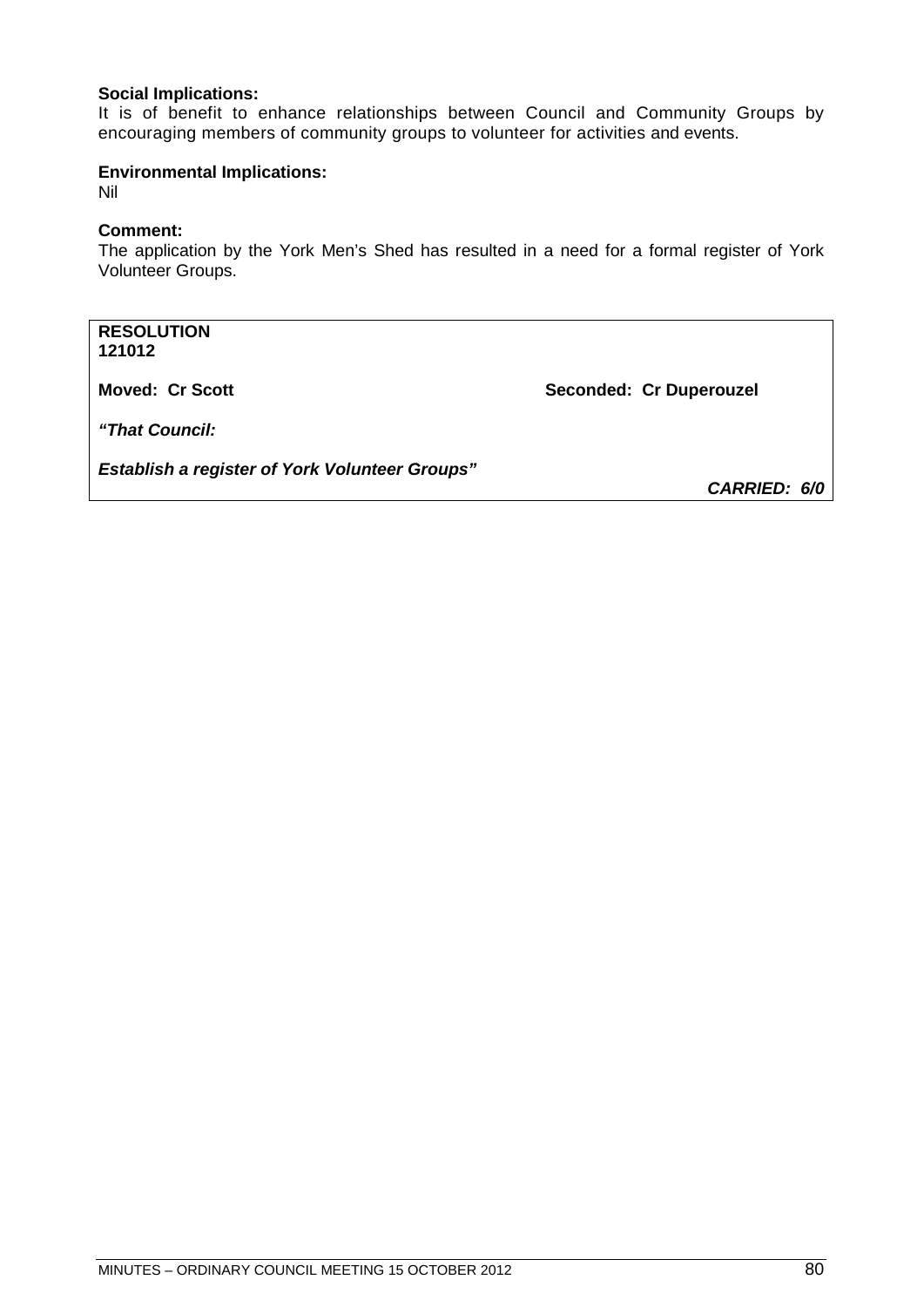**Social Implications:**
It is of benefit to enhance relationships between Council and Community Groups by encouraging members of community groups to volunteer for activities and events.

**Environmental Implications:**
Nil

**Comment:**
The application by the York Men's Shed has resulted in a need for a formal register of York Volunteer Groups.

**RESOLUTION**
**121012**

**Moved: Cr Scott** **Seconded: Cr Duperouzel**

***"That Council:***

***Establish a register of York Volunteer Groups"***

***CARRIED: 6/0***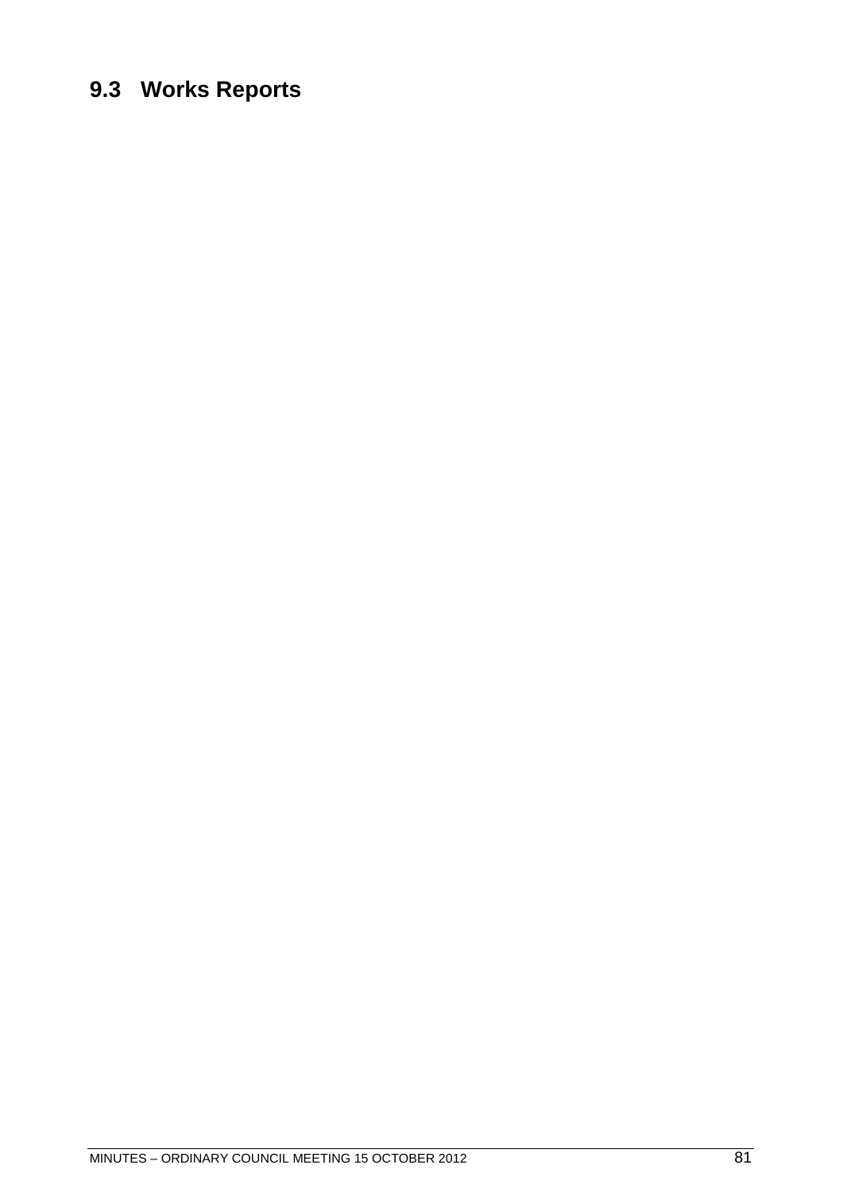## 9.3 Works Reports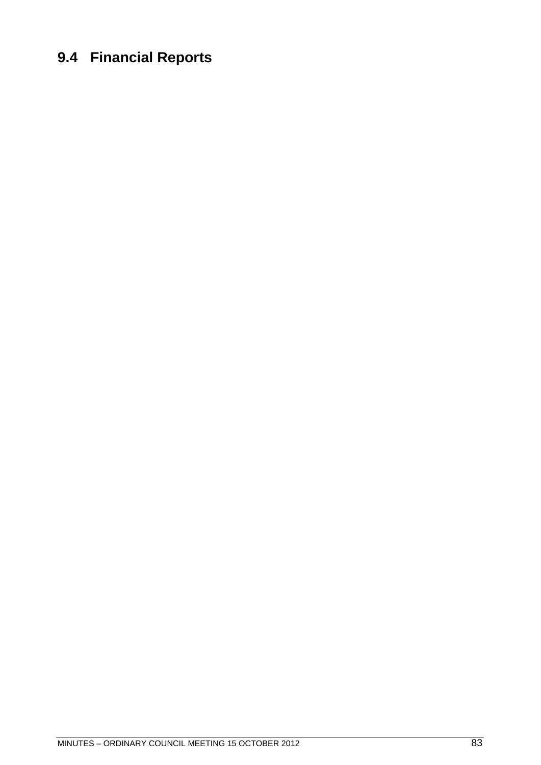## 9.4 Financial Reports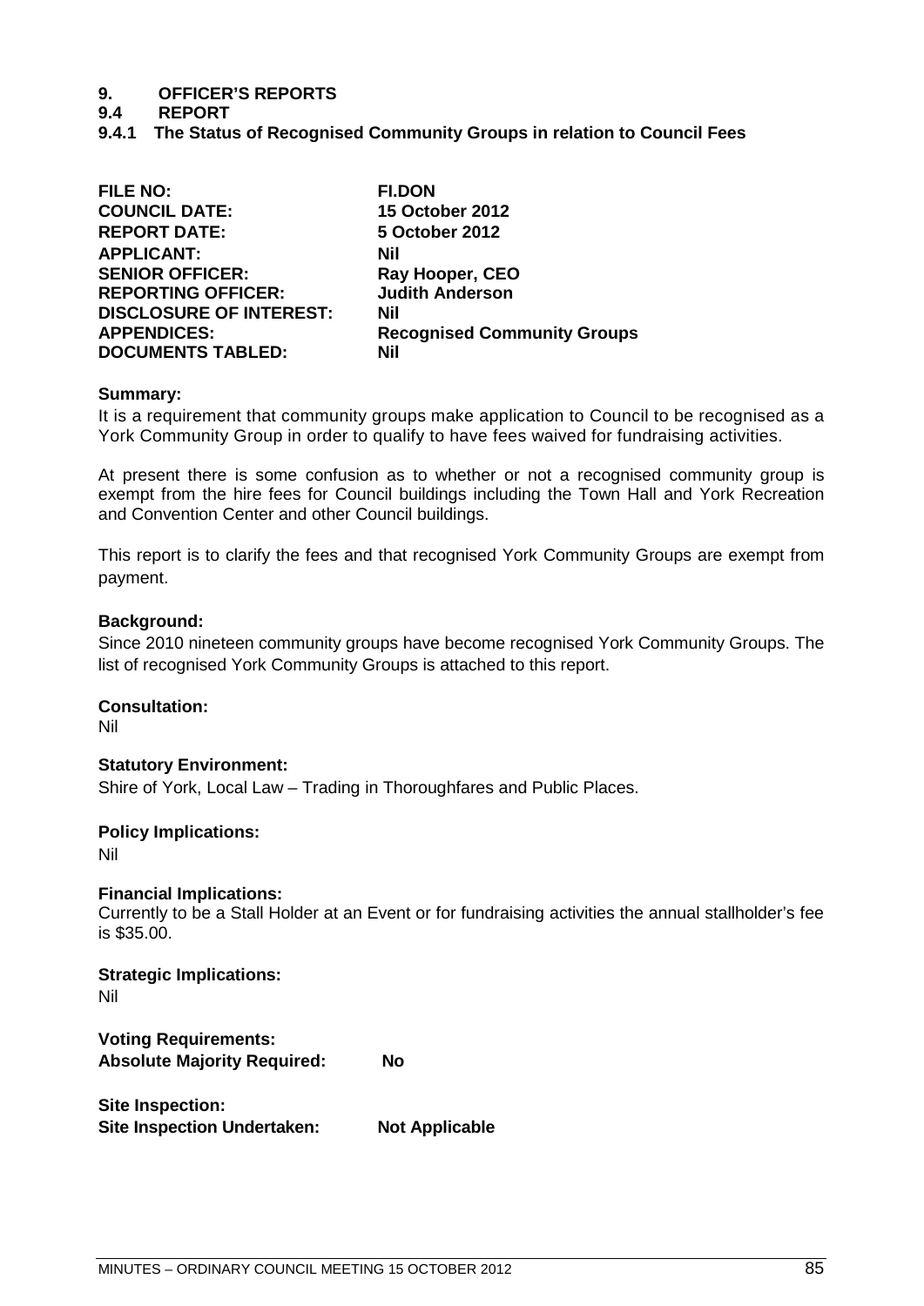# 9. OFFICER'S REPORTS

## 9.4 REPORT

### 9.4.1 The Status of Recognised Community Groups in relation to Council Fees

| | |
|---|---|
| **FILE NO:** | **FI.DON** |
| **COUNCIL DATE:** | **15 October 2012** |
| **REPORT DATE:** | **5 October 2012** |
| **APPLICANT:** | **Nil** |
| **SENIOR OFFICER:** | **Ray Hooper, CEO** |
| **REPORTING OFFICER:** | **Judith Anderson** |
| **DISCLOSURE OF INTEREST:** | **Nil** |
| **APPENDICES:** | **Recognised Community Groups** |
| **DOCUMENTS TABLED:** | **Nil** |

**Summary:**

It is a requirement that community groups make application to Council to be recognised as a York Community Group in order to qualify to have fees waived for fundraising activities.

At present there is some confusion as to whether or not a recognised community group is exempt from the hire fees for Council buildings including the Town Hall and York Recreation and Convention Center and other Council buildings.

This report is to clarify the fees and that recognised York Community Groups are exempt from payment.

**Background:**

Since 2010 nineteen community groups have become recognised York Community Groups. The list of recognised York Community Groups is attached to this report.

**Consultation:**

Nil

**Statutory Environment:**

Shire of York, Local Law – Trading in Thoroughfares and Public Places.

**Policy Implications:**

Nil

**Financial Implications:**

Currently to be a Stall Holder at an Event or for fundraising activities the annual stallholder's fee is $35.00.

**Strategic Implications:**

Nil

**Voting Requirements:**

**Absolute Majority Required:** **No**

**Site Inspection:**

**Site Inspection Undertaken:** **Not Applicable**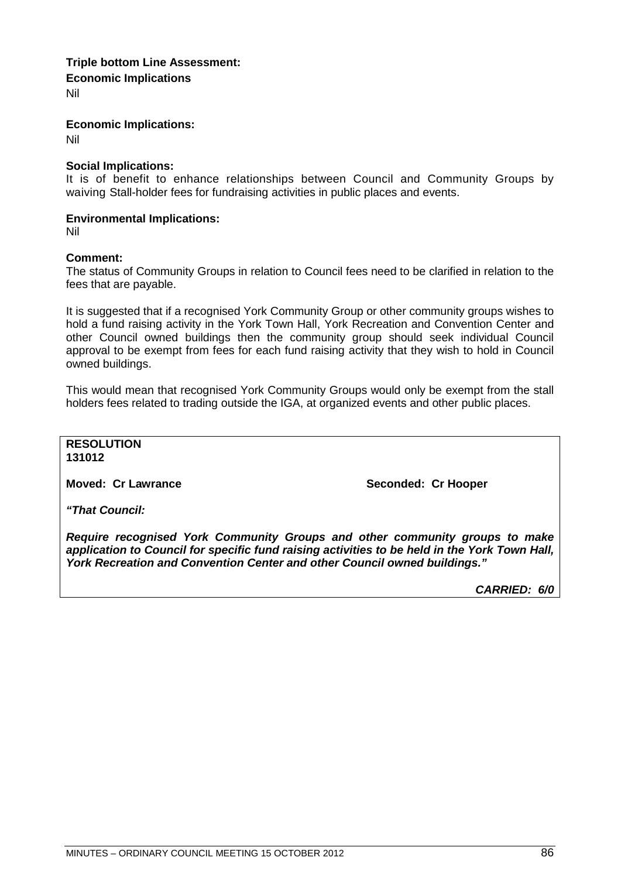**Triple bottom Line Assessment:**

**Economic Implications**

Nil

**Economic Implications:**

Nil

**Social Implications:**

It is of benefit to enhance relationships between Council and Community Groups by waiving Stall-holder fees for fundraising activities in public places and events.

**Environmental Implications:**

Nil

**Comment:**

The status of Community Groups in relation to Council fees need to be clarified in relation to the fees that are payable.

It is suggested that if a recognised York Community Group or other community groups wishes to hold a fund raising activity in the York Town Hall, York Recreation and Convention Center and other Council owned buildings then the community group should seek individual Council approval to be exempt from fees for each fund raising activity that they wish to hold in Council owned buildings.

This would mean that recognised York Community Groups would only be exempt from the stall holders fees related to trading outside the IGA, at organized events and other public places.

**RESOLUTION**
**131012**

**Moved: Cr Lawrance** **Seconded: Cr Hooper**

***"That Council:***

***Require recognised York Community Groups and other community groups to make application to Council for specific fund raising activities to be held in the York Town Hall, York Recreation and Convention Center and other Council owned buildings."***

***CARRIED: 6/0***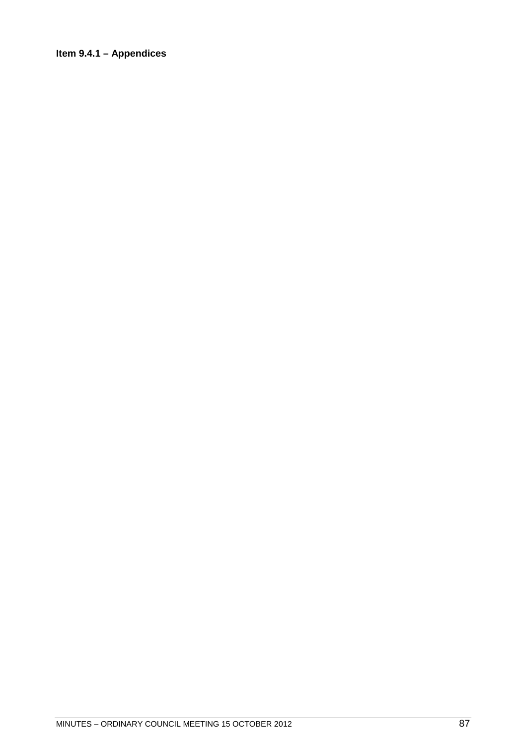**Item 9.4.1 – Appendices**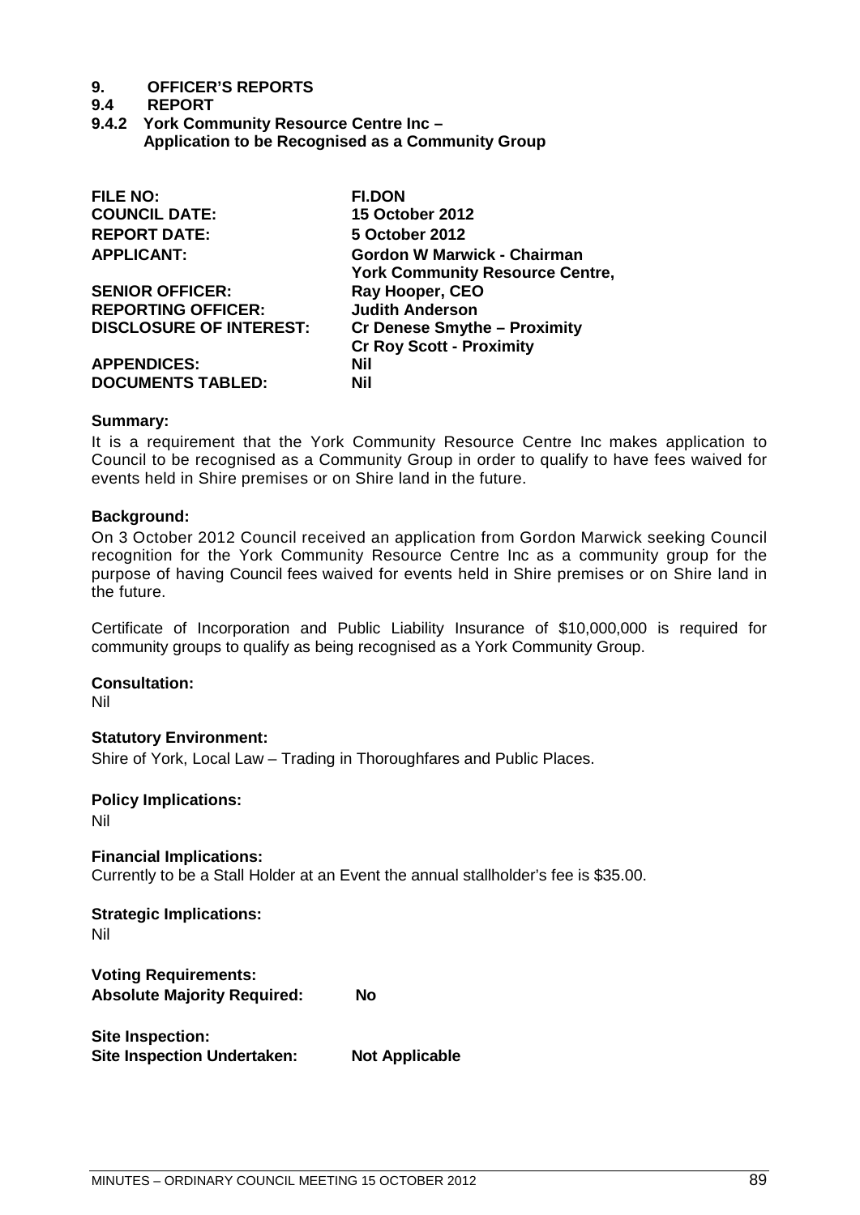# 9. OFFICER'S REPORTS

## 9.4 REPORT

### 9.4.2 York Community Resource Centre Inc – Application to be Recognised as a Community Group

| | |
|---|---|
| **FILE NO:** | **FI.DON** |
| **COUNCIL DATE:** | **15 October 2012** |
| **REPORT DATE:** | **5 October 2012** |
| **APPLICANT:** | **Gordon W Marwick - Chairman York Community Resource Centre,** |
| **SENIOR OFFICER:** | **Ray Hooper, CEO** |
| **REPORTING OFFICER:** | **Judith Anderson** |
| **DISCLOSURE OF INTEREST:** | **Cr Denese Smythe – Proximity Cr Roy Scott - Proximity** |
| **APPENDICES:** | **Nil** |
| **DOCUMENTS TABLED:** | **Nil** |

**Summary:**

It is a requirement that the York Community Resource Centre Inc makes application to Council to be recognised as a Community Group in order to qualify to have fees waived for events held in Shire premises or on Shire land in the future.

**Background:**

On 3 October 2012 Council received an application from Gordon Marwick seeking Council recognition for the York Community Resource Centre Inc as a community group for the purpose of having Council fees waived for events held in Shire premises or on Shire land in the future.

Certificate of Incorporation and Public Liability Insurance of $10,000,000 is required for community groups to qualify as being recognised as a York Community Group.

**Consultation:**

Nil

**Statutory Environment:**

Shire of York, Local Law – Trading in Thoroughfares and Public Places.

**Policy Implications:**

Nil

**Financial Implications:**

Currently to be a Stall Holder at an Event the annual stallholder's fee is $35.00.

**Strategic Implications:**

Nil

**Voting Requirements:**
**Absolute Majority Required:** **No**

**Site Inspection:**
**Site Inspection Undertaken:** **Not Applicable**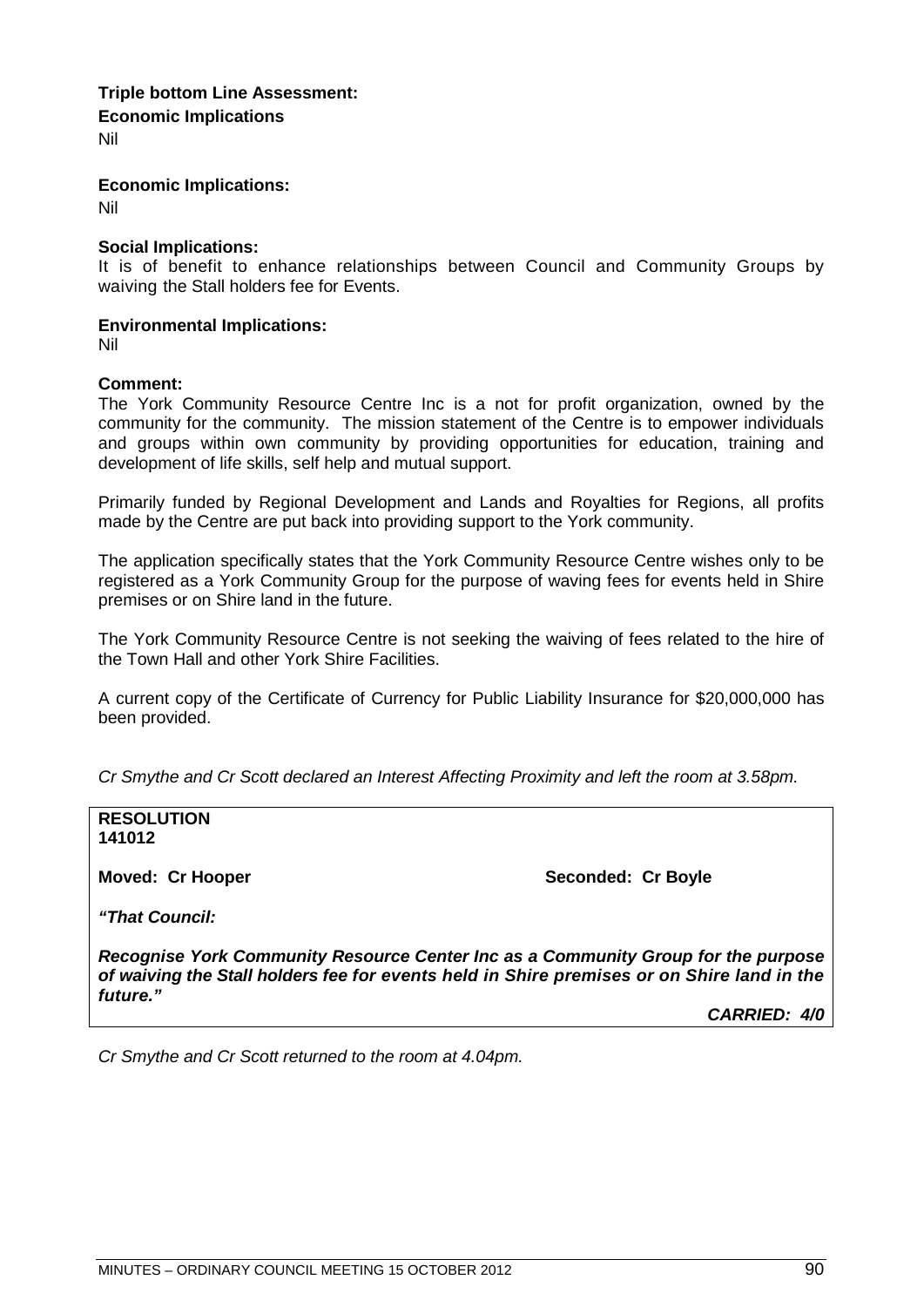**Triple bottom Line Assessment:**

**Economic Implications**

Nil

**Economic Implications:**

Nil

**Social Implications:**

It is of benefit to enhance relationships between Council and Community Groups by waiving the Stall holders fee for Events.

**Environmental Implications:**

Nil

**Comment:**

The York Community Resource Centre Inc is a not for profit organization, owned by the community for the community. The mission statement of the Centre is to empower individuals and groups within own community by providing opportunities for education, training and development of life skills, self help and mutual support.

Primarily funded by Regional Development and Lands and Royalties for Regions, all profits made by the Centre are put back into providing support to the York community.

The application specifically states that the York Community Resource Centre wishes only to be registered as a York Community Group for the purpose of waving fees for events held in Shire premises or on Shire land in the future.

The York Community Resource Centre is not seeking the waiving of fees related to the hire of the Town Hall and other York Shire Facilities.

A current copy of the Certificate of Currency for Public Liability Insurance for $20,000,000 has been provided.

*Cr Smythe and Cr Scott declared an Interest Affecting Proximity and left the room at 3.58pm.*

**RESOLUTION**
**141012**

**Moved: Cr Hooper** **Seconded: Cr Boyle**

***"That Council:***

***Recognise York Community Resource Center Inc as a Community Group for the purpose of waiving the Stall holders fee for events held in Shire premises or on Shire land in the future."***

***CARRIED: 4/0***

*Cr Smythe and Cr Scott returned to the room at 4.04pm.*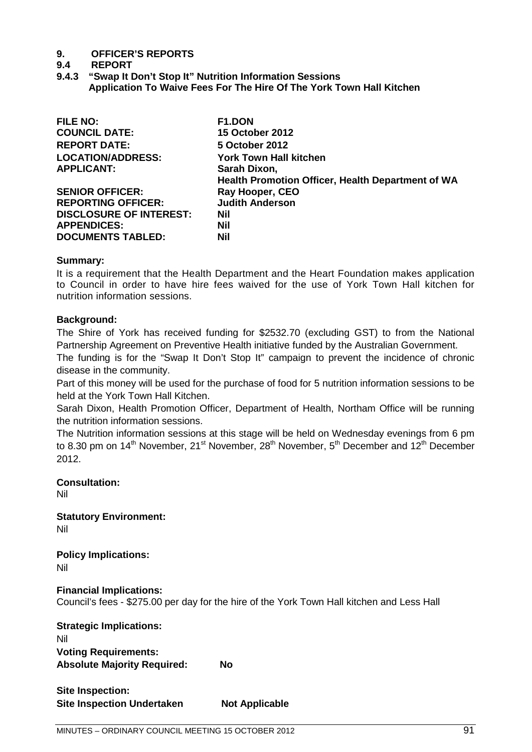# 9. OFFICER'S REPORTS

## 9.4 REPORT

### 9.4.3 "Swap It Don't Stop It" Nutrition Information Sessions Application To Waive Fees For The Hire Of The York Town Hall Kitchen

| | |
|---|---|
| **FILE NO:** | **F1.DON** |
| **COUNCIL DATE:** | **15 October 2012** |
| **REPORT DATE:** | **5 October 2012** |
| **LOCATION/ADDRESS:** | **York Town Hall kitchen** |
| **APPLICANT:** | **Sarah Dixon, Health Promotion Officer, Health Department of WA** |
| **SENIOR OFFICER:** | **Ray Hooper, CEO** |
| **REPORTING OFFICER:** | **Judith Anderson** |
| **DISCLOSURE OF INTEREST:** | **Nil** |
| **APPENDICES:** | **Nil** |
| **DOCUMENTS TABLED:** | **Nil** |

**Summary:**

It is a requirement that the Health Department and the Heart Foundation makes application to Council in order to have hire fees waived for the use of York Town Hall kitchen for nutrition information sessions.

**Background:**

The Shire of York has received funding for $2532.70 (excluding GST) to from the National Partnership Agreement on Preventive Health initiative funded by the Australian Government.

The funding is for the "Swap It Don't Stop It" campaign to prevent the incidence of chronic disease in the community.

Part of this money will be used for the purchase of food for 5 nutrition information sessions to be held at the York Town Hall Kitchen.

Sarah Dixon, Health Promotion Officer, Department of Health, Northam Office will be running the nutrition information sessions.

The Nutrition information sessions at this stage will be held on Wednesday evenings from 6 pm to 8.30 pm on 14th November, 21st November, 28th November, 5th December and 12th December 2012.

**Consultation:**

Nil

**Statutory Environment:**

Nil

**Policy Implications:**

Nil

**Financial Implications:**

Council's fees - $275.00 per day for the hire of the York Town Hall kitchen and Less Hall

**Strategic Implications:**

Nil

**Voting Requirements:**

**Absolute Majority Required: No**

**Site Inspection:**

**Site Inspection Undertaken Not Applicable**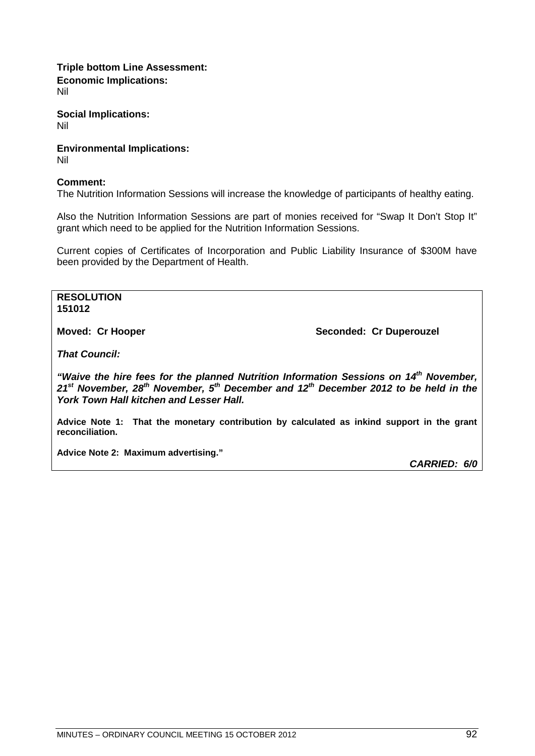**Triple bottom Line Assessment:**

**Economic Implications:**

Nil

**Social Implications:**

Nil

**Environmental Implications:**

Nil

**Comment:**

The Nutrition Information Sessions will increase the knowledge of participants of healthy eating.

Also the Nutrition Information Sessions are part of monies received for "Swap It Don't Stop It" grant which need to be applied for the Nutrition Information Sessions.

Current copies of Certificates of Incorporation and Public Liability Insurance of $300M have been provided by the Department of Health.

**RESOLUTION**
**151012**

**Moved: Cr Hooper** **Seconded: Cr Duperouzel**

***That Council:***

***"Waive the hire fees for the planned Nutrition Information Sessions on 14th November, 21st November, 28th November, 5th December and 12th December 2012 to be held in the York Town Hall kitchen and Lesser Hall.***

**Advice Note 1: That the monetary contribution by calculated as inkind support in the grant reconciliation.**

**Advice Note 2: Maximum advertising."**

***CARRIED: 6/0***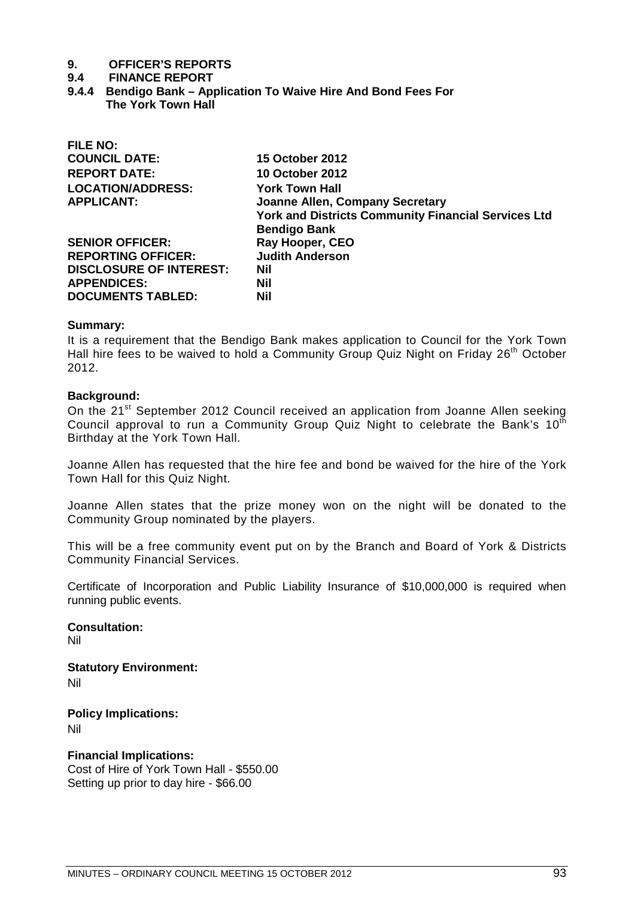# 9. OFFICER'S REPORTS

## 9.4 FINANCE REPORT

### 9.4.4 Bendigo Bank – Application To Waive Hire And Bond Fees For The York Town Hall

| | |
|---|---|
| **FILE NO:** | |
| **COUNCIL DATE:** | **15 October 2012** |
| **REPORT DATE:** | **10 October 2012** |
| **LOCATION/ADDRESS:** | **York Town Hall** |
| **APPLICANT:** | **Joanne Allen, Company Secretary York and Districts Community Financial Services Ltd Bendigo Bank** |
| **SENIOR OFFICER:** | **Ray Hooper, CEO** |
| **REPORTING OFFICER:** | **Judith Anderson** |
| **DISCLOSURE OF INTEREST:** | **Nil** |
| **APPENDICES:** | **Nil** |
| **DOCUMENTS TABLED:** | **Nil** |

**Summary:**

It is a requirement that the Bendigo Bank makes application to Council for the York Town Hall hire fees to be waived to hold a Community Group Quiz Night on Friday 26th October 2012.

**Background:**

On the 21st September 2012 Council received an application from Joanne Allen seeking Council approval to run a Community Group Quiz Night to celebrate the Bank's 10th Birthday at the York Town Hall.

Joanne Allen has requested that the hire fee and bond be waived for the hire of the York Town Hall for this Quiz Night.

Joanne Allen states that the prize money won on the night will be donated to the Community Group nominated by the players.

This will be a free community event put on by the Branch and Board of York & Districts Community Financial Services.

Certificate of Incorporation and Public Liability Insurance of $10,000,000 is required when running public events.

**Consultation:**

Nil

**Statutory Environment:**

Nil

**Policy Implications:**

Nil

**Financial Implications:**

Cost of Hire of York Town Hall - $550.00
Setting up prior to day hire - $66.00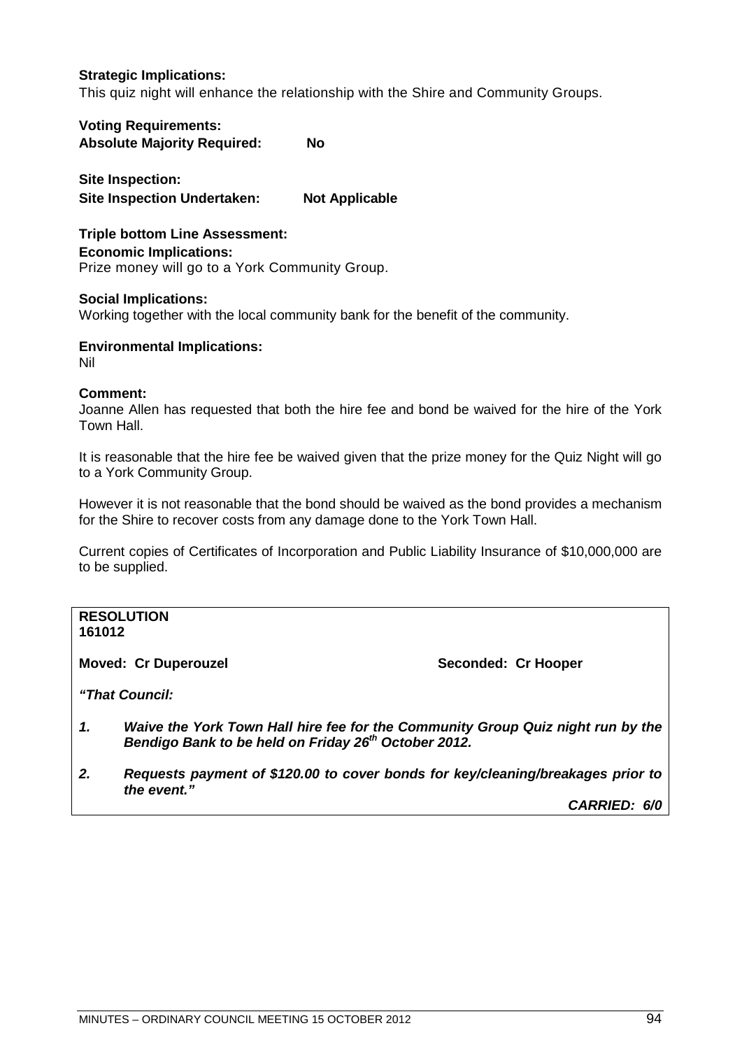**Strategic Implications:**
This quiz night will enhance the relationship with the Shire and Community Groups.

**Voting Requirements:**
**Absolute Majority Required: No**

**Site Inspection:**
**Site Inspection Undertaken: Not Applicable**

**Triple bottom Line Assessment:**
**Economic Implications:**
Prize money will go to a York Community Group.

**Social Implications:**
Working together with the local community bank for the benefit of the community.

**Environmental Implications:**
Nil

**Comment:**
Joanne Allen has requested that both the hire fee and bond be waived for the hire of the York Town Hall.

It is reasonable that the hire fee be waived given that the prize money for the Quiz Night will go to a York Community Group.

However it is not reasonable that the bond should be waived as the bond provides a mechanism for the Shire to recover costs from any damage done to the York Town Hall.

Current copies of Certificates of Incorporation and Public Liability Insurance of $10,000,000 are to be supplied.

**RESOLUTION**
**161012**

**Moved: Cr Duperouzel** **Seconded: Cr Hooper**

***"That Council:***

1. ***Waive the York Town Hall hire fee for the Community Group Quiz night run by the Bendigo Bank to be held on Friday 26th October 2012.***

2. ***Requests payment of $120.00 to cover bonds for key/cleaning/breakages prior to the event."***

***CARRIED: 6/0***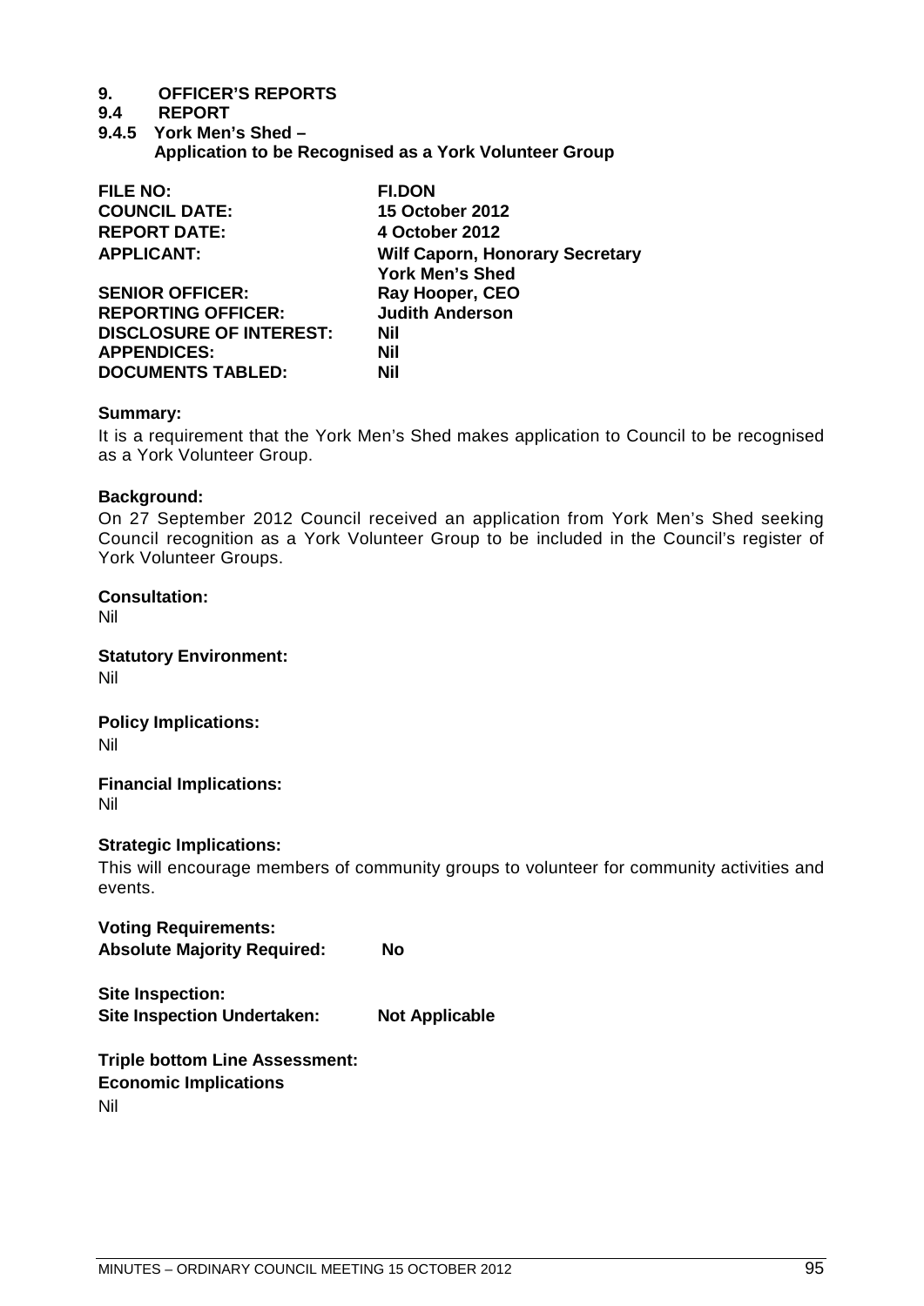**9. OFFICER'S REPORTS**

**9.4 REPORT**

**9.4.5 York Men's Shed – Application to be Recognised as a York Volunteer Group**

| | |
|---|---|
| **FILE NO:** | **FI.DON** |
| **COUNCIL DATE:** | **15 October 2012** |
| **REPORT DATE:** | **4 October 2012** |
| **APPLICANT:** | **Wilf Caporn, Honorary Secretary York Men's Shed** |
| **SENIOR OFFICER:** | **Ray Hooper, CEO** |
| **REPORTING OFFICER:** | **Judith Anderson** |
| **DISCLOSURE OF INTEREST:** | **Nil** |
| **APPENDICES:** | **Nil** |
| **DOCUMENTS TABLED:** | **Nil** |

**Summary:**

It is a requirement that the York Men's Shed makes application to Council to be recognised as a York Volunteer Group.

**Background:**

On 27 September 2012 Council received an application from York Men's Shed seeking Council recognition as a York Volunteer Group to be included in the Council's register of York Volunteer Groups.

**Consultation:**

Nil

**Statutory Environment:**

Nil

**Policy Implications:**

Nil

**Financial Implications:**

Nil

**Strategic Implications:**

This will encourage members of community groups to volunteer for community activities and events.

**Voting Requirements:**

**Absolute Majority Required: No**

**Site Inspection:**

**Site Inspection Undertaken: Not Applicable**

**Triple bottom Line Assessment:**

**Economic Implications**

Nil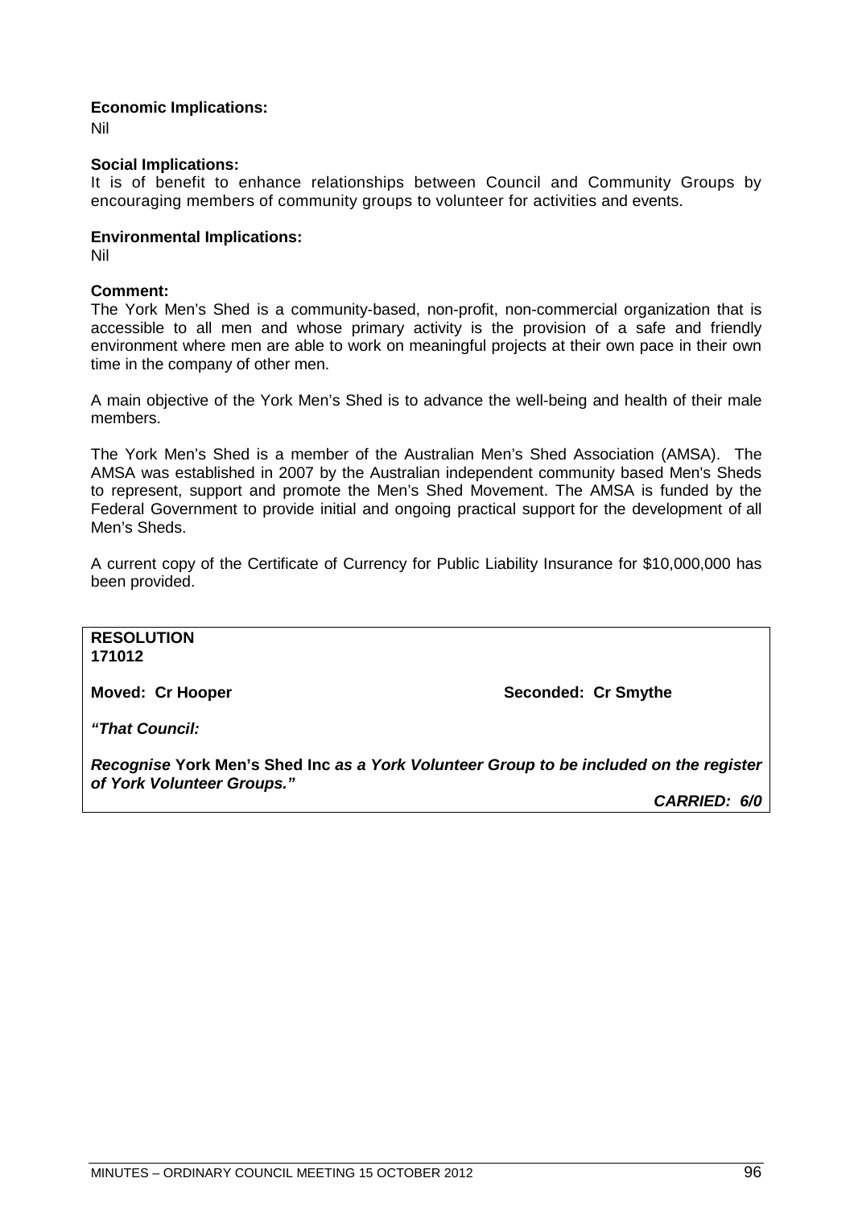**Economic Implications:**
Nil

**Social Implications:**
It is of benefit to enhance relationships between Council and Community Groups by encouraging members of community groups to volunteer for activities and events.

**Environmental Implications:**
Nil

**Comment:**
The York Men's Shed is a community-based, non-profit, non-commercial organization that is accessible to all men and whose primary activity is the provision of a safe and friendly environment where men are able to work on meaningful projects at their own pace in their own time in the company of other men.

A main objective of the York Men's Shed is to advance the well-being and health of their male members.

The York Men's Shed is a member of the Australian Men's Shed Association (AMSA). The AMSA was established in 2007 by the Australian independent community based Men's Sheds to represent, support and promote the Men's Shed Movement. The AMSA is funded by the Federal Government to provide initial and ongoing practical support for the development of all Men's Sheds.

A current copy of the Certificate of Currency for Public Liability Insurance for $10,000,000 has been provided.

**RESOLUTION**
**171012**

**Moved: Cr Hooper** **Seconded: Cr Smythe**

***"That Council:***

***Recognise* York Men's Shed Inc *as a York Volunteer Group to be included on the register of York Volunteer Groups."***

***CARRIED: 6/0***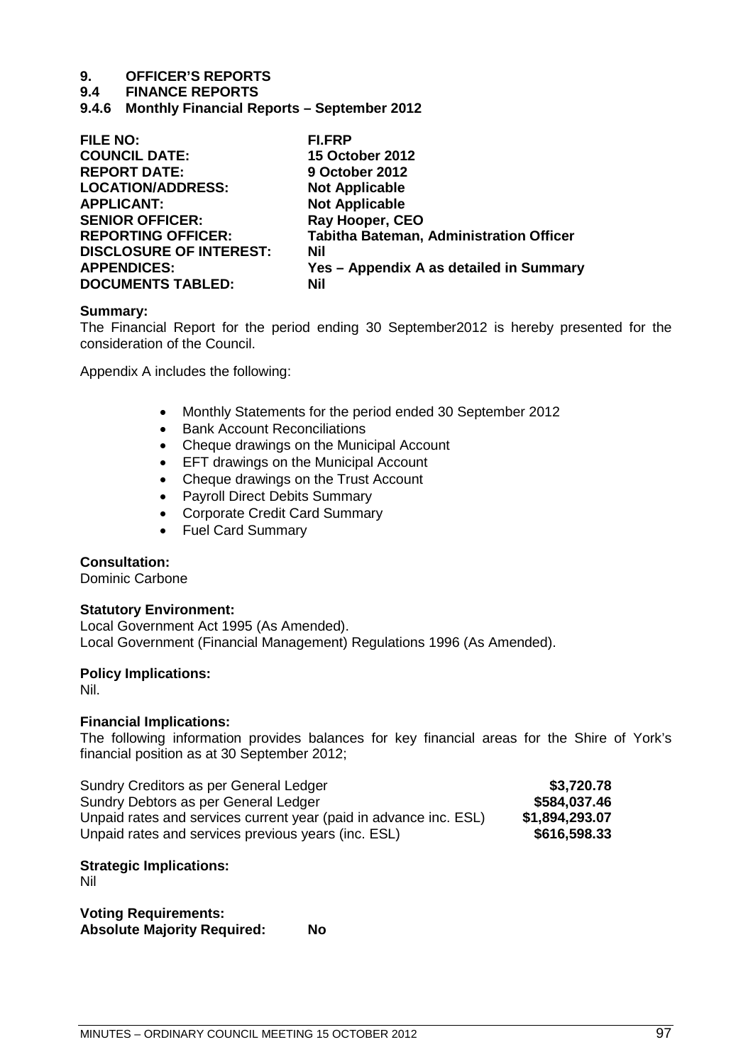# 9. OFFICER'S REPORTS

## 9.4 FINANCE REPORTS

### 9.4.6 Monthly Financial Reports – September 2012

| | |
|---|---|
| **FILE NO:** | **FI.FRP** |
| **COUNCIL DATE:** | **15 October 2012** |
| **REPORT DATE:** | **9 October 2012** |
| **LOCATION/ADDRESS:** | **Not Applicable** |
| **APPLICANT:** | **Not Applicable** |
| **SENIOR OFFICER:** | **Ray Hooper, CEO** |
| **REPORTING OFFICER:** | **Tabitha Bateman, Administration Officer** |
| **DISCLOSURE OF INTEREST:** | **Nil** |
| **APPENDICES:** | **Yes – Appendix A as detailed in Summary** |
| **DOCUMENTS TABLED:** | **Nil** |

**Summary:**

The Financial Report for the period ending 30 September2012 is hereby presented for the consideration of the Council.

Appendix A includes the following:

- Monthly Statements for the period ended 30 September 2012
- Bank Account Reconciliations
- Cheque drawings on the Municipal Account
- EFT drawings on the Municipal Account
- Cheque drawings on the Trust Account
- Payroll Direct Debits Summary
- Corporate Credit Card Summary
- Fuel Card Summary

**Consultation:**

Dominic Carbone

**Statutory Environment:**

Local Government Act 1995 (As Amended).
Local Government (Financial Management) Regulations 1996 (As Amended).

**Policy Implications:**

Nil.

**Financial Implications:**

The following information provides balances for key financial areas for the Shire of York's financial position as at 30 September 2012;

| | |
|---|---:|
| Sundry Creditors as per General Ledger | **\$3,720.78** |
| Sundry Debtors as per General Ledger | **\$584,037.46** |
| Unpaid rates and services current year (paid in advance inc. ESL) | **\$1,894,293.07** |
| Unpaid rates and services previous years (inc. ESL) | **\$616,598.33** |

**Strategic Implications:**

Nil

**Voting Requirements:**
**Absolute Majority Required: No**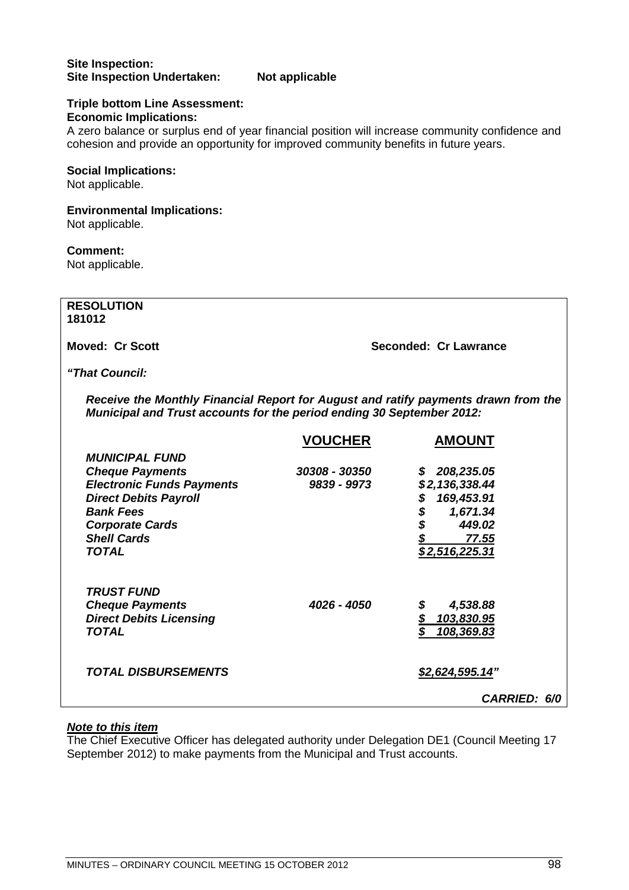**Site Inspection:**
**Site Inspection Undertaken: Not applicable**

**Triple bottom Line Assessment:**
**Economic Implications:**
A zero balance or surplus end of year financial position will increase community confidence and cohesion and provide an opportunity for improved community benefits in future years.

**Social Implications:**
Not applicable.

**Environmental Implications:**
Not applicable.

**Comment:**
Not applicable.

**RESOLUTION**
**181012**

**Moved: Cr Scott** **Seconded: Cr Lawrance**

***"That Council:***

***Receive the Monthly Financial Report for August and ratify payments drawn from the Municipal and Trust accounts for the period ending 30 September 2012:***

| | VOUCHER | AMOUNT |
|---|---|---|
| ***MUNICIPAL FUND*** | | |
| ***Cheque Payments*** | ***30308 - 30350*** | ***$ 208,235.05*** |
| ***Electronic Funds Payments*** | ***9839 - 9973*** | ***$2,136,338.44*** |
| ***Direct Debits Payroll*** | | ***$ 169,453.91*** |
| ***Bank Fees*** | | ***$ 1,671.34*** |
| ***Corporate Cards*** | | ***$ 449.02*** |
| ***Shell Cards*** | | ***$ 77.55*** |
| ***TOTAL*** | | ***$2,516,225.31*** |
| | | |
| ***TRUST FUND*** | | |
| ***Cheque Payments*** | ***4026 - 4050*** | ***$ 4,538.88*** |
| ***Direct Debits Licensing*** | | ***$ 103,830.95*** |
| ***TOTAL*** | | ***$ 108,369.83*** |
| | | |
| ***TOTAL DISBURSEMENTS*** | | ***$2,624,595.14"*** |

***CARRIED: 6/0***

***Note to this item***
The Chief Executive Officer has delegated authority under Delegation DE1 (Council Meeting 17 September 2012) to make payments from the Municipal and Trust accounts.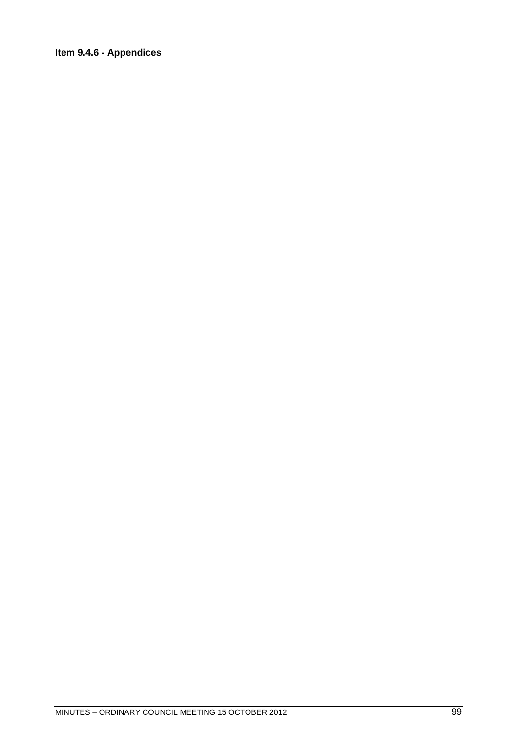**Item 9.4.6 - Appendices**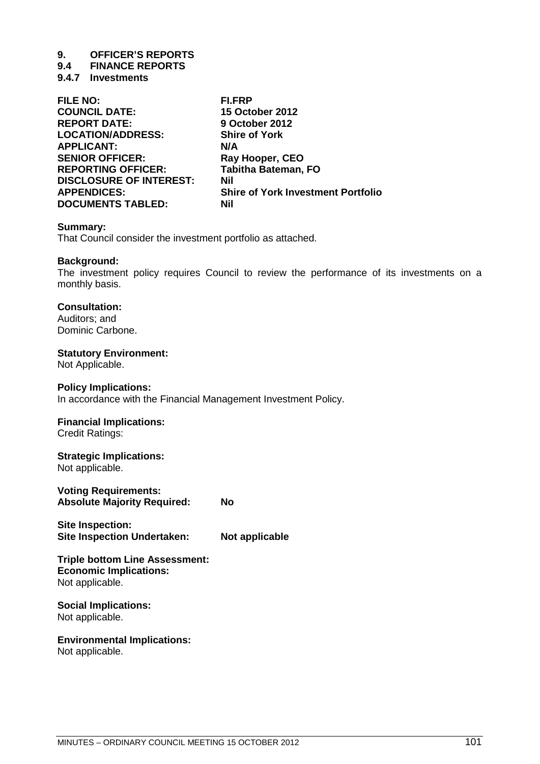# 9. OFFICER'S REPORTS

## 9.4 FINANCE REPORTS

### 9.4.7 Investments

| | |
|---|---|
| **FILE NO:** | **FI.FRP** |
| **COUNCIL DATE:** | **15 October 2012** |
| **REPORT DATE:** | **9 October 2012** |
| **LOCATION/ADDRESS:** | **Shire of York** |
| **APPLICANT:** | **N/A** |
| **SENIOR OFFICER:** | **Ray Hooper, CEO** |
| **REPORTING OFFICER:** | **Tabitha Bateman, FO** |
| **DISCLOSURE OF INTEREST:** | **Nil** |
| **APPENDICES:** | **Shire of York Investment Portfolio** |
| **DOCUMENTS TABLED:** | **Nil** |

**Summary:**
That Council consider the investment portfolio as attached.

**Background:**
The investment policy requires Council to review the performance of its investments on a monthly basis.

**Consultation:**
Auditors; and
Dominic Carbone.

**Statutory Environment:**
Not Applicable.

**Policy Implications:**
In accordance with the Financial Management Investment Policy.

**Financial Implications:**
Credit Ratings:

**Strategic Implications:**
Not applicable.

**Voting Requirements:**
**Absolute Majority Required:** **No**

**Site Inspection:**
**Site Inspection Undertaken:** **Not applicable**

**Triple bottom Line Assessment:**
**Economic Implications:**
Not applicable.

**Social Implications:**
Not applicable.

**Environmental Implications:**
Not applicable.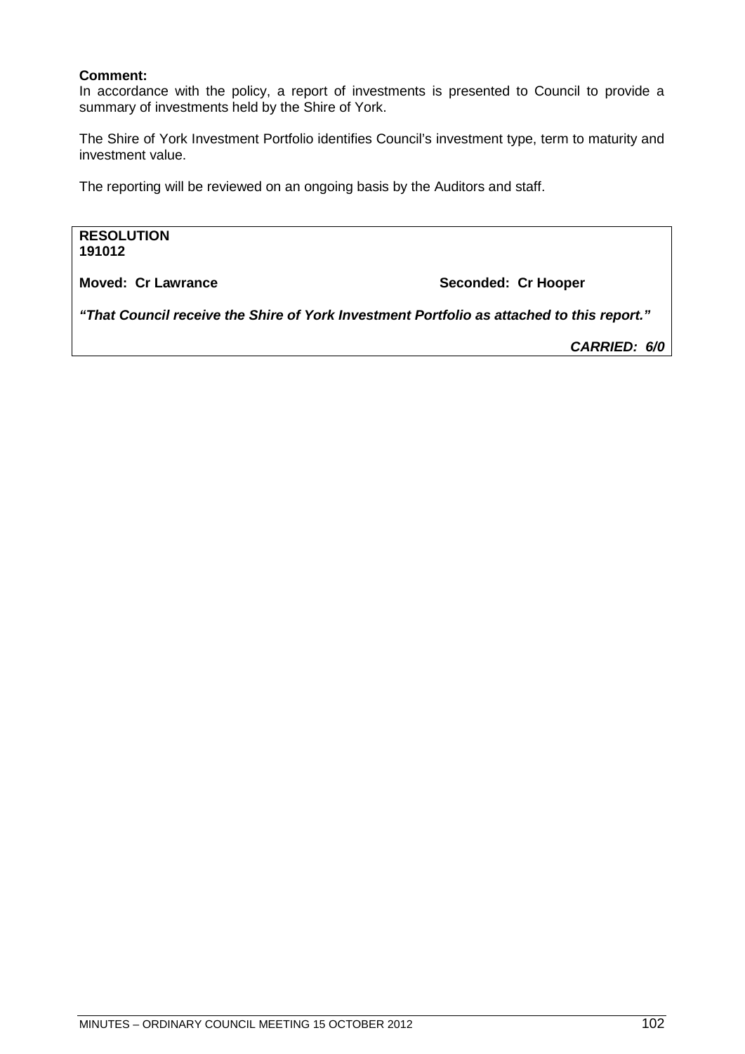**Comment:**
In accordance with the policy, a report of investments is presented to Council to provide a summary of investments held by the Shire of York.

The Shire of York Investment Portfolio identifies Council's investment type, term to maturity and investment value.

The reporting will be reviewed on an ongoing basis by the Auditors and staff.

**RESOLUTION**
**191012**

**Moved: Cr Lawrance** **Seconded: Cr Hooper**

***"That Council receive the Shire of York Investment Portfolio as attached to this report."***

***CARRIED: 6/0***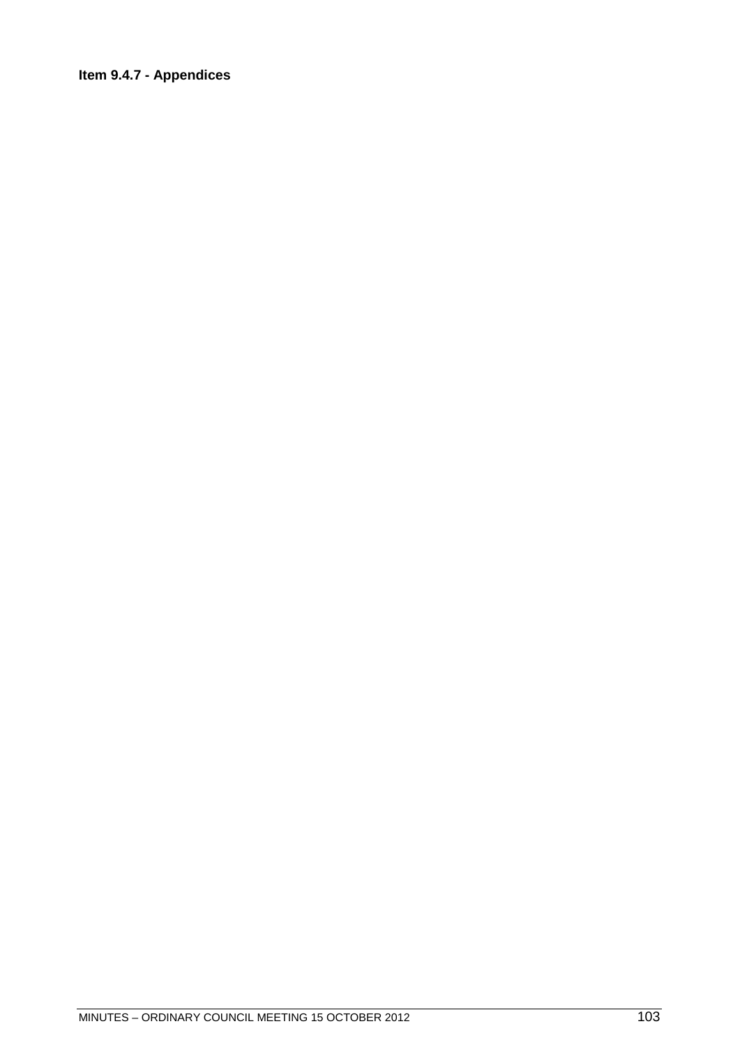**Item 9.4.7 - Appendices**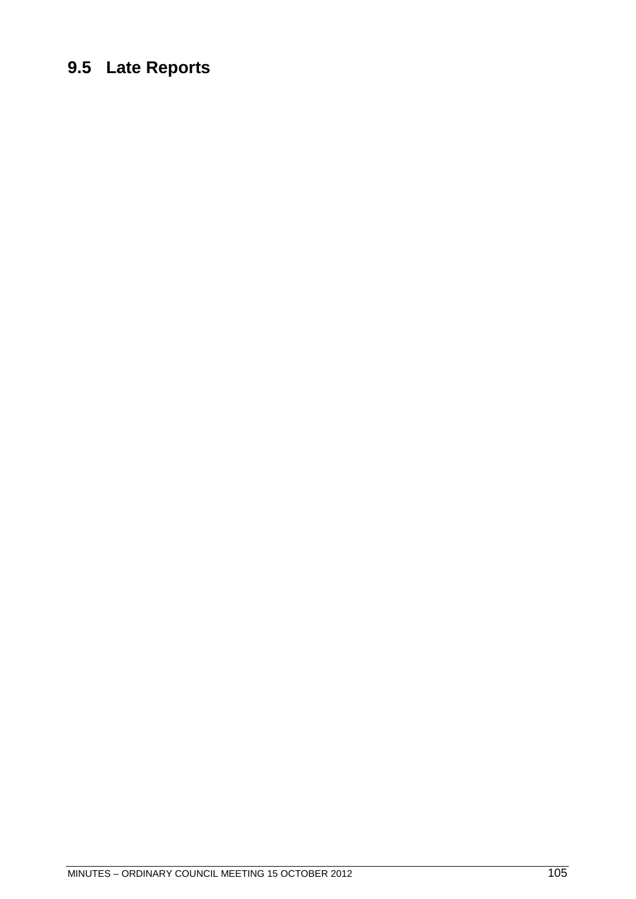## 9.5 Late Reports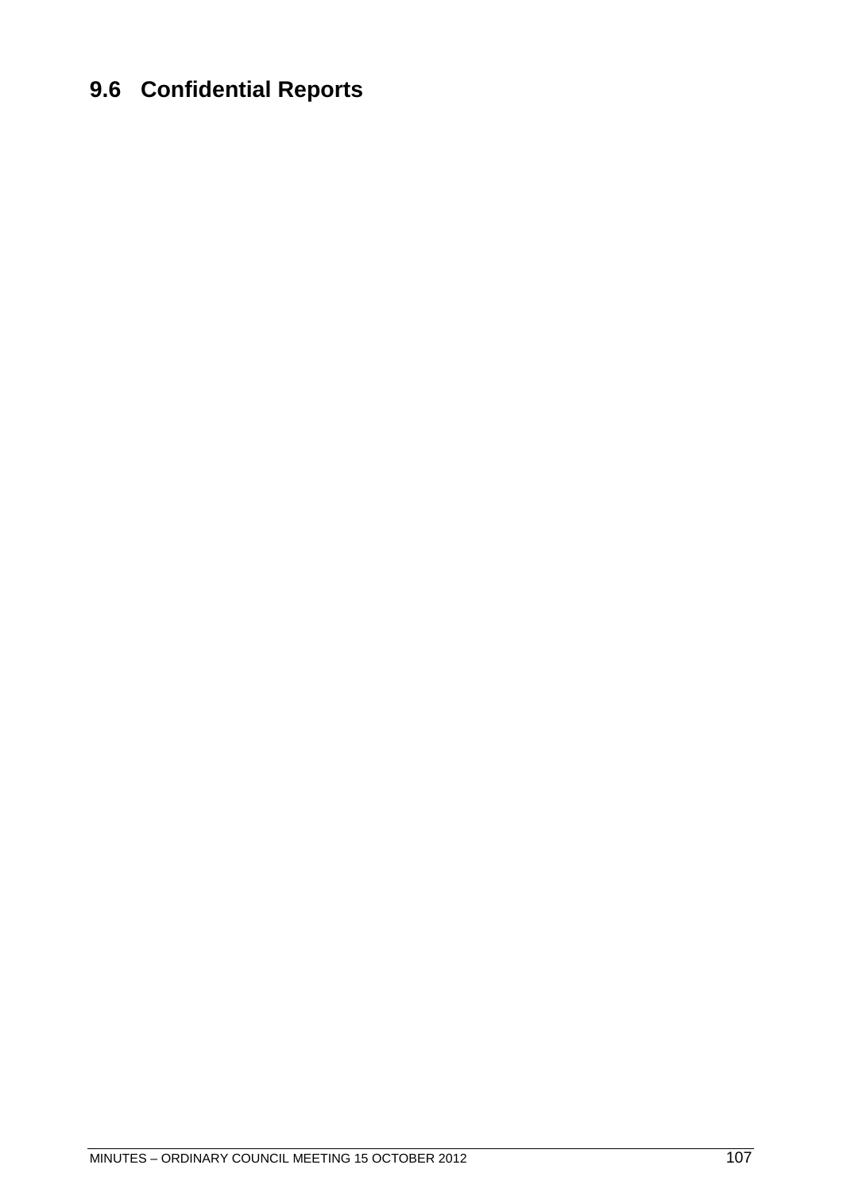## 9.6 Confidential Reports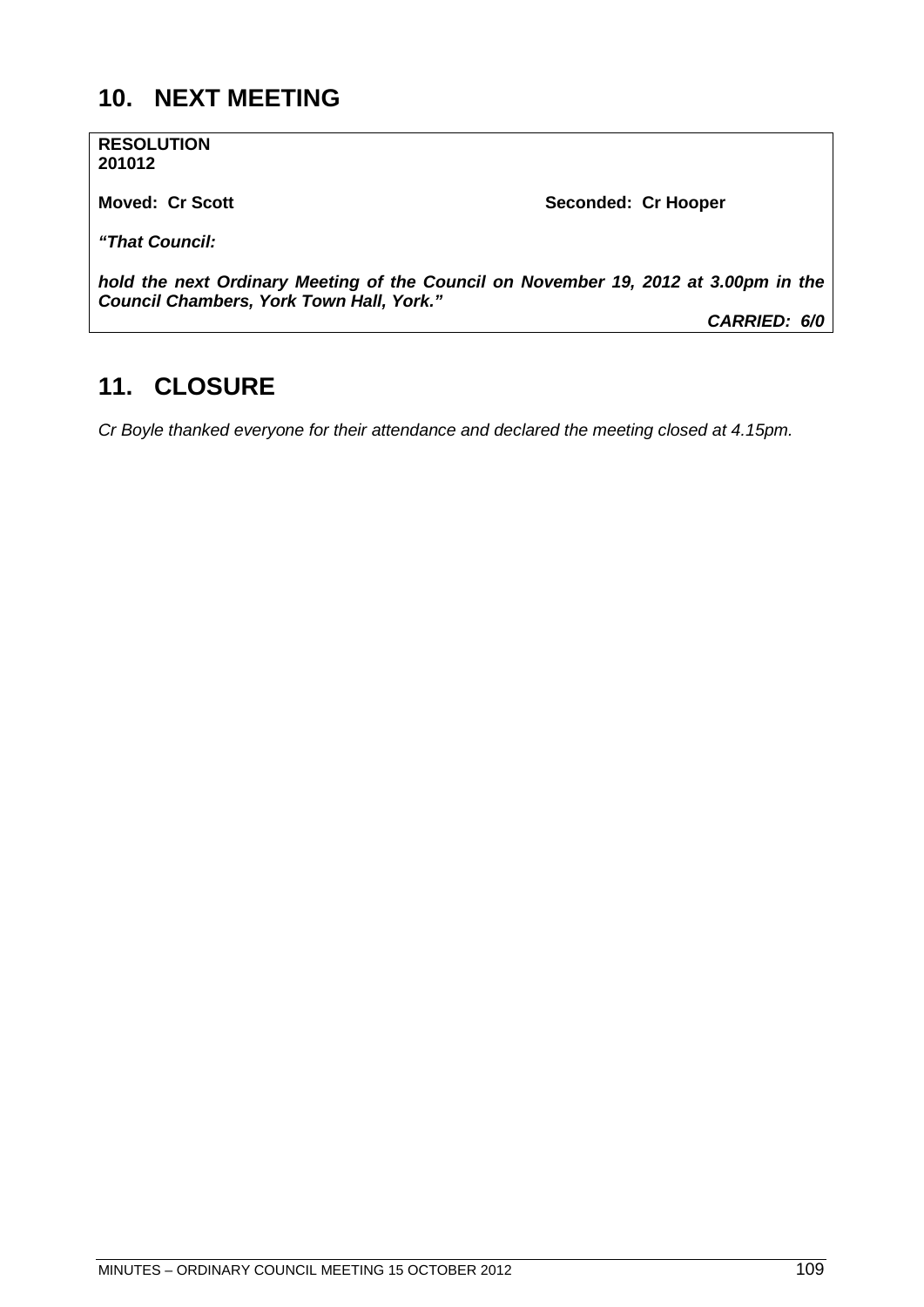# 10. NEXT MEETING

**RESOLUTION**
**201012**

**Moved: Cr Scott** **Seconded: Cr Hooper**

***"That Council:***

***hold the next Ordinary Meeting of the Council on November 19, 2012 at 3.00pm in the Council Chambers, York Town Hall, York."***

***CARRIED: 6/0***

# 11. CLOSURE

*Cr Boyle thanked everyone for their attendance and declared the meeting closed at 4.15pm.*